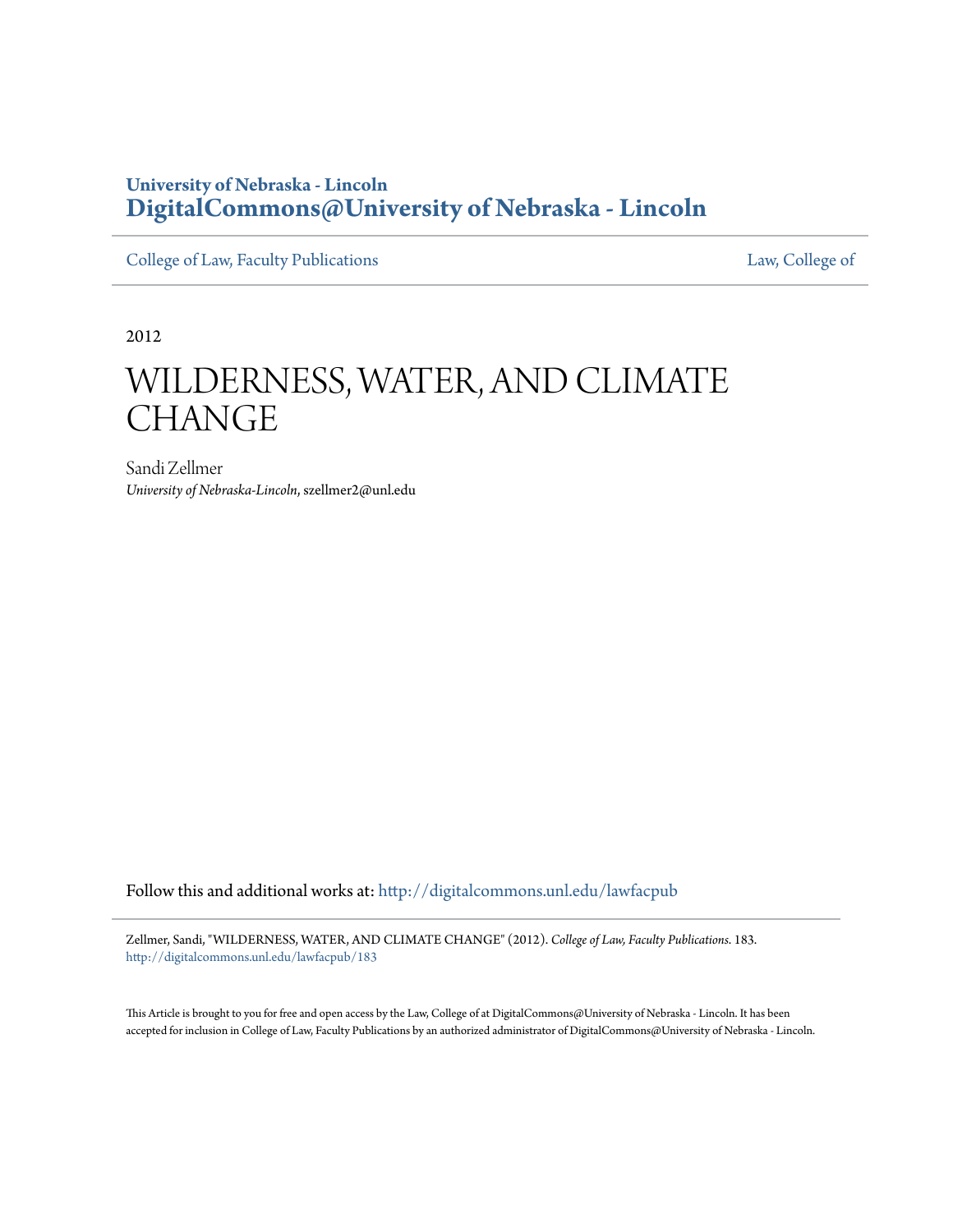University of Nebraska - Lincoln
**DigitalCommons@University of Nebraska - Lincoln**

College of Law, Faculty Publications | Law, College of

2012

# WILDERNESS, WATER, AND CLIMATE CHANGE

Sandi Zellmer
*University of Nebraska-Lincoln*, szellmer2@unl.edu

Follow this and additional works at: http://digitalcommons.unl.edu/lawfacpub

Zellmer, Sandi, "WILDERNESS, WATER, AND CLIMATE CHANGE" (2012). *College of Law, Faculty Publications*. 183.
http://digitalcommons.unl.edu/lawfacpub/183

This Article is brought to you for free and open access by the Law, College of at DigitalCommons@University of Nebraska - Lincoln. It has been accepted for inclusion in College of Law, Faculty Publications by an authorized administrator of DigitalCommons@University of Nebraska - Lincoln.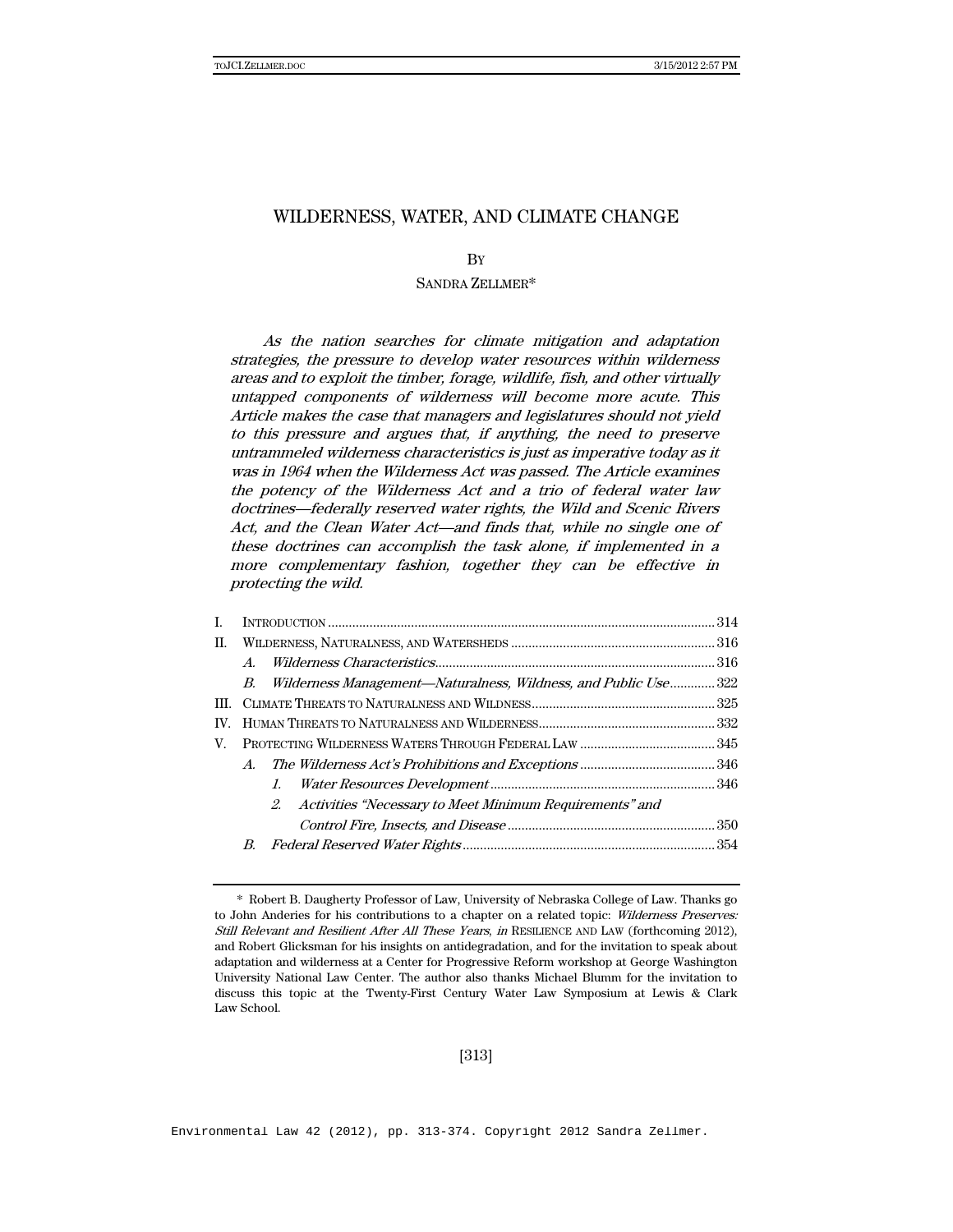# WILDERNESS, WATER, AND CLIMATE CHANGE

BY

SANDRA ZELLMER*

*As the nation searches for climate mitigation and adaptation strategies, the pressure to develop water resources within wilderness areas and to exploit the timber, forage, wildlife, fish, and other virtually untapped components of wilderness will become more acute. This Article makes the case that managers and legislatures should not yield to this pressure and argues that, if anything, the need to preserve untrammeled wilderness characteristics is just as imperative today as it was in 1964 when the Wilderness Act was passed. The Article examines the potency of the Wilderness Act and a trio of federal water law doctrines—federally reserved water rights, the Wild and Scenic Rivers Act, and the Clean Water Act—and finds that, while no single one of these doctrines can accomplish the task alone, if implemented in a more complementary fashion, together they can be effective in protecting the wild.*

I. INTRODUCTION ............ 314
II. WILDERNESS, NATURALNESS, AND WATERSHEDS ............ 316
  A. *Wilderness Characteristics* ............ 316
  B. *Wilderness Management—Naturalness, Wildness, and Public Use* ............ 322
III. CLIMATE THREATS TO NATURALNESS AND WILDNESS ............ 325
IV. HUMAN THREATS TO NATURALNESS AND WILDERNESS ............ 332
V. PROTECTING WILDERNESS WATERS THROUGH FEDERAL LAW ............ 345
  A. *The Wilderness Act's Prohibitions and Exceptions* ............ 346
    1. *Water Resources Development* ............ 346
    2. *Activities "Necessary to Meet Minimum Requirements" and Control Fire, Insects, and Disease* ............ 350
  B. *Federal Reserved Water Rights* ............ 354

---

\* Robert B. Daugherty Professor of Law, University of Nebraska College of Law. Thanks go to John Anderies for his contributions to a chapter on a related topic: *Wilderness Preserves: Still Relevant and Resilient After All These Years*, *in* RESILIENCE AND LAW (forthcoming 2012), and Robert Glicksman for his insights on antidegradation, and for the invitation to speak about adaptation and wilderness at a Center for Progressive Reform workshop at George Washington University National Law Center. The author also thanks Michael Blumm for the invitation to discuss this topic at the Twenty-First Century Water Law Symposium at Lewis & Clark Law School.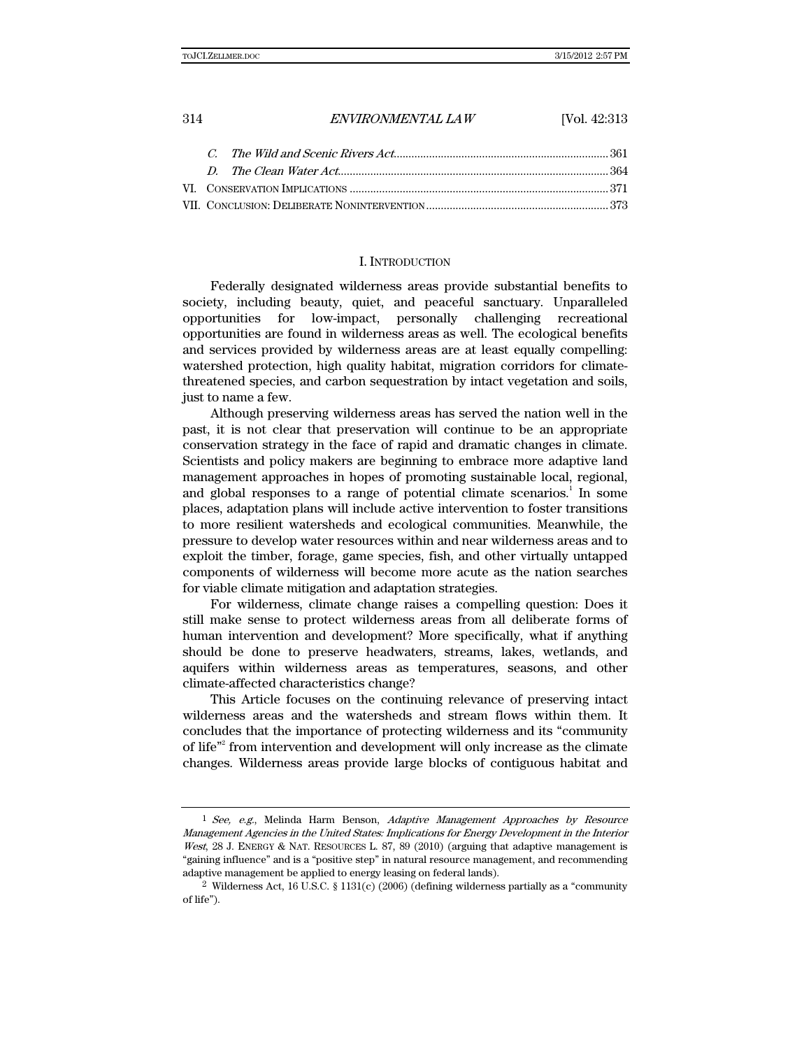C. *The Wild and Scenic Rivers Act*........................................................................361
D. *The Clean Water Act*..........................................................................................364
VI. CONSERVATION IMPLICATIONS .......................................................................................371
VII. CONCLUSION: DELIBERATE NONINTERVENTION...........................................................373

## I. INTRODUCTION

Federally designated wilderness areas provide substantial benefits to society, including beauty, quiet, and peaceful sanctuary. Unparalleled opportunities for low-impact, personally challenging recreational opportunities are found in wilderness areas as well. The ecological benefits and services provided by wilderness areas are at least equally compelling: watershed protection, high quality habitat, migration corridors for climate-threatened species, and carbon sequestration by intact vegetation and soils, just to name a few.

Although preserving wilderness areas has served the nation well in the past, it is not clear that preservation will continue to be an appropriate conservation strategy in the face of rapid and dramatic changes in climate. Scientists and policy makers are beginning to embrace more adaptive land management approaches in hopes of promoting sustainable local, regional, and global responses to a range of potential climate scenarios.[1] In some places, adaptation plans will include active intervention to foster transitions to more resilient watersheds and ecological communities. Meanwhile, the pressure to develop water resources within and near wilderness areas and to exploit the timber, forage, game species, fish, and other virtually untapped components of wilderness will become more acute as the nation searches for viable climate mitigation and adaptation strategies.

For wilderness, climate change raises a compelling question: Does it still make sense to protect wilderness areas from all deliberate forms of human intervention and development? More specifically, what if anything should be done to preserve headwaters, streams, lakes, wetlands, and aquifers within wilderness areas as temperatures, seasons, and other climate-affected characteristics change?

This Article focuses on the continuing relevance of preserving intact wilderness areas and the watersheds and stream flows within them. It concludes that the importance of protecting wilderness and its "community of life"[2] from intervention and development will only increase as the climate changes. Wilderness areas provide large blocks of contiguous habitat and

---

[1] *See, e.g.*, Melinda Harm Benson, *Adaptive Management Approaches by Resource Management Agencies in the United States: Implications for Energy Development in the Interior West*, 28 J. ENERGY & NAT. RESOURCES L. 87, 89 (2010) (arguing that adaptive management is "gaining influence" and is a "positive step" in natural resource management, and recommending adaptive management be applied to energy leasing on federal lands).

[2] Wilderness Act, 16 U.S.C. § 1131(c) (2006) (defining wilderness partially as a "community of life").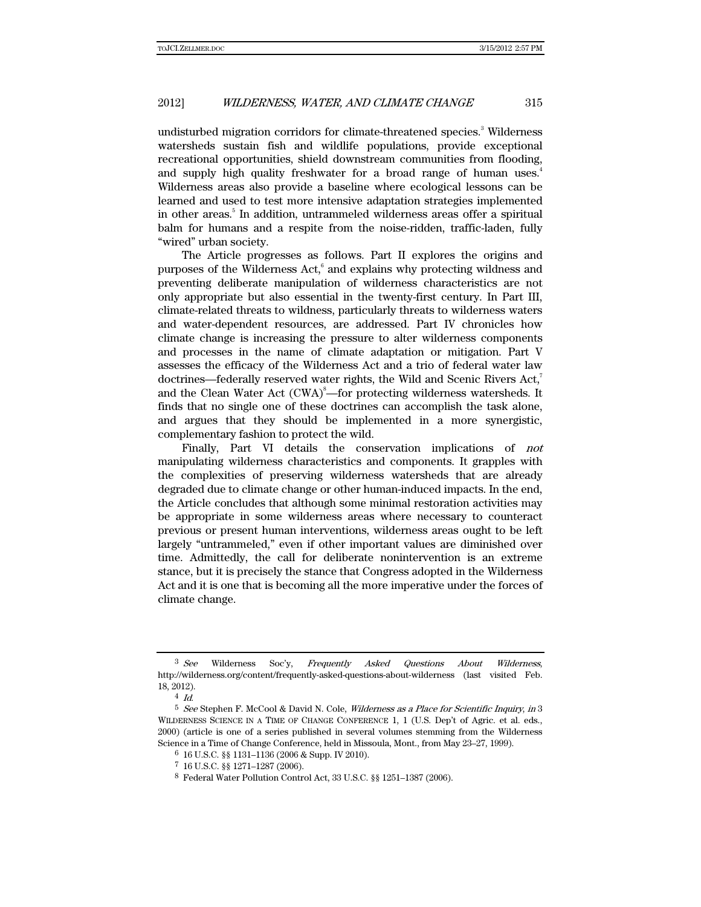undisturbed migration corridors for climate-threatened species.[3] Wilderness watersheds sustain fish and wildlife populations, provide exceptional recreational opportunities, shield downstream communities from flooding, and supply high quality freshwater for a broad range of human uses.[4] Wilderness areas also provide a baseline where ecological lessons can be learned and used to test more intensive adaptation strategies implemented in other areas.[5] In addition, untrammeled wilderness areas offer a spiritual balm for humans and a respite from the noise-ridden, traffic-laden, fully "wired" urban society.

The Article progresses as follows. Part II explores the origins and purposes of the Wilderness Act,[6] and explains why protecting wildness and preventing deliberate manipulation of wilderness characteristics are not only appropriate but also essential in the twenty-first century. In Part III, climate-related threats to wildness, particularly threats to wilderness waters and water-dependent resources, are addressed. Part IV chronicles how climate change is increasing the pressure to alter wilderness components and processes in the name of climate adaptation or mitigation. Part V assesses the efficacy of the Wilderness Act and a trio of federal water law doctrines—federally reserved water rights, the Wild and Scenic Rivers Act,[7] and the Clean Water Act (CWA)[8]—for protecting wilderness watersheds. It finds that no single one of these doctrines can accomplish the task alone, and argues that they should be implemented in a more synergistic, complementary fashion to protect the wild.

Finally, Part VI details the conservation implications of *not* manipulating wilderness characteristics and components. It grapples with the complexities of preserving wilderness watersheds that are already degraded due to climate change or other human-induced impacts. In the end, the Article concludes that although some minimal restoration activities may be appropriate in some wilderness areas where necessary to counteract previous or present human interventions, wilderness areas ought to be left largely "untrammeled," even if other important values are diminished over time. Admittedly, the call for deliberate nonintervention is an extreme stance, but it is precisely the stance that Congress adopted in the Wilderness Act and it is one that is becoming all the more imperative under the forces of climate change.

---

[3] *See* Wilderness Soc'y, *Frequently Asked Questions About Wilderness*, http://wilderness.org/content/frequently-asked-questions-about-wilderness (last visited Feb. 18, 2012).

[4] *Id.*

[5] *See* Stephen F. McCool & David N. Cole, *Wilderness as a Place for Scientific Inquiry*, *in* 3 WILDERNESS SCIENCE IN A TIME OF CHANGE CONFERENCE 1, 1 (U.S. Dep't of Agric. et al. eds., 2000) (article is one of a series published in several volumes stemming from the Wilderness Science in a Time of Change Conference, held in Missoula, Mont., from May 23–27, 1999).

[6] 16 U.S.C. §§ 1131–1136 (2006 & Supp. IV 2010).

[7] 16 U.S.C. §§ 1271–1287 (2006).

[8] Federal Water Pollution Control Act, 33 U.S.C. §§ 1251–1387 (2006).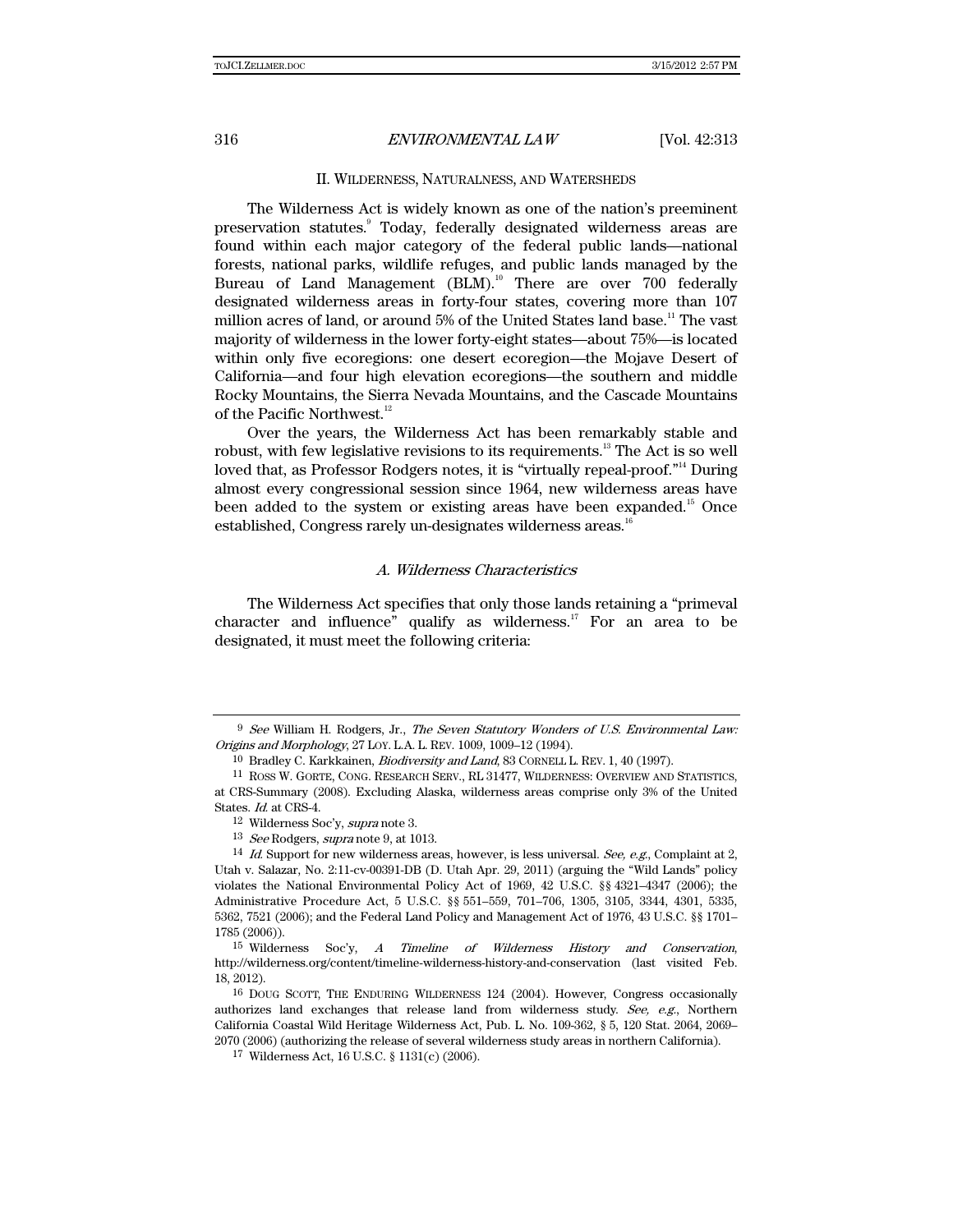## II. WILDERNESS, NATURALNESS, AND WATERSHEDS

The Wilderness Act is widely known as one of the nation's preeminent preservation statutes.[9] Today, federally designated wilderness areas are found within each major category of the federal public lands—national forests, national parks, wildlife refuges, and public lands managed by the Bureau of Land Management (BLM).[10] There are over 700 federally designated wilderness areas in forty-four states, covering more than 107 million acres of land, or around 5% of the United States land base.[11] The vast majority of wilderness in the lower forty-eight states—about 75%—is located within only five ecoregions: one desert ecoregion—the Mojave Desert of California—and four high elevation ecoregions—the southern and middle Rocky Mountains, the Sierra Nevada Mountains, and the Cascade Mountains of the Pacific Northwest.[12]

Over the years, the Wilderness Act has been remarkably stable and robust, with few legislative revisions to its requirements.[13] The Act is so well loved that, as Professor Rodgers notes, it is "virtually repeal-proof."[14] During almost every congressional session since 1964, new wilderness areas have been added to the system or existing areas have been expanded.[15] Once established, Congress rarely un-designates wilderness areas.[16]

### *A. Wilderness Characteristics*

The Wilderness Act specifies that only those lands retaining a "primeval character and influence" qualify as wilderness.[17] For an area to be designated, it must meet the following criteria:

---

[9] *See* William H. Rodgers, Jr., *The Seven Statutory Wonders of U.S. Environmental Law: Origins and Morphology*, 27 LOY. L.A. L. REV. 1009, 1009–12 (1994).

[10] Bradley C. Karkkainen, *Biodiversity and Land*, 83 CORNELL L. REV. 1, 40 (1997).

[11] ROSS W. GORTE, CONG. RESEARCH SERV., RL 31477, WILDERNESS: OVERVIEW AND STATISTICS, at CRS-Summary (2008). Excluding Alaska, wilderness areas comprise only 3% of the United States. *Id.* at CRS-4.

[12] Wilderness Soc'y, *supra* note 3.

[13] *See* Rodgers, *supra* note 9, at 1013.

[14] *Id.* Support for new wilderness areas, however, is less universal. *See, e.g.*, Complaint at 2, Utah v. Salazar, No. 2:11-cv-00391-DB (D. Utah Apr. 29, 2011) (arguing the "Wild Lands" policy violates the National Environmental Policy Act of 1969, 42 U.S.C. §§ 4321–4347 (2006); the Administrative Procedure Act, 5 U.S.C. §§ 551–559, 701–706, 1305, 3105, 3344, 4301, 5335, 5362, 7521 (2006); and the Federal Land Policy and Management Act of 1976, 43 U.S.C. §§ 1701–1785 (2006)).

[15] Wilderness Soc'y, *A Timeline of Wilderness History and Conservation*, http://wilderness.org/content/timeline-wilderness-history-and-conservation (last visited Feb. 18, 2012).

[16] DOUG SCOTT, THE ENDURING WILDERNESS 124 (2004). However, Congress occasionally authorizes land exchanges that release land from wilderness study. *See, e.g.*, Northern California Coastal Wild Heritage Wilderness Act, Pub. L. No. 109-362, § 5, 120 Stat. 2064, 2069–2070 (2006) (authorizing the release of several wilderness study areas in northern California).

[17] Wilderness Act, 16 U.S.C. § 1131(c) (2006).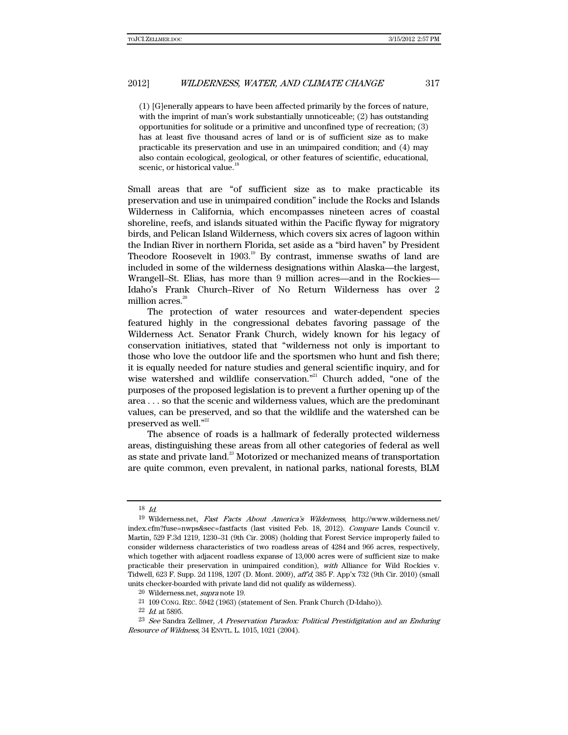> (1) [G]enerally appears to have been affected primarily by the forces of nature, with the imprint of man's work substantially unnoticeable; (2) has outstanding opportunities for solitude or a primitive and unconfined type of recreation; (3) has at least five thousand acres of land or is of sufficient size as to make practicable its preservation and use in an unimpaired condition; and (4) may also contain ecological, geological, or other features of scientific, educational, scenic, or historical value.[18]

Small areas that are "of sufficient size as to make practicable its preservation and use in unimpaired condition" include the Rocks and Islands Wilderness in California, which encompasses nineteen acres of coastal shoreline, reefs, and islands situated within the Pacific flyway for migratory birds, and Pelican Island Wilderness, which covers six acres of lagoon within the Indian River in northern Florida, set aside as a "bird haven" by President Theodore Roosevelt in 1903.[19] By contrast, immense swaths of land are included in some of the wilderness designations within Alaska—the largest, Wrangell–St. Elias, has more than 9 million acres—and in the Rockies—Idaho's Frank Church–River of No Return Wilderness has over 2 million acres.[20]

The protection of water resources and water-dependent species featured highly in the congressional debates favoring passage of the Wilderness Act. Senator Frank Church, widely known for his legacy of conservation initiatives, stated that "wilderness not only is important to those who love the outdoor life and the sportsmen who hunt and fish there; it is equally needed for nature studies and general scientific inquiry, and for wise watershed and wildlife conservation."[21] Church added, "one of the purposes of the proposed legislation is to prevent a further opening up of the area . . . so that the scenic and wilderness values, which are the predominant values, can be preserved, and so that the wildlife and the watershed can be preserved as well."[22]

The absence of roads is a hallmark of federally protected wilderness areas, distinguishing these areas from all other categories of federal as well as state and private land.[23] Motorized or mechanized means of transportation are quite common, even prevalent, in national parks, national forests, BLM

---

[18] *Id.*

[19] Wilderness.net, *Fast Facts About America's Wilderness*, http://www.wilderness.net/index.cfm?fuse=nwps&sec=fastfacts (last visited Feb. 18, 2012). *Compare* Lands Council v. Martin, 529 F.3d 1219, 1230–31 (9th Cir. 2008) (holding that Forest Service improperly failed to consider wilderness characteristics of two roadless areas of 4284 and 966 acres, respectively, which together with adjacent roadless expanse of 13,000 acres were of sufficient size to make practicable their preservation in unimpaired condition), *with* Alliance for Wild Rockies v. Tidwell, 623 F. Supp. 2d 1198, 1207 (D. Mont. 2009), *aff'd*, 385 F. App'x 732 (9th Cir. 2010) (small units checker-boarded with private land did not qualify as wilderness).

[20] Wilderness.net, *supra* note 19.

[21] 109 CONG. REC. 5942 (1963) (statement of Sen. Frank Church (D-Idaho)).

[22] *Id.* at 5895.

[23] *See* Sandra Zellmer, *A Preservation Paradox: Political Prestidigitation and an Enduring Resource of Wildness*, 34 ENVTL. L. 1015, 1021 (2004).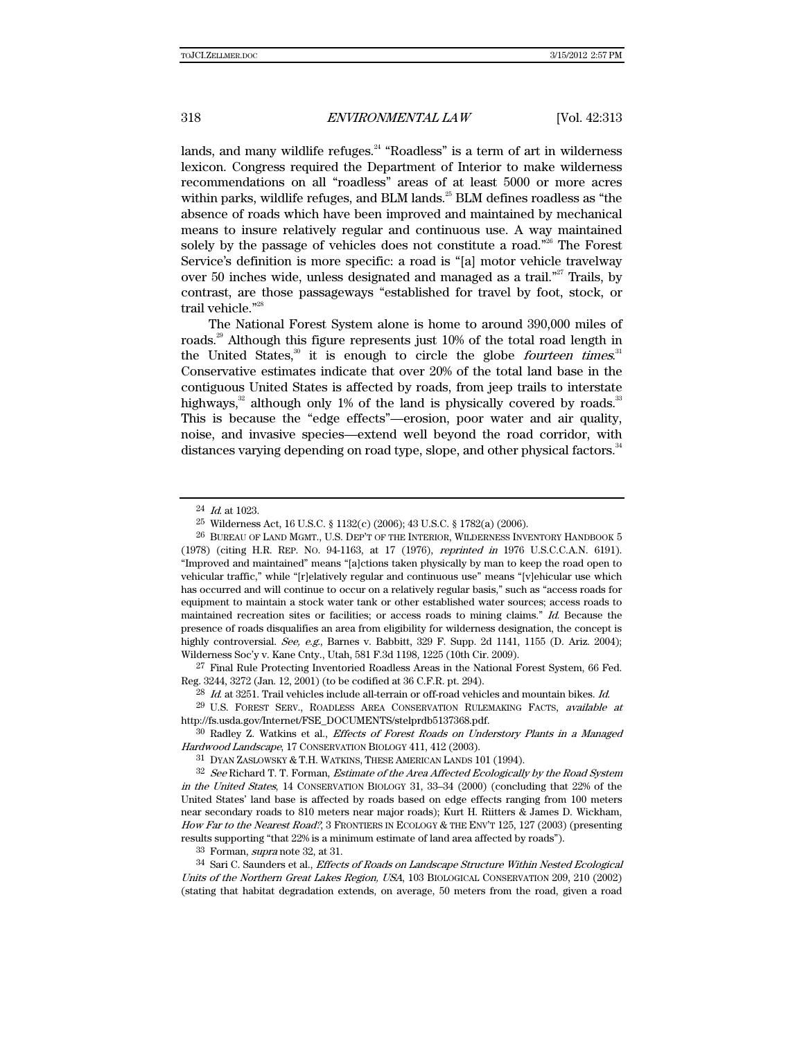lands, and many wildlife refuges.[24] "Roadless" is a term of art in wilderness lexicon. Congress required the Department of Interior to make wilderness recommendations on all "roadless" areas of at least 5000 or more acres within parks, wildlife refuges, and BLM lands.[25] BLM defines roadless as "the absence of roads which have been improved and maintained by mechanical means to insure relatively regular and continuous use. A way maintained solely by the passage of vehicles does not constitute a road."[26] The Forest Service's definition is more specific: a road is "[a] motor vehicle travelway over 50 inches wide, unless designated and managed as a trail."[27] Trails, by contrast, are those passageways "established for travel by foot, stock, or trail vehicle."[28]

The National Forest System alone is home to around 390,000 miles of roads.[29] Although this figure represents just 10% of the total road length in the United States,[30] it is enough to circle the globe *fourteen times*.[31] Conservative estimates indicate that over 20% of the total land base in the contiguous United States is affected by roads, from jeep trails to interstate highways,[32] although only 1% of the land is physically covered by roads.[33] This is because the "edge effects"—erosion, poor water and air quality, noise, and invasive species—extend well beyond the road corridor, with distances varying depending on road type, slope, and other physical factors.[34]

---

24 *Id.* at 1023.

25 Wilderness Act, 16 U.S.C. § 1132(c) (2006); 43 U.S.C. § 1782(a) (2006).

26 BUREAU OF LAND MGMT., U.S. DEP'T OF THE INTERIOR, WILDERNESS INVENTORY HANDBOOK 5 (1978) (citing H.R. REP. NO. 94-1163, at 17 (1976), *reprinted in* 1976 U.S.C.C.A.N. 6191). "Improved and maintained" means "[a]ctions taken physically by man to keep the road open to vehicular traffic," while "[r]elatively regular and continuous use" means "[v]ehicular use which has occurred and will continue to occur on a relatively regular basis," such as "access roads for equipment to maintain a stock water tank or other established water sources; access roads to maintained recreation sites or facilities; or access roads to mining claims." *Id.* Because the presence of roads disqualifies an area from eligibility for wilderness designation, the concept is highly controversial. *See, e.g.*, Barnes v. Babbitt, 329 F. Supp. 2d 1141, 1155 (D. Ariz. 2004); Wilderness Soc'y v. Kane Cnty., Utah, 581 F.3d 1198, 1225 (10th Cir. 2009).

27 Final Rule Protecting Inventoried Roadless Areas in the National Forest System, 66 Fed. Reg. 3244, 3272 (Jan. 12, 2001) (to be codified at 36 C.F.R. pt. 294).

28 *Id.* at 3251. Trail vehicles include all-terrain or off-road vehicles and mountain bikes. *Id.*

29 U.S. FOREST SERV., ROADLESS AREA CONSERVATION RULEMAKING FACTS, *available at* http://fs.usda.gov/Internet/FSE_DOCUMENTS/stelprdb5137368.pdf.

30 Radley Z. Watkins et al., *Effects of Forest Roads on Understory Plants in a Managed Hardwood Landscape*, 17 CONSERVATION BIOLOGY 411, 412 (2003).

31 DYAN ZASLOWSKY & T.H. WATKINS, THESE AMERICAN LANDS 101 (1994).

32 *See* Richard T. T. Forman, *Estimate of the Area Affected Ecologically by the Road System in the United States*, 14 CONSERVATION BIOLOGY 31, 33–34 (2000) (concluding that 22% of the United States' land base is affected by roads based on edge effects ranging from 100 meters near secondary roads to 810 meters near major roads); Kurt H. Riitters & James D. Wickham, *How Far to the Nearest Road?*, 3 FRONTIERS IN ECOLOGY & THE ENV'T 125, 127 (2003) (presenting results supporting "that 22% is a minimum estimate of land area affected by roads").

33 Forman, *supra* note 32, at 31.

34 Sari C. Saunders et al., *Effects of Roads on Landscape Structure Within Nested Ecological Units of the Northern Great Lakes Region, USA*, 103 BIOLOGICAL CONSERVATION 209, 210 (2002) (stating that habitat degradation extends, on average, 50 meters from the road, given a road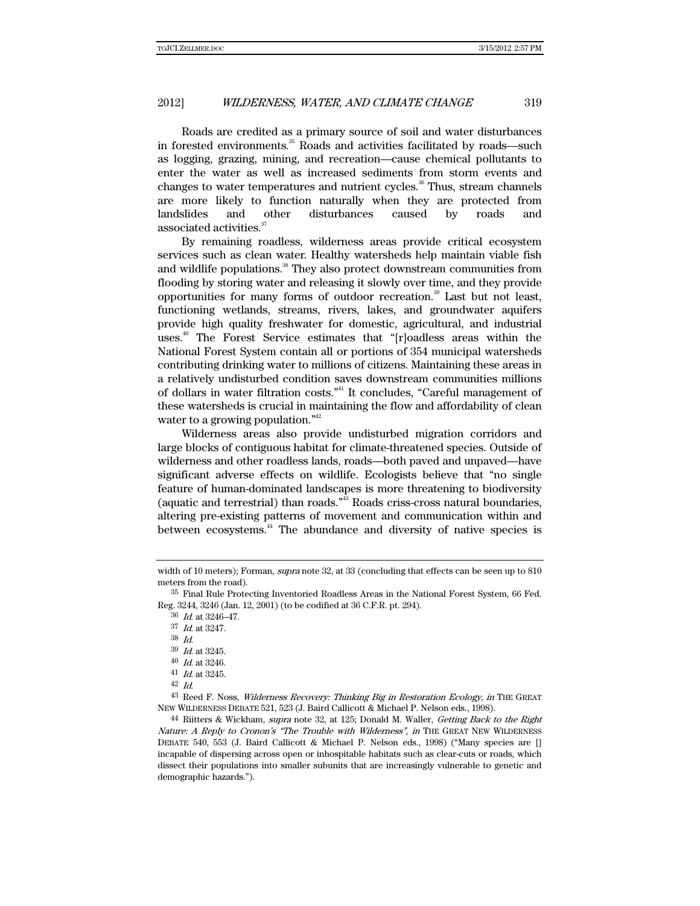Roads are credited as a primary source of soil and water disturbances in forested environments.[35] Roads and activities facilitated by roads—such as logging, grazing, mining, and recreation—cause chemical pollutants to enter the water as well as increased sediments from storm events and changes to water temperatures and nutrient cycles.[36] Thus, stream channels are more likely to function naturally when they are protected from landslides and other disturbances caused by roads and associated activities.[37]

By remaining roadless, wilderness areas provide critical ecosystem services such as clean water. Healthy watersheds help maintain viable fish and wildlife populations.[38] They also protect downstream communities from flooding by storing water and releasing it slowly over time, and they provide opportunities for many forms of outdoor recreation.[39] Last but not least, functioning wetlands, streams, rivers, lakes, and groundwater aquifers provide high quality freshwater for domestic, agricultural, and industrial uses.[40] The Forest Service estimates that "[r]oadless areas within the National Forest System contain all or portions of 354 municipal watersheds contributing drinking water to millions of citizens. Maintaining these areas in a relatively undisturbed condition saves downstream communities millions of dollars in water filtration costs."[41] It concludes, "Careful management of these watersheds is crucial in maintaining the flow and affordability of clean water to a growing population."[42]

Wilderness areas also provide undisturbed migration corridors and large blocks of contiguous habitat for climate-threatened species. Outside of wilderness and other roadless lands, roads—both paved and unpaved—have significant adverse effects on wildlife. Ecologists believe that "no single feature of human-dominated landscapes is more threatening to biodiversity (aquatic and terrestrial) than roads."[43] Roads criss-cross natural boundaries, altering pre-existing patterns of movement and communication within and between ecosystems.[44] The abundance and diversity of native species is

---

width of 10 meters); Forman, *supra* note 32, at 33 (concluding that effects can be seen up to 810 meters from the road).

35 Final Rule Protecting Inventoried Roadless Areas in the National Forest System, 66 Fed. Reg. 3244, 3246 (Jan. 12, 2001) (to be codified at 36 C.F.R. pt. 294).

36 *Id.* at 3246–47.

37 *Id.* at 3247.

38 *Id.*

39 *Id.* at 3245.

40 *Id.* at 3246.

41 *Id.* at 3245.

42 *Id.*

43 Reed F. Noss, *Wilderness Recovery: Thinking Big in Restoration Ecology*, *in* THE GREAT NEW WILDERNESS DEBATE 521, 523 (J. Baird Callicott & Michael P. Nelson eds., 1998).

44 Riitters & Wickham, *supra* note 32, at 125; Donald M. Waller, *Getting Back to the Right Nature: A Reply to Cronon's "The Trouble with Wilderness"*, *in* THE GREAT NEW WILDERNESS DEBATE 540, 553 (J. Baird Callicott & Michael P. Nelson eds., 1998) ("Many species are [] incapable of dispersing across open or inhospitable habitats such as clear-cuts or roads, which dissect their populations into smaller subunits that are increasingly vulnerable to genetic and demographic hazards.").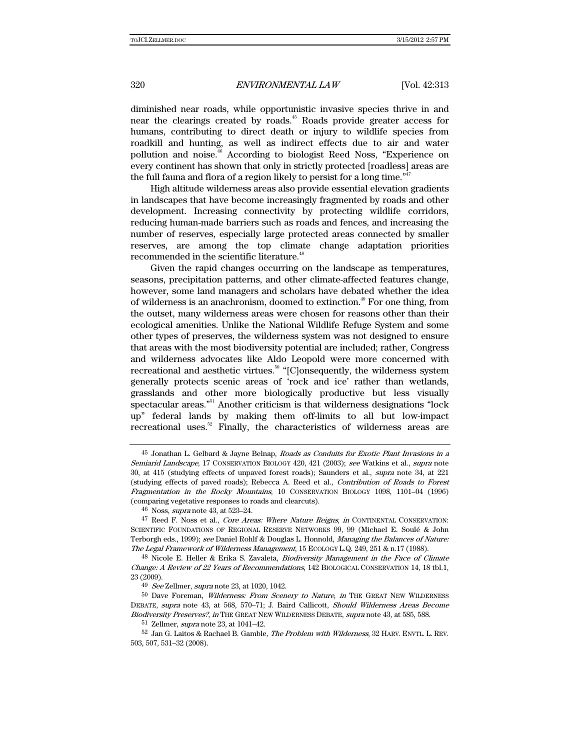diminished near roads, while opportunistic invasive species thrive in and near the clearings created by roads.[45] Roads provide greater access for humans, contributing to direct death or injury to wildlife species from roadkill and hunting, as well as indirect effects due to air and water pollution and noise.[46] According to biologist Reed Noss, "Experience on every continent has shown that only in strictly protected [roadless] areas are the full fauna and flora of a region likely to persist for a long time."[47]

High altitude wilderness areas also provide essential elevation gradients in landscapes that have become increasingly fragmented by roads and other development. Increasing connectivity by protecting wildlife corridors, reducing human-made barriers such as roads and fences, and increasing the number of reserves, especially large protected areas connected by smaller reserves, are among the top climate change adaptation priorities recommended in the scientific literature.[48]

Given the rapid changes occurring on the landscape as temperatures, seasons, precipitation patterns, and other climate-affected features change, however, some land managers and scholars have debated whether the idea of wilderness is an anachronism, doomed to extinction.[49] For one thing, from the outset, many wilderness areas were chosen for reasons other than their ecological amenities. Unlike the National Wildlife Refuge System and some other types of preserves, the wilderness system was not designed to ensure that areas with the most biodiversity potential are included; rather, Congress and wilderness advocates like Aldo Leopold were more concerned with recreational and aesthetic virtues.[50] "[C]onsequently, the wilderness system generally protects scenic areas of 'rock and ice' rather than wetlands, grasslands and other more biologically productive but less visually spectacular areas."[51] Another criticism is that wilderness designations "lock up" federal lands by making them off-limits to all but low-impact recreational uses.[52] Finally, the characteristics of wilderness areas are

---

[45] Jonathan L. Gelbard & Jayne Belnap, *Roads as Conduits for Exotic Plant Invasions in a Semiarid Landscape*, 17 CONSERVATION BIOLOGY 420, 421 (2003); *see* Watkins et al., *supra* note 30, at 415 (studying effects of unpaved forest roads); Saunders et al., *supra* note 34, at 221 (studying effects of paved roads); Rebecca A. Reed et al., *Contribution of Roads to Forest Fragmentation in the Rocky Mountains*, 10 CONSERVATION BIOLOGY 1098, 1101–04 (1996) (comparing vegetative responses to roads and clearcuts).

[46] Noss, *supra* note 43, at 523–24.

[47] Reed F. Noss et al., *Core Areas: Where Nature Reigns*, *in* CONTINENTAL CONSERVATION: SCIENTIFIC FOUNDATIONS OF REGIONAL RESERVE NETWORKS 99, 99 (Michael E. Soulé & John Terborgh eds., 1999); *see* Daniel Rohlf & Douglas L. Honnold, *Managing the Balances of Nature: The Legal Framework of Wilderness Management*, 15 ECOLOGY L.Q. 249, 251 & n.17 (1988).

[48] Nicole E. Heller & Erika S. Zavaleta, *Biodiversity Management in the Face of Climate Change: A Review of 22 Years of Recommendations*, 142 BIOLOGICAL CONSERVATION 14, 18 tbl.1, 23 (2009).

[49] *See* Zellmer, *supra* note 23, at 1020, 1042.

[50] Dave Foreman, *Wilderness: From Scenery to Nature*, *in* THE GREAT NEW WILDERNESS DEBATE, *supra* note 43, at 568, 570–71; J. Baird Callicott, *Should Wilderness Areas Become Biodiversity Preserves?*, *in* THE GREAT NEW WILDERNESS DEBATE, *supra* note 43, at 585, 588.

[51] Zellmer, *supra* note 23, at 1041–42.

[52] Jan G. Laitos & Rachael B. Gamble, *The Problem with Wilderness*, 32 HARV. ENVTL. L. REV. 503, 507, 531–32 (2008).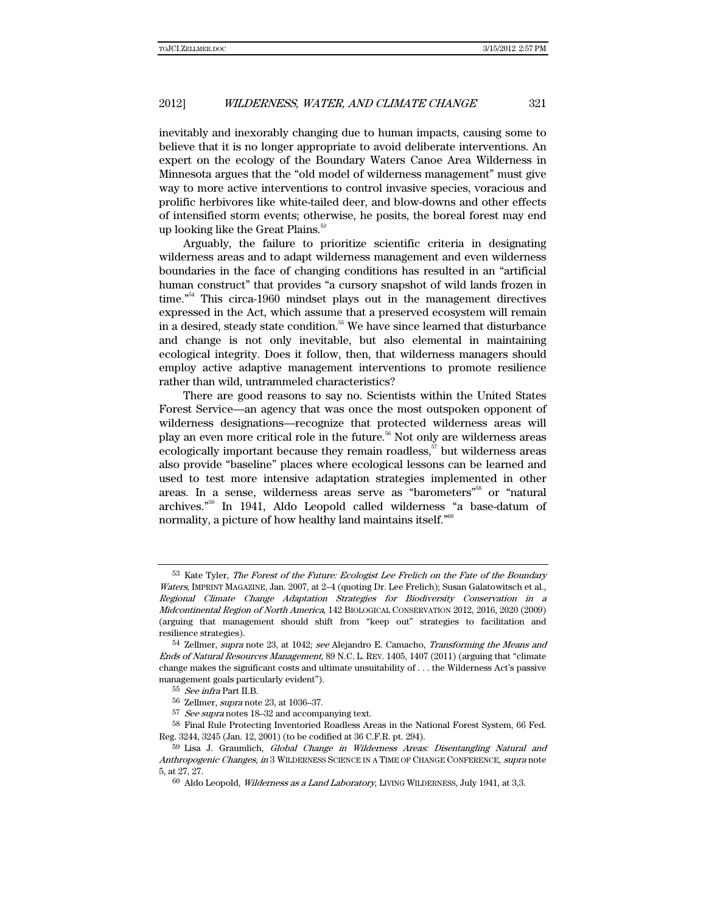inevitably and inexorably changing due to human impacts, causing some to believe that it is no longer appropriate to avoid deliberate interventions. An expert on the ecology of the Boundary Waters Canoe Area Wilderness in Minnesota argues that the "old model of wilderness management" must give way to more active interventions to control invasive species, voracious and prolific herbivores like white-tailed deer, and blow-downs and other effects of intensified storm events; otherwise, he posits, the boreal forest may end up looking like the Great Plains.[53]

Arguably, the failure to prioritize scientific criteria in designating wilderness areas and to adapt wilderness management and even wilderness boundaries in the face of changing conditions has resulted in an "artificial human construct" that provides "a cursory snapshot of wild lands frozen in time."[54] This circa-1960 mindset plays out in the management directives expressed in the Act, which assume that a preserved ecosystem will remain in a desired, steady state condition.[55] We have since learned that disturbance and change is not only inevitable, but also elemental in maintaining ecological integrity. Does it follow, then, that wilderness managers should employ active adaptive management interventions to promote resilience rather than wild, untrammeled characteristics?

There are good reasons to say no. Scientists within the United States Forest Service—an agency that was once the most outspoken opponent of wilderness designations—recognize that protected wilderness areas will play an even more critical role in the future.[56] Not only are wilderness areas ecologically important because they remain roadless,[57] but wilderness areas also provide "baseline" places where ecological lessons can be learned and used to test more intensive adaptation strategies implemented in other areas. In a sense, wilderness areas serve as "barometers"[58] or "natural archives."[59] In 1941, Aldo Leopold called wilderness "a base-datum of normality, a picture of how healthy land maintains itself."[60]

---

[53] Kate Tyler, *The Forest of the Future: Ecologist Lee Frelich on the Fate of the Boundary Waters*, IMPRINT MAGAZINE, Jan. 2007, at 2–4 (quoting Dr. Lee Frelich); Susan Galatowitsch et al., *Regional Climate Change Adaptation Strategies for Biodiversity Conservation in a Midcontinental Region of North America*, 142 BIOLOGICAL CONSERVATION 2012, 2016, 2020 (2009) (arguing that management should shift from "keep out" strategies to facilitation and resilience strategies).

[54] Zellmer, *supra* note 23, at 1042; *see* Alejandro E. Camacho, *Transforming the Means and Ends of Natural Resources Management*, 89 N.C. L. REV. 1405, 1407 (2011) (arguing that "climate change makes the significant costs and ultimate unsuitability of . . . the Wilderness Act's passive management goals particularly evident").

[55] *See infra* Part II.B.

[56] Zellmer, *supra* note 23, at 1036–37.

[57] *See supra* notes 18–32 and accompanying text.

[58] Final Rule Protecting Inventoried Roadless Areas in the National Forest System, 66 Fed. Reg. 3244, 3245 (Jan. 12, 2001) (to be codified at 36 C.F.R. pt. 294).

[59] Lisa J. Graumlich, *Global Change in Wilderness Areas: Disentangling Natural and Anthropogenic Changes*, *in* 3 WILDERNESS SCIENCE IN A TIME OF CHANGE CONFERENCE, *supra* note 5, at 27, 27.

[60] Aldo Leopold, *Wilderness as a Land Laboratory*, LIVING WILDERNESS, July 1941, at 3,3.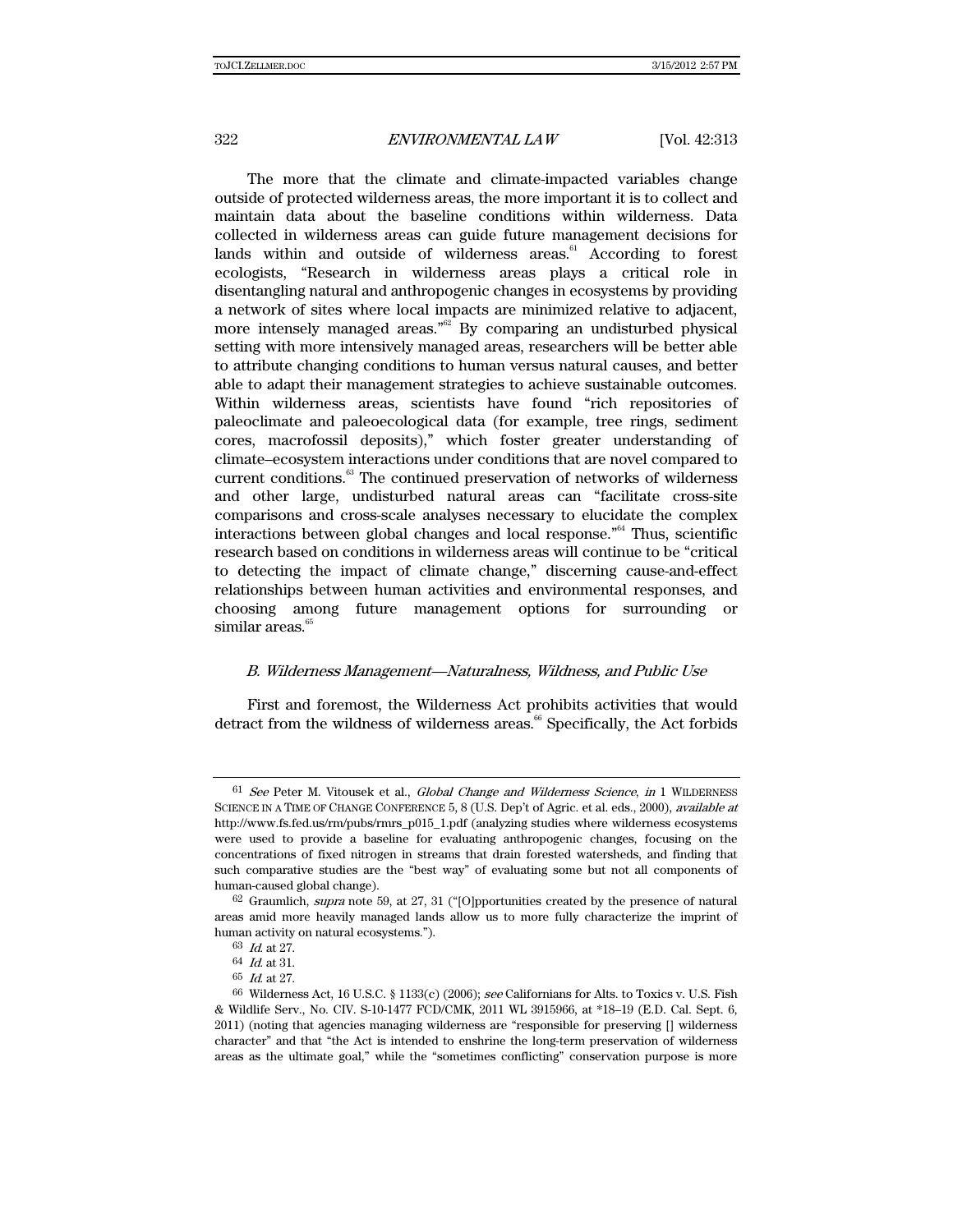The more that the climate and climate-impacted variables change outside of protected wilderness areas, the more important it is to collect and maintain data about the baseline conditions within wilderness. Data collected in wilderness areas can guide future management decisions for lands within and outside of wilderness areas.[61] According to forest ecologists, "Research in wilderness areas plays a critical role in disentangling natural and anthropogenic changes in ecosystems by providing a network of sites where local impacts are minimized relative to adjacent, more intensely managed areas."[62] By comparing an undisturbed physical setting with more intensively managed areas, researchers will be better able to attribute changing conditions to human versus natural causes, and better able to adapt their management strategies to achieve sustainable outcomes. Within wilderness areas, scientists have found "rich repositories of paleoclimate and paleoecological data (for example, tree rings, sediment cores, macrofossil deposits)," which foster greater understanding of climate–ecosystem interactions under conditions that are novel compared to current conditions.[63] The continued preservation of networks of wilderness and other large, undisturbed natural areas can "facilitate cross-site comparisons and cross-scale analyses necessary to elucidate the complex interactions between global changes and local response."[64] Thus, scientific research based on conditions in wilderness areas will continue to be "critical to detecting the impact of climate change," discerning cause-and-effect relationships between human activities and environmental responses, and choosing among future management options for surrounding or similar areas.[65]

### *B. Wilderness Management—Naturalness, Wildness, and Public Use*

First and foremost, the Wilderness Act prohibits activities that would detract from the wildness of wilderness areas.[66] Specifically, the Act forbids

---

[61] *See* Peter M. Vitousek et al., *Global Change and Wilderness Science*, *in* 1 WILDERNESS SCIENCE IN A TIME OF CHANGE CONFERENCE 5, 8 (U.S. Dep't of Agric. et al. eds., 2000), *available at* http://www.fs.fed.us/rm/pubs/rmrs_p015_1.pdf (analyzing studies where wilderness ecosystems were used to provide a baseline for evaluating anthropogenic changes, focusing on the concentrations of fixed nitrogen in streams that drain forested watersheds, and finding that such comparative studies are the "best way" of evaluating some but not all components of human-caused global change).

[62] Graumlich, *supra* note 59, at 27, 31 ("[O]pportunities created by the presence of natural areas amid more heavily managed lands allow us to more fully characterize the imprint of human activity on natural ecosystems.").

[63] *Id.* at 27.

[64] *Id.* at 31.

[65] *Id.* at 27.

[66] Wilderness Act, 16 U.S.C. § 1133(c) (2006); *see* Californians for Alts. to Toxics v. U.S. Fish & Wildlife Serv., No. CIV. S-10-1477 FCD/CMK, 2011 WL 3915966, at *18–19 (E.D. Cal. Sept. 6, 2011) (noting that agencies managing wilderness are "responsible for preserving [] wilderness character" and that "the Act is intended to enshrine the long-term preservation of wilderness areas as the ultimate goal," while the "sometimes conflicting" conservation purpose is more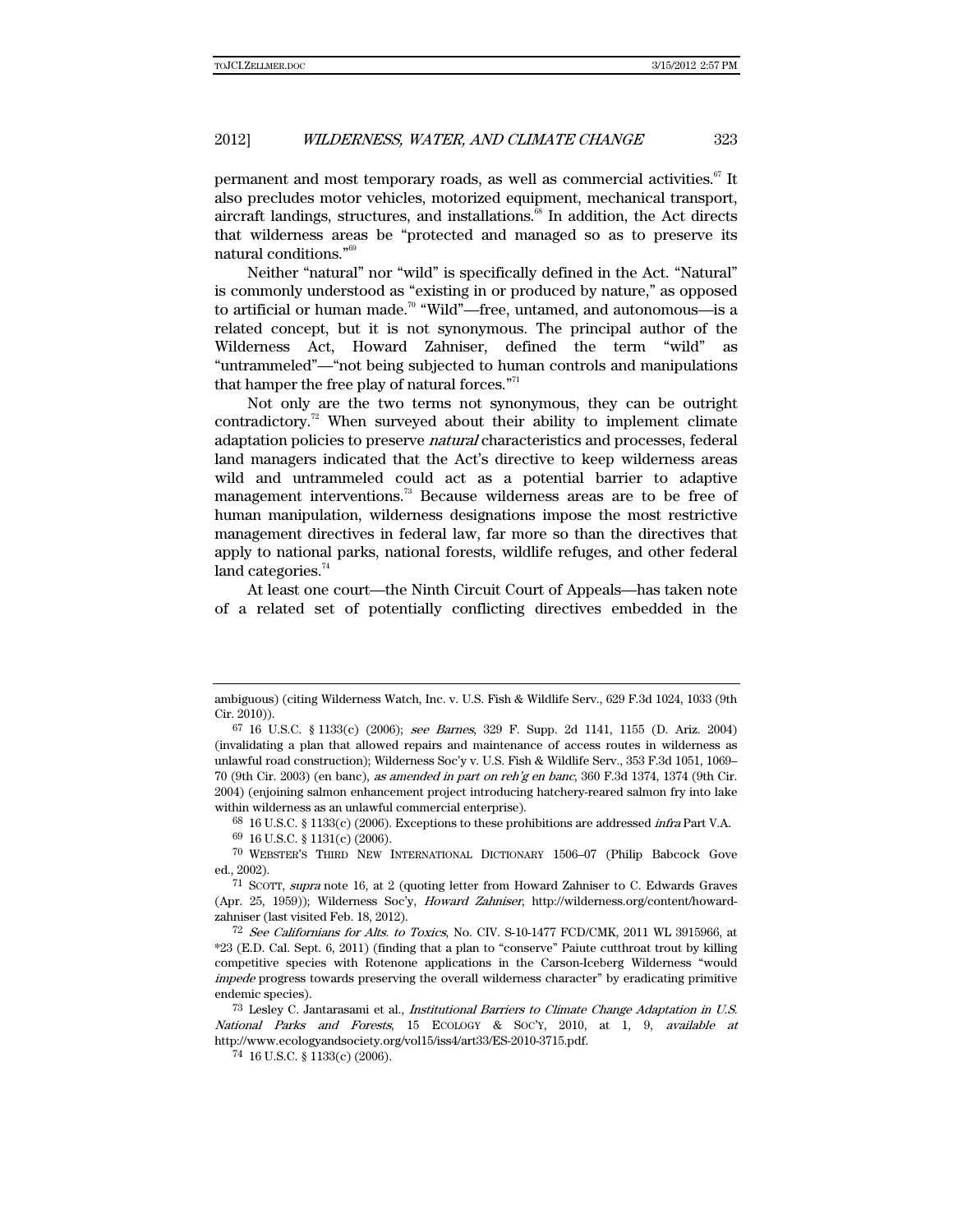permanent and most temporary roads, as well as commercial activities.[67] It also precludes motor vehicles, motorized equipment, mechanical transport, aircraft landings, structures, and installations.[68] In addition, the Act directs that wilderness areas be "protected and managed so as to preserve its natural conditions."[69]

Neither "natural" nor "wild" is specifically defined in the Act. "Natural" is commonly understood as "existing in or produced by nature," as opposed to artificial or human made.[70] "Wild"—free, untamed, and autonomous—is a related concept, but it is not synonymous. The principal author of the Wilderness Act, Howard Zahniser, defined the term "wild" as "untrammeled"—"not being subjected to human controls and manipulations that hamper the free play of natural forces."[71]

Not only are the two terms not synonymous, they can be outright contradictory.[72] When surveyed about their ability to implement climate adaptation policies to preserve *natural* characteristics and processes, federal land managers indicated that the Act's directive to keep wilderness areas wild and untrammeled could act as a potential barrier to adaptive management interventions.[73] Because wilderness areas are to be free of human manipulation, wilderness designations impose the most restrictive management directives in federal law, far more so than the directives that apply to national parks, national forests, wildlife refuges, and other federal land categories.[74]

At least one court—the Ninth Circuit Court of Appeals—has taken note of a related set of potentially conflicting directives embedded in the

---

ambiguous) (citing Wilderness Watch, Inc. v. U.S. Fish & Wildlife Serv., 629 F.3d 1024, 1033 (9th Cir. 2010)).

67 16 U.S.C. § 1133(c) (2006); *see Barnes*, 329 F. Supp. 2d 1141, 1155 (D. Ariz. 2004) (invalidating a plan that allowed repairs and maintenance of access routes in wilderness as unlawful road construction); Wilderness Soc'y v. U.S. Fish & Wildlife Serv., 353 F.3d 1051, 1069–70 (9th Cir. 2003) (en banc), *as amended in part on reh'g en banc*, 360 F.3d 1374, 1374 (9th Cir. 2004) (enjoining salmon enhancement project introducing hatchery-reared salmon fry into lake within wilderness as an unlawful commercial enterprise).

68 16 U.S.C. § 1133(c) (2006). Exceptions to these prohibitions are addressed *infra* Part V.A.

69 16 U.S.C. § 1131(c) (2006).

70 WEBSTER'S THIRD NEW INTERNATIONAL DICTIONARY 1506–07 (Philip Babcock Gove ed., 2002).

71 SCOTT, *supra* note 16, at 2 (quoting letter from Howard Zahniser to C. Edwards Graves (Apr. 25, 1959)); Wilderness Soc'y, *Howard Zahniser*, http://wilderness.org/content/howard-zahniser (last visited Feb. 18, 2012).

72 *See Californians for Alts. to Toxics*, No. CIV. S-10-1477 FCD/CMK, 2011 WL 3915966, at *23 (E.D. Cal. Sept. 6, 2011) (finding that a plan to "conserve" Paiute cutthroat trout by killing competitive species with Rotenone applications in the Carson-Iceberg Wilderness "would *impede* progress towards preserving the overall wilderness character" by eradicating primitive endemic species).

73 Lesley C. Jantarasami et al., *Institutional Barriers to Climate Change Adaptation in U.S. National Parks and Forests*, 15 ECOLOGY & SOC'Y, 2010, at 1, 9, *available at* http://www.ecologyandsociety.org/vol15/iss4/art33/ES-2010-3715.pdf.

74 16 U.S.C. § 1133(c) (2006).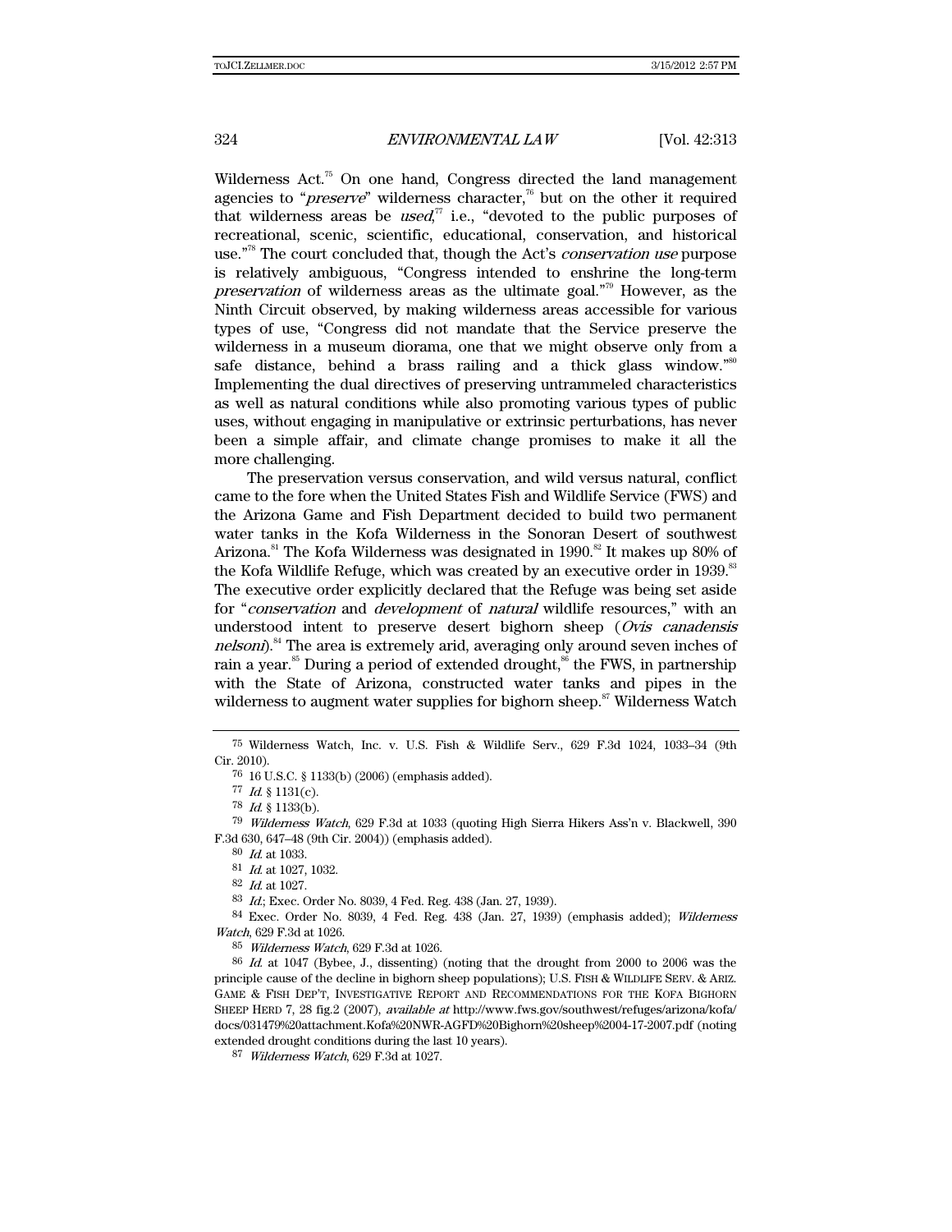Wilderness Act.[75] On one hand, Congress directed the land management agencies to "*preserve*" wilderness character,[76] but on the other it required that wilderness areas be *used*,[77] i.e., "devoted to the public purposes of recreational, scenic, scientific, educational, conservation, and historical use."[78] The court concluded that, though the Act's *conservation use* purpose is relatively ambiguous, "Congress intended to enshrine the long-term *preservation* of wilderness areas as the ultimate goal."[79] However, as the Ninth Circuit observed, by making wilderness areas accessible for various types of use, "Congress did not mandate that the Service preserve the wilderness in a museum diorama, one that we might observe only from a safe distance, behind a brass railing and a thick glass window."[80] Implementing the dual directives of preserving untrammeled characteristics as well as natural conditions while also promoting various types of public uses, without engaging in manipulative or extrinsic perturbations, has never been a simple affair, and climate change promises to make it all the more challenging.

The preservation versus conservation, and wild versus natural, conflict came to the fore when the United States Fish and Wildlife Service (FWS) and the Arizona Game and Fish Department decided to build two permanent water tanks in the Kofa Wilderness in the Sonoran Desert of southwest Arizona.[81] The Kofa Wilderness was designated in 1990.[82] It makes up 80% of the Kofa Wildlife Refuge, which was created by an executive order in 1939.[83] The executive order explicitly declared that the Refuge was being set aside for "*conservation* and *development* of *natural* wildlife resources," with an understood intent to preserve desert bighorn sheep (*Ovis canadensis nelsoni*).[84] The area is extremely arid, averaging only around seven inches of rain a year.[85] During a period of extended drought,[86] the FWS, in partnership with the State of Arizona, constructed water tanks and pipes in the wilderness to augment water supplies for bighorn sheep.[87] Wilderness Watch

---

75 Wilderness Watch, Inc. v. U.S. Fish & Wildlife Serv., 629 F.3d 1024, 1033–34 (9th Cir. 2010).

76 16 U.S.C. § 1133(b) (2006) (emphasis added).

77 *Id.* § 1131(c).

78 *Id.* § 1133(b).

79 *Wilderness Watch*, 629 F.3d at 1033 (quoting High Sierra Hikers Ass'n v. Blackwell, 390 F.3d 630, 647–48 (9th Cir. 2004)) (emphasis added).

80 *Id.* at 1033.

81 *Id.* at 1027, 1032.

82 *Id.* at 1027.

83 *Id.*; Exec. Order No. 8039, 4 Fed. Reg. 438 (Jan. 27, 1939).

84 Exec. Order No. 8039, 4 Fed. Reg. 438 (Jan. 27, 1939) (emphasis added); *Wilderness Watch*, 629 F.3d at 1026.

85 *Wilderness Watch*, 629 F.3d at 1026.

86 *Id.* at 1047 (Bybee, J., dissenting) (noting that the drought from 2000 to 2006 was the principle cause of the decline in bighorn sheep populations); U.S. FISH & WILDLIFE SERV. & ARIZ. GAME & FISH DEP'T, INVESTIGATIVE REPORT AND RECOMMENDATIONS FOR THE KOFA BIGHORN SHEEP HERD 7, 28 fig.2 (2007), *available at* http://www.fws.gov/southwest/refuges/arizona/kofa/docs/031479%20attachment.Kofa%20NWR-AGFD%20Bighorn%20sheep%2004-17-2007.pdf (noting extended drought conditions during the last 10 years).

87 *Wilderness Watch*, 629 F.3d at 1027.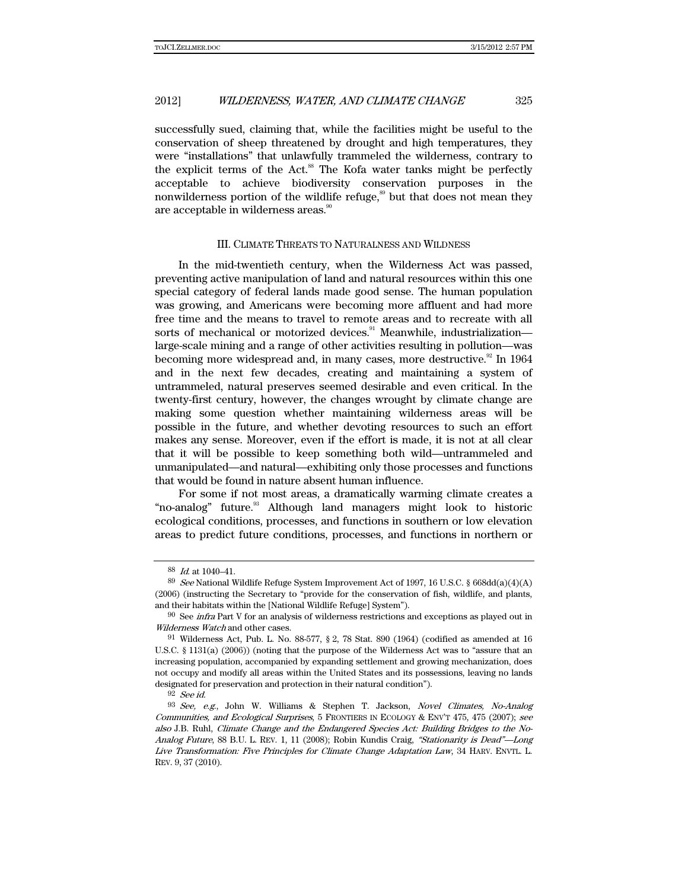successfully sued, claiming that, while the facilities might be useful to the conservation of sheep threatened by drought and high temperatures, they were "installations" that unlawfully trammeled the wilderness, contrary to the explicit terms of the Act.[88] The Kofa water tanks might be perfectly acceptable to achieve biodiversity conservation purposes in the nonwilderness portion of the wildlife refuge,[89] but that does not mean they are acceptable in wilderness areas.[90]

## III. CLIMATE THREATS TO NATURALNESS AND WILDNESS

In the mid-twentieth century, when the Wilderness Act was passed, preventing active manipulation of land and natural resources within this one special category of federal lands made good sense. The human population was growing, and Americans were becoming more affluent and had more free time and the means to travel to remote areas and to recreate with all sorts of mechanical or motorized devices.[91] Meanwhile, industrialization—large-scale mining and a range of other activities resulting in pollution—was becoming more widespread and, in many cases, more destructive.[92] In 1964 and in the next few decades, creating and maintaining a system of untrammeled, natural preserves seemed desirable and even critical. In the twenty-first century, however, the changes wrought by climate change are making some question whether maintaining wilderness areas will be possible in the future, and whether devoting resources to such an effort makes any sense. Moreover, even if the effort is made, it is not at all clear that it will be possible to keep something both wild—untrammeled and unmanipulated—and natural—exhibiting only those processes and functions that would be found in nature absent human influence.

For some if not most areas, a dramatically warming climate creates a "no-analog" future.[93] Although land managers might look to historic ecological conditions, processes, and functions in southern or low elevation areas to predict future conditions, processes, and functions in northern or

---

88 *Id.* at 1040–41.

89 *See* National Wildlife Refuge System Improvement Act of 1997, 16 U.S.C. § 668dd(a)(4)(A) (2006) (instructing the Secretary to "provide for the conservation of fish, wildlife, and plants, and their habitats within the [National Wildlife Refuge] System").

90 See *infra* Part V for an analysis of wilderness restrictions and exceptions as played out in *Wilderness Watch* and other cases.

91 Wilderness Act, Pub. L. No. 88-577, § 2, 78 Stat. 890 (1964) (codified as amended at 16 U.S.C. § 1131(a) (2006)) (noting that the purpose of the Wilderness Act was to "assure that an increasing population, accompanied by expanding settlement and growing mechanization, does not occupy and modify all areas within the United States and its possessions, leaving no lands designated for preservation and protection in their natural condition").

92 *See id.*

93 *See, e.g.*, John W. Williams & Stephen T. Jackson, *Novel Climates, No-Analog Communities, and Ecological Surprises*, 5 FRONTIERS IN ECOLOGY & ENV'T 475, 475 (2007); *see also* J.B. Ruhl, *Climate Change and the Endangered Species Act: Building Bridges to the No-Analog Future*, 88 B.U. L. REV. 1, 11 (2008); Robin Kundis Craig, *"Stationarity is Dead"—Long Live Transformation: Five Principles for Climate Change Adaptation Law*, 34 HARV. ENVTL. L. REV. 9, 37 (2010).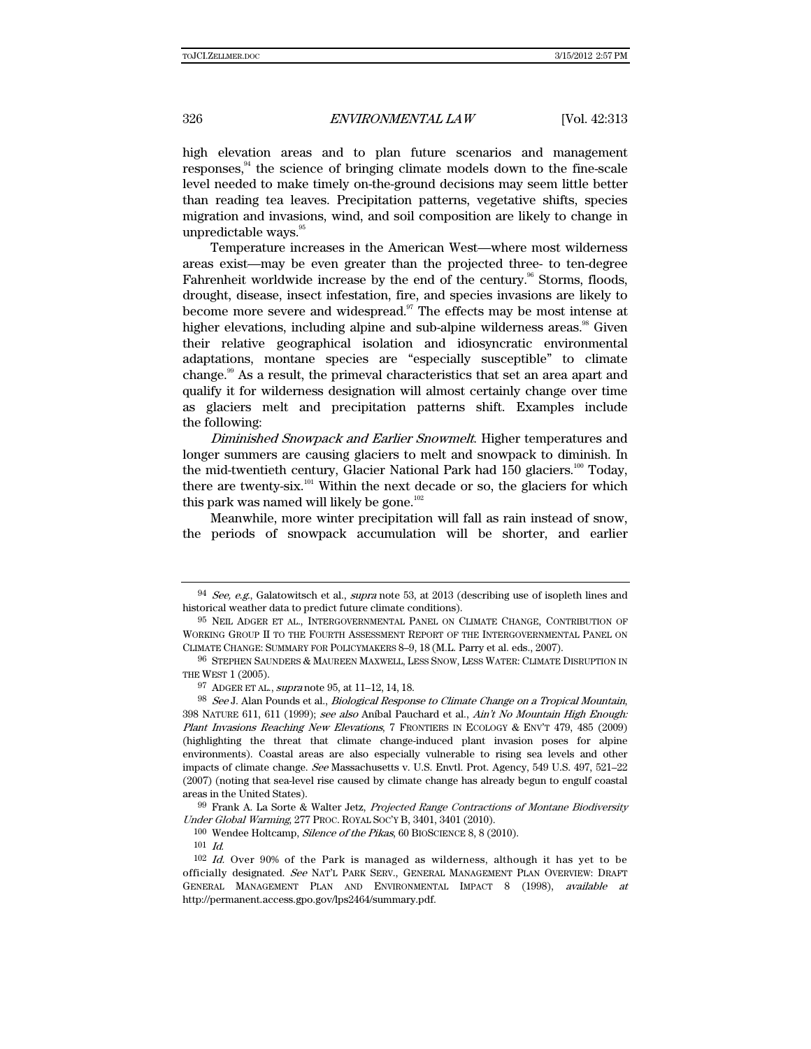high elevation areas and to plan future scenarios and management responses,[94] the science of bringing climate models down to the fine-scale level needed to make timely on-the-ground decisions may seem little better than reading tea leaves. Precipitation patterns, vegetative shifts, species migration and invasions, wind, and soil composition are likely to change in unpredictable ways.[95]

Temperature increases in the American West—where most wilderness areas exist—may be even greater than the projected three- to ten-degree Fahrenheit worldwide increase by the end of the century.[96] Storms, floods, drought, disease, insect infestation, fire, and species invasions are likely to become more severe and widespread.[97] The effects may be most intense at higher elevations, including alpine and sub-alpine wilderness areas.[98] Given their relative geographical isolation and idiosyncratic environmental adaptations, montane species are "especially susceptible" to climate change.[99] As a result, the primeval characteristics that set an area apart and qualify it for wilderness designation will almost certainly change over time as glaciers melt and precipitation patterns shift. Examples include the following:

*Diminished Snowpack and Earlier Snowmelt*. Higher temperatures and longer summers are causing glaciers to melt and snowpack to diminish. In the mid-twentieth century, Glacier National Park had 150 glaciers.[100] Today, there are twenty-six.[101] Within the next decade or so, the glaciers for which this park was named will likely be gone.[102]

Meanwhile, more winter precipitation will fall as rain instead of snow, the periods of snowpack accumulation will be shorter, and earlier

---

94 *See, e.g.*, Galatowitsch et al., *supra* note 53, at 2013 (describing use of isopleth lines and historical weather data to predict future climate conditions).

95 NEIL ADGER ET AL., INTERGOVERNMENTAL PANEL ON CLIMATE CHANGE, CONTRIBUTION OF WORKING GROUP II TO THE FOURTH ASSESSMENT REPORT OF THE INTERGOVERNMENTAL PANEL ON CLIMATE CHANGE: SUMMARY FOR POLICYMAKERS 8–9, 18 (M.L. Parry et al. eds., 2007).

96 STEPHEN SAUNDERS & MAUREEN MAXWELL, LESS SNOW, LESS WATER: CLIMATE DISRUPTION IN THE WEST 1 (2005).

97 ADGER ET AL., *supra* note 95, at 11–12, 14, 18.

98 *See* J. Alan Pounds et al., *Biological Response to Climate Change on a Tropical Mountain*, 398 NATURE 611, 611 (1999); *see also* Aníbal Pauchard et al., *Ain't No Mountain High Enough: Plant Invasions Reaching New Elevations*, 7 FRONTIERS IN ECOLOGY & ENV'T 479, 485 (2009) (highlighting the threat that climate change-induced plant invasion poses for alpine environments). Coastal areas are also especially vulnerable to rising sea levels and other impacts of climate change. *See* Massachusetts v. U.S. Envtl. Prot. Agency, 549 U.S. 497, 521–22 (2007) (noting that sea-level rise caused by climate change has already begun to engulf coastal areas in the United States).

99 Frank A. La Sorte & Walter Jetz, *Projected Range Contractions of Montane Biodiversity Under Global Warming*, 277 PROC. ROYAL SOC'Y B, 3401, 3401 (2010).

100 Wendee Holtcamp, *Silence of the Pikas*, 60 BIOSCIENCE 8, 8 (2010).

101 *Id.*

102 *Id.* Over 90% of the Park is managed as wilderness, although it has yet to be officially designated. *See* NAT'L PARK SERV., GENERAL MANAGEMENT PLAN OVERVIEW: DRAFT GENERAL MANAGEMENT PLAN AND ENVIRONMENTAL IMPACT 8 (1998), *available at* http://permanent.access.gpo.gov/lps2464/summary.pdf.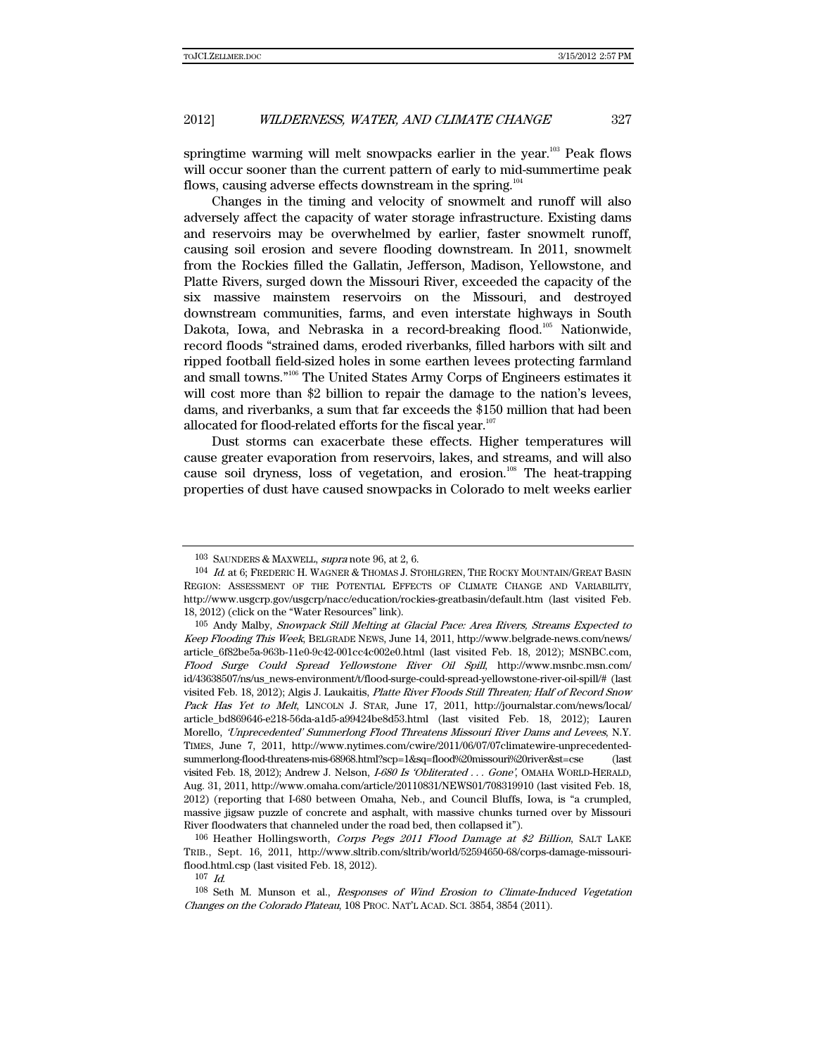springtime warming will melt snowpacks earlier in the year.[103] Peak flows will occur sooner than the current pattern of early to mid-summertime peak flows, causing adverse effects downstream in the spring.[104]

Changes in the timing and velocity of snowmelt and runoff will also adversely affect the capacity of water storage infrastructure. Existing dams and reservoirs may be overwhelmed by earlier, faster snowmelt runoff, causing soil erosion and severe flooding downstream. In 2011, snowmelt from the Rockies filled the Gallatin, Jefferson, Madison, Yellowstone, and Platte Rivers, surged down the Missouri River, exceeded the capacity of the six massive mainstem reservoirs on the Missouri, and destroyed downstream communities, farms, and even interstate highways in South Dakota, Iowa, and Nebraska in a record-breaking flood.[105] Nationwide, record floods "strained dams, eroded riverbanks, filled harbors with silt and ripped football field-sized holes in some earthen levees protecting farmland and small towns."[106] The United States Army Corps of Engineers estimates it will cost more than $2 billion to repair the damage to the nation's levees, dams, and riverbanks, a sum that far exceeds the $150 million that had been allocated for flood-related efforts for the fiscal year.[107]

Dust storms can exacerbate these effects. Higher temperatures will cause greater evaporation from reservoirs, lakes, and streams, and will also cause soil dryness, loss of vegetation, and erosion.[108] The heat-trapping properties of dust have caused snowpacks in Colorado to melt weeks earlier

---

[103] SAUNDERS & MAXWELL, *supra* note 96, at 2, 6.

[104] *Id.* at 6; FREDERIC H. WAGNER & THOMAS J. STOHLGREN, THE ROCKY MOUNTAIN/GREAT BASIN REGION: ASSESSMENT OF THE POTENTIAL EFFECTS OF CLIMATE CHANGE AND VARIABILITY, http://www.usgcrp.gov/usgcrp/nacc/education/rockies-greatbasin/default.htm (last visited Feb. 18, 2012) (click on the "Water Resources" link).

[105] Andy Malby, *Snowpack Still Melting at Glacial Pace: Area Rivers, Streams Expected to Keep Flooding This Week*, BELGRADE NEWS, June 14, 2011, http://www.belgrade-news.com/news/article_6f82be5a-963b-11e0-9c42-001cc4c002e0.html (last visited Feb. 18, 2012); MSNBC.com, *Flood Surge Could Spread Yellowstone River Oil Spill*, http://www.msnbc.msn.com/id/43638507/ns/us_news-environment/t/flood-surge-could-spread-yellowstone-river-oil-spill/# (last visited Feb. 18, 2012); Algis J. Laukaitis, *Platte River Floods Still Threaten; Half of Record Snow Pack Has Yet to Melt*, LINCOLN J. STAR, June 17, 2011, http://journalstar.com/news/local/article_bd869646-e218-56da-a1d5-a99424be8d53.html (last visited Feb. 18, 2012); Lauren Morello, *'Unprecedented' Summerlong Flood Threatens Missouri River Dams and Levees*, N.Y. TIMES, June 7, 2011, http://www.nytimes.com/cwire/2011/06/07/07climatewire-unprecedented-summerlong-flood-threatens-mis-68968.html?scp=1&sq=flood%20missouri%20river&st=cse (last visited Feb. 18, 2012); Andrew J. Nelson, *I-680 Is 'Obliterated . . . Gone'*, OMAHA WORLD-HERALD, Aug. 31, 2011, http://www.omaha.com/article/20110831/NEWS01/708319910 (last visited Feb. 18, 2012) (reporting that I-680 between Omaha, Neb., and Council Bluffs, Iowa, is "a crumpled, massive jigsaw puzzle of concrete and asphalt, with massive chunks turned over by Missouri River floodwaters that channeled under the road bed, then collapsed it").

[106] Heather Hollingsworth, *Corps Pegs 2011 Flood Damage at $2 Billion*, SALT LAKE TRIB., Sept. 16, 2011, http://www.sltrib.com/sltrib/world/52594650-68/corps-damage-missouri-flood.html.csp (last visited Feb. 18, 2012).

[107] *Id.*

[108] Seth M. Munson et al., *Responses of Wind Erosion to Climate-Induced Vegetation Changes on the Colorado Plateau*, 108 PROC. NAT'L ACAD. SCI. 3854, 3854 (2011).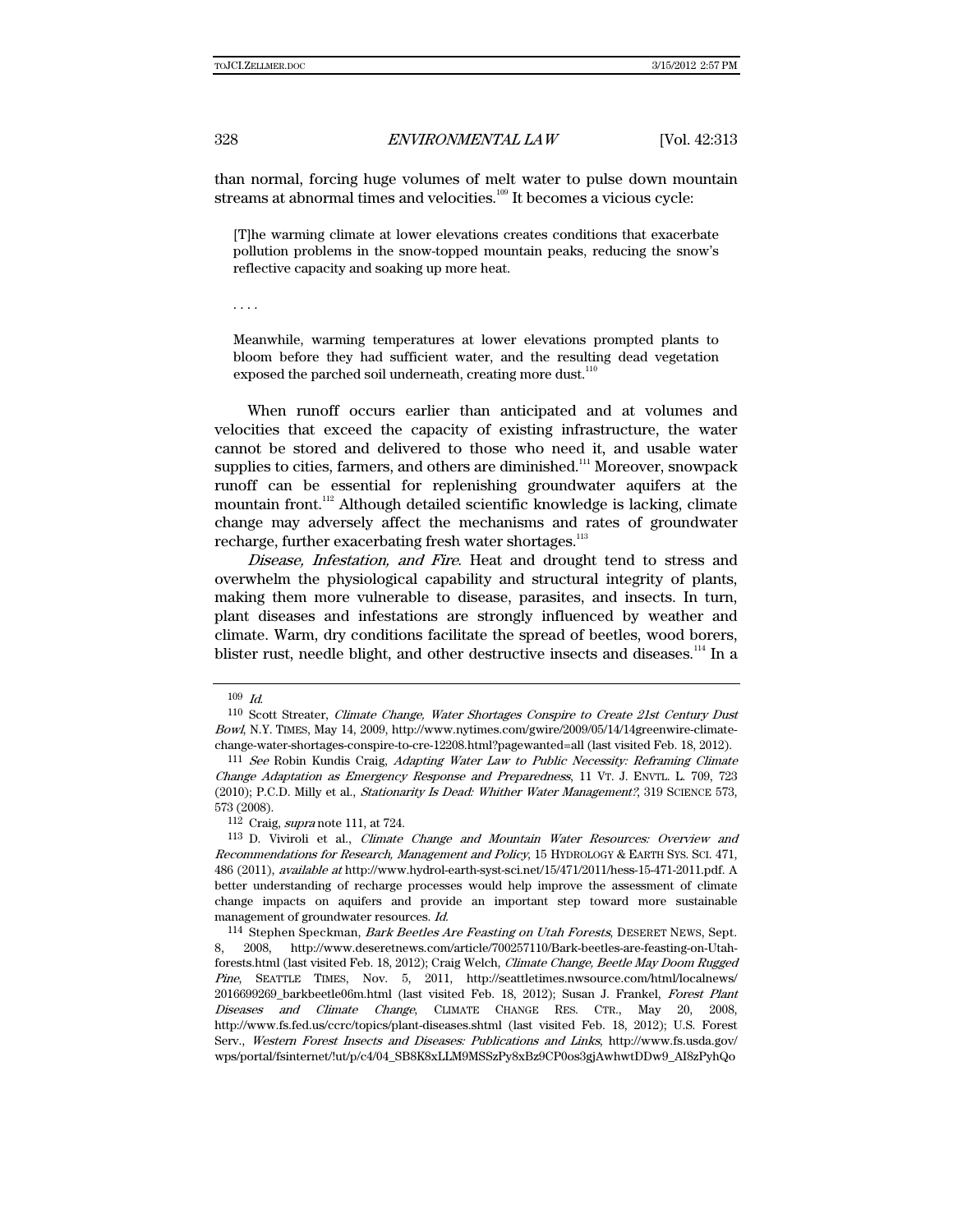than normal, forcing huge volumes of melt water to pulse down mountain streams at abnormal times and velocities.[109] It becomes a vicious cycle:

> [T]he warming climate at lower elevations creates conditions that exacerbate pollution problems in the snow-topped mountain peaks, reducing the snow's reflective capacity and soaking up more heat.
>
> . . . .
>
> Meanwhile, warming temperatures at lower elevations prompted plants to bloom before they had sufficient water, and the resulting dead vegetation exposed the parched soil underneath, creating more dust.[110]

When runoff occurs earlier than anticipated and at volumes and velocities that exceed the capacity of existing infrastructure, the water cannot be stored and delivered to those who need it, and usable water supplies to cities, farmers, and others are diminished.[111] Moreover, snowpack runoff can be essential for replenishing groundwater aquifers at the mountain front.[112] Although detailed scientific knowledge is lacking, climate change may adversely affect the mechanisms and rates of groundwater recharge, further exacerbating fresh water shortages.[113]

*Disease, Infestation, and Fire*. Heat and drought tend to stress and overwhelm the physiological capability and structural integrity of plants, making them more vulnerable to disease, parasites, and insects. In turn, plant diseases and infestations are strongly influenced by weather and climate. Warm, dry conditions facilitate the spread of beetles, wood borers, blister rust, needle blight, and other destructive insects and diseases.[114] In a

---

109 *Id.*

110 Scott Streater, *Climate Change, Water Shortages Conspire to Create 21st Century Dust Bowl*, N.Y. TIMES, May 14, 2009, http://www.nytimes.com/gwire/2009/05/14/14greenwire-climate-change-water-shortages-conspire-to-cre-12208.html?pagewanted=all (last visited Feb. 18, 2012).

111 *See* Robin Kundis Craig, *Adapting Water Law to Public Necessity: Reframing Climate Change Adaptation as Emergency Response and Preparedness*, 11 VT. J. ENVTL. L. 709, 723 (2010); P.C.D. Milly et al., *Stationarity Is Dead: Whither Water Management?*, 319 SCIENCE 573, 573 (2008).

112 Craig, *supra* note 111, at 724.

113 D. Viviroli et al., *Climate Change and Mountain Water Resources: Overview and Recommendations for Research, Management and Policy*, 15 HYDROLOGY & EARTH SYS. SCI. 471, 486 (2011), *available at* http://www.hydrol-earth-syst-sci.net/15/471/2011/hess-15-471-2011.pdf. A better understanding of recharge processes would help improve the assessment of climate change impacts on aquifers and provide an important step toward more sustainable management of groundwater resources. *Id.*

114 Stephen Speckman, *Bark Beetles Are Feasting on Utah Forests*, DESERET NEWS, Sept. 8, 2008, http://www.deseretnews.com/article/700257110/Bark-beetles-are-feasting-on-Utah-forests.html (last visited Feb. 18, 2012); Craig Welch, *Climate Change, Beetle May Doom Rugged Pine*, SEATTLE TIMES, Nov. 5, 2011, http://seattletimes.nwsource.com/html/localnews/2016699269_barkbeetle06m.html (last visited Feb. 18, 2012); Susan J. Frankel, *Forest Plant Diseases and Climate Change*, CLIMATE CHANGE RES. CTR., May 20, 2008, http://www.fs.fed.us/ccrc/topics/plant-diseases.shtml (last visited Feb. 18, 2012); U.S. Forest Serv., *Western Forest Insects and Diseases: Publications and Links*, http://www.fs.usda.gov/wps/portal/fsinternet/!ut/p/c4/04_SB8K8xLLM9MSSzPy8xBz9CP0os3gjAwhwtDDw9_AI8zPyhQo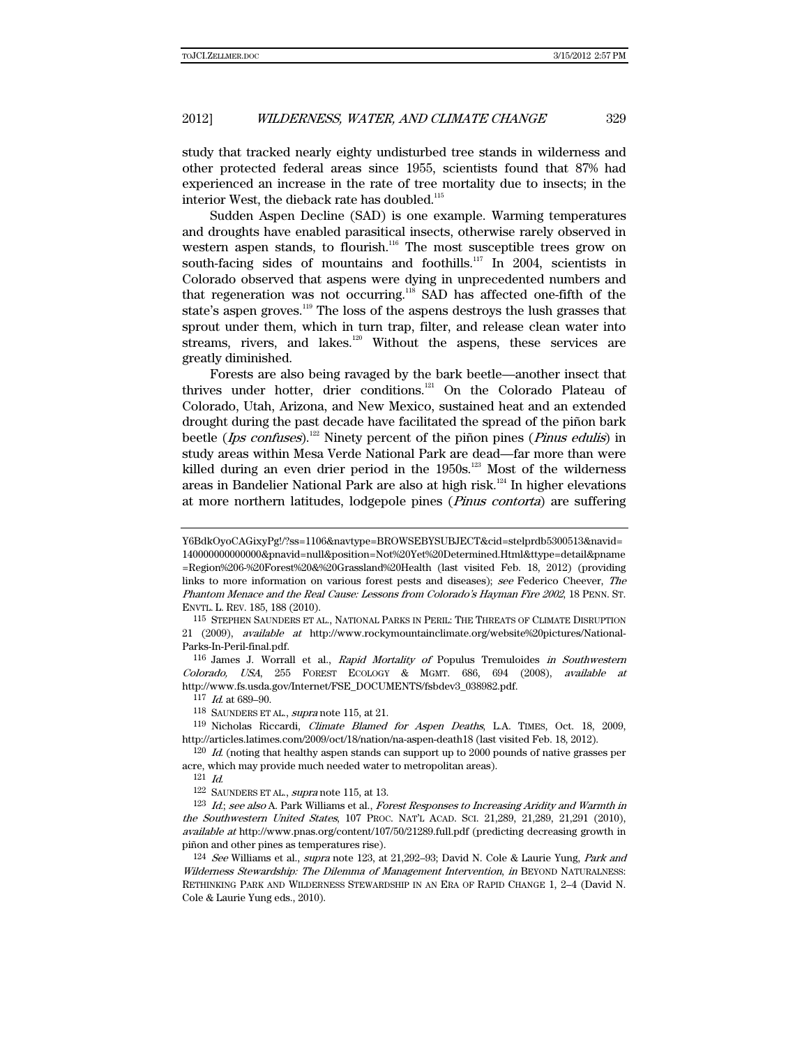study that tracked nearly eighty undisturbed tree stands in wilderness and other protected federal areas since 1955, scientists found that 87% had experienced an increase in the rate of tree mortality due to insects; in the interior West, the dieback rate has doubled.[115]

Sudden Aspen Decline (SAD) is one example. Warming temperatures and droughts have enabled parasitical insects, otherwise rarely observed in western aspen stands, to flourish.[116] The most susceptible trees grow on south-facing sides of mountains and foothills.[117] In 2004, scientists in Colorado observed that aspens were dying in unprecedented numbers and that regeneration was not occurring.[118] SAD has affected one-fifth of the state's aspen groves.[119] The loss of the aspens destroys the lush grasses that sprout under them, which in turn trap, filter, and release clean water into streams, rivers, and lakes.[120] Without the aspens, these services are greatly diminished.

Forests are also being ravaged by the bark beetle—another insect that thrives under hotter, drier conditions.[121] On the Colorado Plateau of Colorado, Utah, Arizona, and New Mexico, sustained heat and an extended drought during the past decade have facilitated the spread of the piñon bark beetle (*Ips confuses*).[122] Ninety percent of the piñon pines (*Pinus edulis*) in study areas within Mesa Verde National Park are dead—far more than were killed during an even drier period in the 1950s.[123] Most of the wilderness areas in Bandelier National Park are also at high risk.[124] In higher elevations at more northern latitudes, lodgepole pines (*Pinus contorta*) are suffering

---

Y6BdkOyoCAGixyPg!/?ss=1106&navtype=BROWSEBYSUBJECT&cid=stelprdb5300513&navid=140000000000000&pnavid=null&position=Not%20Yet%20Determined.Html&ttype=detail&pname=Region%206-%20Forest%20&%20Grassland%20Health (last visited Feb. 18, 2012) (providing links to more information on various forest pests and diseases); *see* Federico Cheever, *The Phantom Menace and the Real Cause: Lessons from Colorado's Hayman Fire 2002*, 18 PENN. ST. ENVTL. L. REV. 185, 188 (2010).

115 STEPHEN SAUNDERS ET AL., NATIONAL PARKS IN PERIL: THE THREATS OF CLIMATE DISRUPTION 21 (2009), *available at* http://www.rockymountainclimate.org/website%20pictures/National-Parks-In-Peril-final.pdf.

116 James J. Worrall et al., *Rapid Mortality of* Populus Tremuloides *in Southwestern Colorado, USA*, 255 FOREST ECOLOGY & MGMT. 686, 694 (2008), *available at* http://www.fs.usda.gov/Internet/FSE_DOCUMENTS/fsbdev3_038982.pdf.

117 *Id.* at 689–90.

118 SAUNDERS ET AL., *supra* note 115, at 21.

119 Nicholas Riccardi, *Climate Blamed for Aspen Deaths*, L.A. TIMES, Oct. 18, 2009, http://articles.latimes.com/2009/oct/18/nation/na-aspen-death18 (last visited Feb. 18, 2012).

120 *Id.* (noting that healthy aspen stands can support up to 2000 pounds of native grasses per acre, which may provide much needed water to metropolitan areas).

121 *Id.*

122 SAUNDERS ET AL., *supra* note 115, at 13.

123 *Id.*; *see also* A. Park Williams et al., *Forest Responses to Increasing Aridity and Warmth in the Southwestern United States*, 107 PROC. NAT'L ACAD. SCI. 21,289, 21,289, 21,291 (2010), *available at* http://www.pnas.org/content/107/50/21289.full.pdf (predicting decreasing growth in piñon and other pines as temperatures rise).

124 *See* Williams et al., *supra* note 123, at 21,292–93; David N. Cole & Laurie Yung, *Park and Wilderness Stewardship: The Dilemma of Management Intervention*, *in* BEYOND NATURALNESS: RETHINKING PARK AND WILDERNESS STEWARDSHIP IN AN ERA OF RAPID CHANGE 1, 2–4 (David N. Cole & Laurie Yung eds., 2010).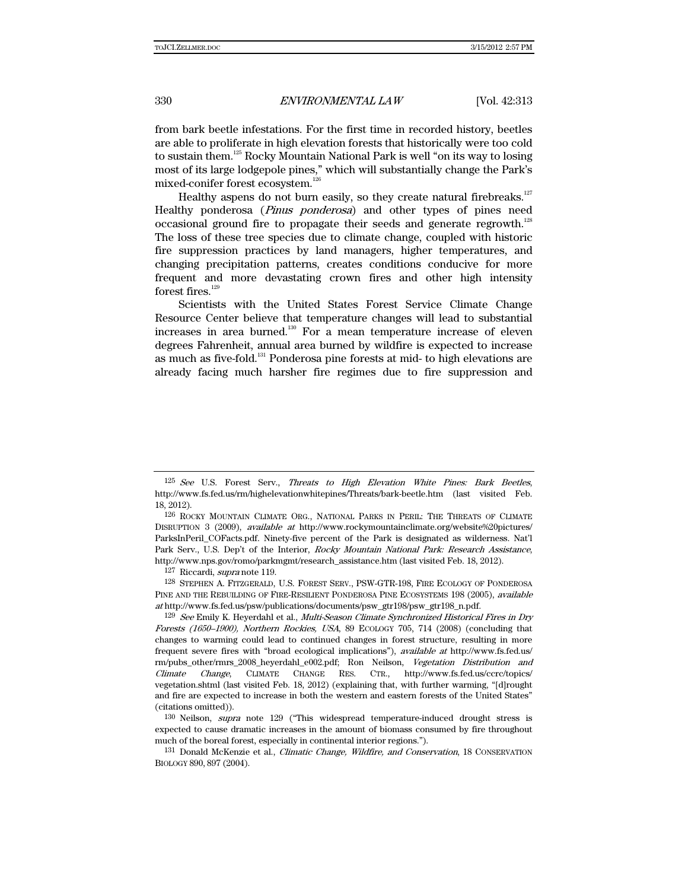from bark beetle infestations. For the first time in recorded history, beetles are able to proliferate in high elevation forests that historically were too cold to sustain them.[125] Rocky Mountain National Park is well "on its way to losing most of its large lodgepole pines," which will substantially change the Park's mixed-conifer forest ecosystem.[126]

Healthy aspens do not burn easily, so they create natural firebreaks.[127] Healthy ponderosa (*Pinus ponderosa*) and other types of pines need occasional ground fire to propagate their seeds and generate regrowth.[128] The loss of these tree species due to climate change, coupled with historic fire suppression practices by land managers, higher temperatures, and changing precipitation patterns, creates conditions conducive for more frequent and more devastating crown fires and other high intensity forest fires.[129]

Scientists with the United States Forest Service Climate Change Resource Center believe that temperature changes will lead to substantial increases in area burned.[130] For a mean temperature increase of eleven degrees Fahrenheit, annual area burned by wildfire is expected to increase as much as five-fold.[131] Ponderosa pine forests at mid- to high elevations are already facing much harsher fire regimes due to fire suppression and

---

125 *See* U.S. Forest Serv., *Threats to High Elevation White Pines: Bark Beetles*, http://www.fs.fed.us/rm/highelevationwhitepines/Threats/bark-beetle.htm (last visited Feb. 18, 2012).

126 ROCKY MOUNTAIN CLIMATE ORG., NATIONAL PARKS IN PERIL: THE THREATS OF CLIMATE DISRUPTION 3 (2009), *available at* http://www.rockymountainclimate.org/website%20pictures/ParksInPeril_COFacts.pdf. Ninety-five percent of the Park is designated as wilderness. Nat'l Park Serv., U.S. Dep't of the Interior, *Rocky Mountain National Park: Research Assistance*, http://www.nps.gov/romo/parkmgmt/research_assistance.htm (last visited Feb. 18, 2012).

127 Riccardi, *supra* note 119.

128 STEPHEN A. FITZGERALD, U.S. FOREST SERV., PSW-GTR-198, FIRE ECOLOGY OF PONDEROSA PINE AND THE REBUILDING OF FIRE-RESILIENT PONDEROSA PINE ECOSYSTEMS 198 (2005), *available at* http://www.fs.fed.us/psw/publications/documents/psw_gtr198/psw_gtr198_n.pdf.

129 *See* Emily K. Heyerdahl et al., *Multi-Season Climate Synchronized Historical Fires in Dry Forests (1650–1900), Northern Rockies, USA*, 89 ECOLOGY 705, 714 (2008) (concluding that changes to warming could lead to continued changes in forest structure, resulting in more frequent severe fires with "broad ecological implications"), *available at* http://www.fs.fed.us/rm/pubs_other/rmrs_2008_heyerdahl_e002.pdf; Ron Neilson, *Vegetation Distribution and Climate Change*, CLIMATE CHANGE RES. CTR., http://www.fs.fed.us/ccrc/topics/vegetation.shtml (last visited Feb. 18, 2012) (explaining that, with further warming, "[d]rought and fire are expected to increase in both the western and eastern forests of the United States" (citations omitted)).

130 Neilson, *supra* note 129 ("This widespread temperature-induced drought stress is expected to cause dramatic increases in the amount of biomass consumed by fire throughout much of the boreal forest, especially in continental interior regions.").

131 Donald McKenzie et al., *Climatic Change, Wildfire, and Conservation*, 18 CONSERVATION BIOLOGY 890, 897 (2004).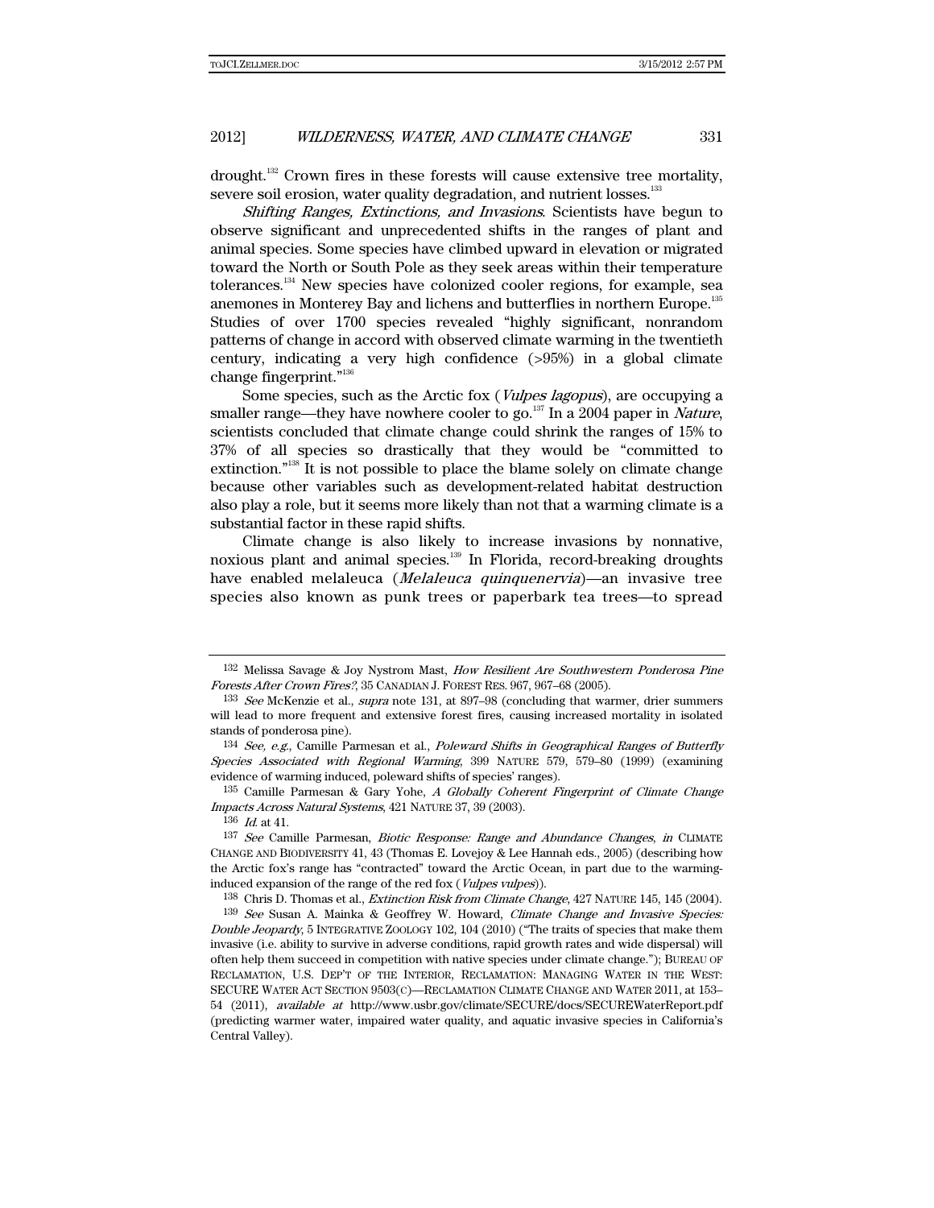drought.[132] Crown fires in these forests will cause extensive tree mortality, severe soil erosion, water quality degradation, and nutrient losses.[133]

*Shifting Ranges, Extinctions, and Invasions*. Scientists have begun to observe significant and unprecedented shifts in the ranges of plant and animal species. Some species have climbed upward in elevation or migrated toward the North or South Pole as they seek areas within their temperature tolerances.[134] New species have colonized cooler regions, for example, sea anemones in Monterey Bay and lichens and butterflies in northern Europe.[135] Studies of over 1700 species revealed "highly significant, nonrandom patterns of change in accord with observed climate warming in the twentieth century, indicating a very high confidence (>95%) in a global climate change fingerprint."[136]

Some species, such as the Arctic fox (*Vulpes lagopus*), are occupying a smaller range—they have nowhere cooler to go.[137] In a 2004 paper in *Nature*, scientists concluded that climate change could shrink the ranges of 15% to 37% of all species so drastically that they would be "committed to extinction."[138] It is not possible to place the blame solely on climate change because other variables such as development-related habitat destruction also play a role, but it seems more likely than not that a warming climate is a substantial factor in these rapid shifts.

Climate change is also likely to increase invasions by nonnative, noxious plant and animal species.[139] In Florida, record-breaking droughts have enabled melaleuca (*Melaleuca quinquenervia*)—an invasive tree species also known as punk trees or paperbark tea trees—to spread

---

132 Melissa Savage & Joy Nystrom Mast, *How Resilient Are Southwestern Ponderosa Pine Forests After Crown Fires?*, 35 CANADIAN J. FOREST RES. 967, 967–68 (2005).

133 *See* McKenzie et al., *supra* note 131, at 897–98 (concluding that warmer, drier summers will lead to more frequent and extensive forest fires, causing increased mortality in isolated stands of ponderosa pine).

134 *See, e.g.*, Camille Parmesan et al., *Poleward Shifts in Geographical Ranges of Butterfly Species Associated with Regional Warming*, 399 NATURE 579, 579–80 (1999) (examining evidence of warming induced, poleward shifts of species' ranges).

135 Camille Parmesan & Gary Yohe, *A Globally Coherent Fingerprint of Climate Change Impacts Across Natural Systems*, 421 NATURE 37, 39 (2003).

136 *Id.* at 41.

137 *See* Camille Parmesan, *Biotic Response: Range and Abundance Changes*, *in* CLIMATE CHANGE AND BIODIVERSITY 41, 43 (Thomas E. Lovejoy & Lee Hannah eds., 2005) (describing how the Arctic fox's range has "contracted" toward the Arctic Ocean, in part due to the warming-induced expansion of the range of the red fox (*Vulpes vulpes*)).

138 Chris D. Thomas et al., *Extinction Risk from Climate Change*, 427 NATURE 145, 145 (2004).

139 *See* Susan A. Mainka & Geoffrey W. Howard, *Climate Change and Invasive Species: Double Jeopardy*, 5 INTEGRATIVE ZOOLOGY 102, 104 (2010) ("The traits of species that make them invasive (i.e. ability to survive in adverse conditions, rapid growth rates and wide dispersal) will often help them succeed in competition with native species under climate change."); BUREAU OF RECLAMATION, U.S. DEP'T OF THE INTERIOR, RECLAMATION: MANAGING WATER IN THE WEST: SECURE WATER ACT SECTION 9503(C)—RECLAMATION CLIMATE CHANGE AND WATER 2011, at 153–54 (2011), *available at* http://www.usbr.gov/climate/SECURE/docs/SECUREWaterReport.pdf (predicting warmer water, impaired water quality, and aquatic invasive species in California's Central Valley).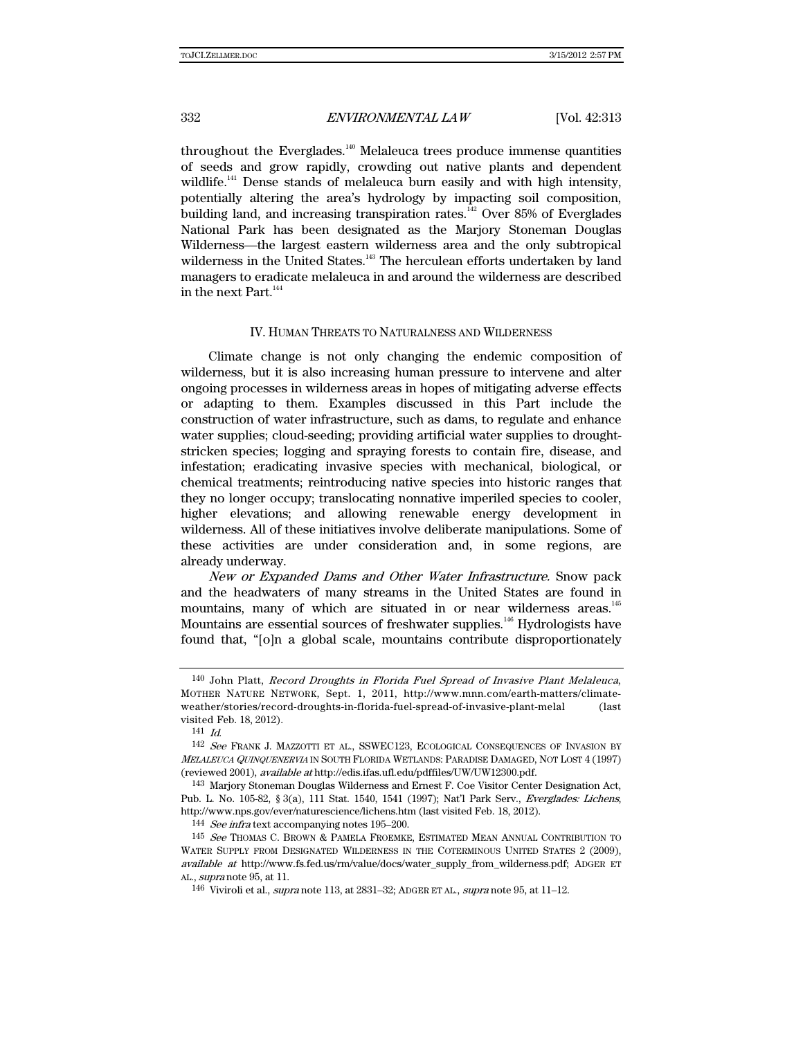throughout the Everglades.[140] Melaleuca trees produce immense quantities of seeds and grow rapidly, crowding out native plants and dependent wildlife.[141] Dense stands of melaleuca burn easily and with high intensity, potentially altering the area's hydrology by impacting soil composition, building land, and increasing transpiration rates.[142] Over 85% of Everglades National Park has been designated as the Marjory Stoneman Douglas Wilderness—the largest eastern wilderness area and the only subtropical wilderness in the United States.[143] The herculean efforts undertaken by land managers to eradicate melaleuca in and around the wilderness are described in the next Part.[144]

## IV. HUMAN THREATS TO NATURALNESS AND WILDERNESS

Climate change is not only changing the endemic composition of wilderness, but it is also increasing human pressure to intervene and alter ongoing processes in wilderness areas in hopes of mitigating adverse effects or adapting to them. Examples discussed in this Part include the construction of water infrastructure, such as dams, to regulate and enhance water supplies; cloud-seeding; providing artificial water supplies to drought-stricken species; logging and spraying forests to contain fire, disease, and infestation; eradicating invasive species with mechanical, biological, or chemical treatments; reintroducing native species into historic ranges that they no longer occupy; translocating nonnative imperiled species to cooler, higher elevations; and allowing renewable energy development in wilderness. All of these initiatives involve deliberate manipulations. Some of these activities are under consideration and, in some regions, are already underway.

*New or Expanded Dams and Other Water Infrastructure.* Snow pack and the headwaters of many streams in the United States are found in mountains, many of which are situated in or near wilderness areas.[145] Mountains are essential sources of freshwater supplies.[146] Hydrologists have found that, "[o]n a global scale, mountains contribute disproportionately

---

140 John Platt, *Record Droughts in Florida Fuel Spread of Invasive Plant Melaleuca*, MOTHER NATURE NETWORK, Sept. 1, 2011, http://www.mnn.com/earth-matters/climate-weather/stories/record-droughts-in-florida-fuel-spread-of-invasive-plant-melal (last visited Feb. 18, 2012).

141 *Id.*

142 *See* FRANK J. MAZZOTTI ET AL., SSWEC123, ECOLOGICAL CONSEQUENCES OF INVASION BY *MELALEUCA QUINQUENERVIA* IN SOUTH FLORIDA WETLANDS: PARADISE DAMAGED, NOT LOST 4 (1997) (reviewed 2001), *available at* http://edis.ifas.ufl.edu/pdffiles/UW/UW12300.pdf.

143 Marjory Stoneman Douglas Wilderness and Ernest F. Coe Visitor Center Designation Act, Pub. L. No. 105-82, § 3(a), 111 Stat. 1540, 1541 (1997); Nat'l Park Serv., *Everglades: Lichens*, http://www.nps.gov/ever/naturescience/lichens.htm (last visited Feb. 18, 2012).

144 *See infra* text accompanying notes 195–200.

145 *See* THOMAS C. BROWN & PAMELA FROEMKE, ESTIMATED MEAN ANNUAL CONTRIBUTION TO WATER SUPPLY FROM DESIGNATED WILDERNESS IN THE COTERMINOUS UNITED STATES 2 (2009), *available at* http://www.fs.fed.us/rm/value/docs/water_supply_from_wilderness.pdf; ADGER ET AL., *supra* note 95, at 11.

146 Viviroli et al., *supra* note 113, at 2831–32; ADGER ET AL., *supra* note 95, at 11–12.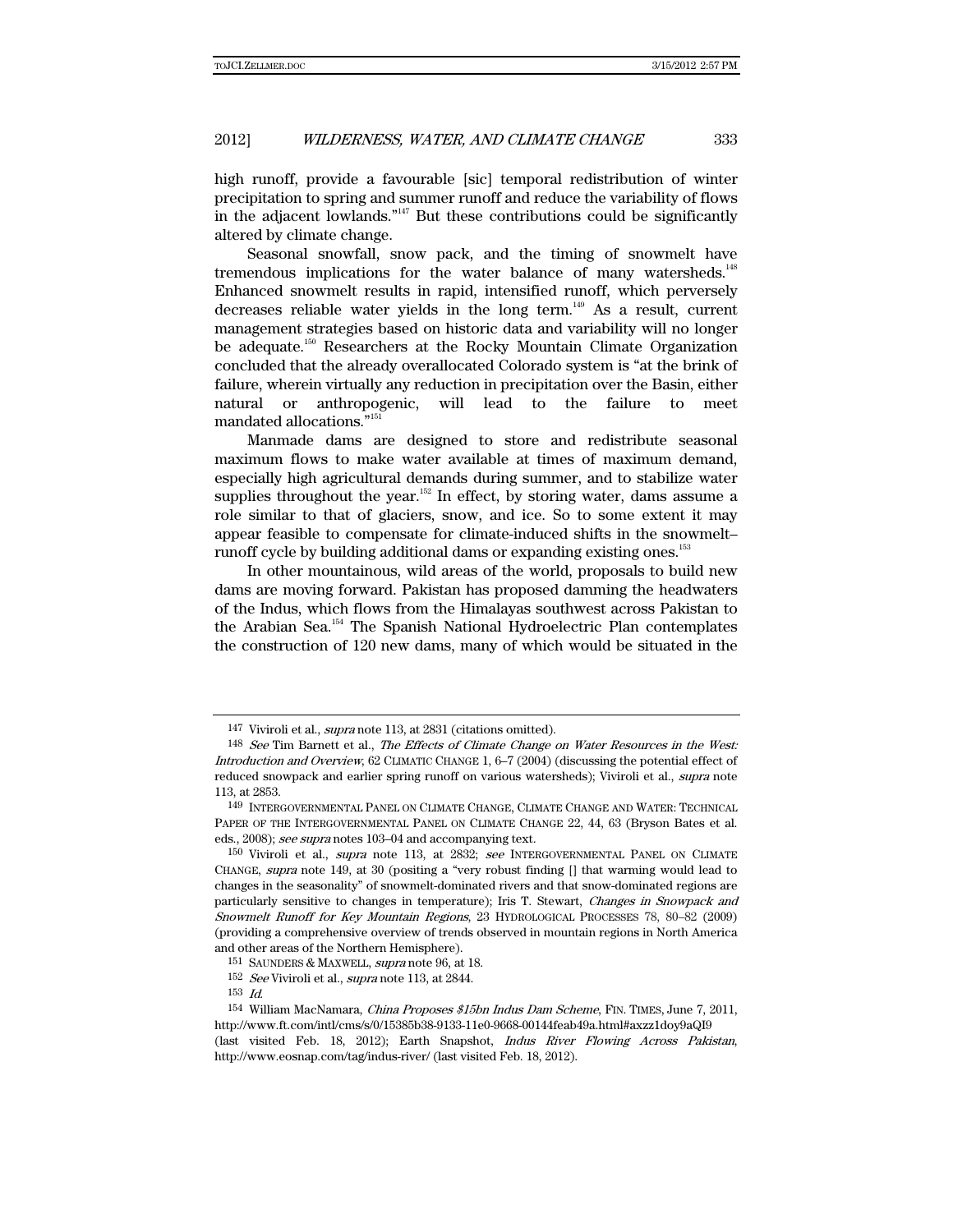high runoff, provide a favourable [sic] temporal redistribution of winter precipitation to spring and summer runoff and reduce the variability of flows in the adjacent lowlands."[147] But these contributions could be significantly altered by climate change.

Seasonal snowfall, snow pack, and the timing of snowmelt have tremendous implications for the water balance of many watersheds.[148] Enhanced snowmelt results in rapid, intensified runoff, which perversely decreases reliable water yields in the long term.[149] As a result, current management strategies based on historic data and variability will no longer be adequate.[150] Researchers at the Rocky Mountain Climate Organization concluded that the already overallocated Colorado system is "at the brink of failure, wherein virtually any reduction in precipitation over the Basin, either natural or anthropogenic, will lead to the failure to meet mandated allocations."[151]

Manmade dams are designed to store and redistribute seasonal maximum flows to make water available at times of maximum demand, especially high agricultural demands during summer, and to stabilize water supplies throughout the year.[152] In effect, by storing water, dams assume a role similar to that of glaciers, snow, and ice. So to some extent it may appear feasible to compensate for climate-induced shifts in the snowmelt–runoff cycle by building additional dams or expanding existing ones.[153]

In other mountainous, wild areas of the world, proposals to build new dams are moving forward. Pakistan has proposed damming the headwaters of the Indus, which flows from the Himalayas southwest across Pakistan to the Arabian Sea.[154] The Spanish National Hydroelectric Plan contemplates the construction of 120 new dams, many of which would be situated in the

---

147 Viviroli et al., *supra* note 113, at 2831 (citations omitted).

148 *See* Tim Barnett et al., *The Effects of Climate Change on Water Resources in the West: Introduction and Overview*, 62 CLIMATIC CHANGE 1, 6–7 (2004) (discussing the potential effect of reduced snowpack and earlier spring runoff on various watersheds); Viviroli et al., *supra* note 113, at 2853.

149 INTERGOVERNMENTAL PANEL ON CLIMATE CHANGE, CLIMATE CHANGE AND WATER: TECHNICAL PAPER OF THE INTERGOVERNMENTAL PANEL ON CLIMATE CHANGE 22, 44, 63 (Bryson Bates et al. eds., 2008); *see supra* notes 103–04 and accompanying text.

150 Viviroli et al., *supra* note 113, at 2832; *see* INTERGOVERNMENTAL PANEL ON CLIMATE CHANGE, *supra* note 149, at 30 (positing a "very robust finding [] that warming would lead to changes in the seasonality" of snowmelt-dominated rivers and that snow-dominated regions are particularly sensitive to changes in temperature); Iris T. Stewart, *Changes in Snowpack and Snowmelt Runoff for Key Mountain Regions*, 23 HYDROLOGICAL PROCESSES 78, 80–82 (2009) (providing a comprehensive overview of trends observed in mountain regions in North America and other areas of the Northern Hemisphere).

151 SAUNDERS & MAXWELL, *supra* note 96, at 18.

152 *See* Viviroli et al., *supra* note 113, at 2844.

153 *Id.*

154 William MacNamara, *China Proposes $15bn Indus Dam Scheme*, FIN. TIMES, June 7, 2011, http://www.ft.com/intl/cms/s/0/15385b38-9133-11e0-9668-00144feab49a.html#axzz1doy9aQI9 (last visited Feb. 18, 2012); Earth Snapshot, *Indus River Flowing Across Pakistan*, http://www.eosnap.com/tag/indus-river/ (last visited Feb. 18, 2012).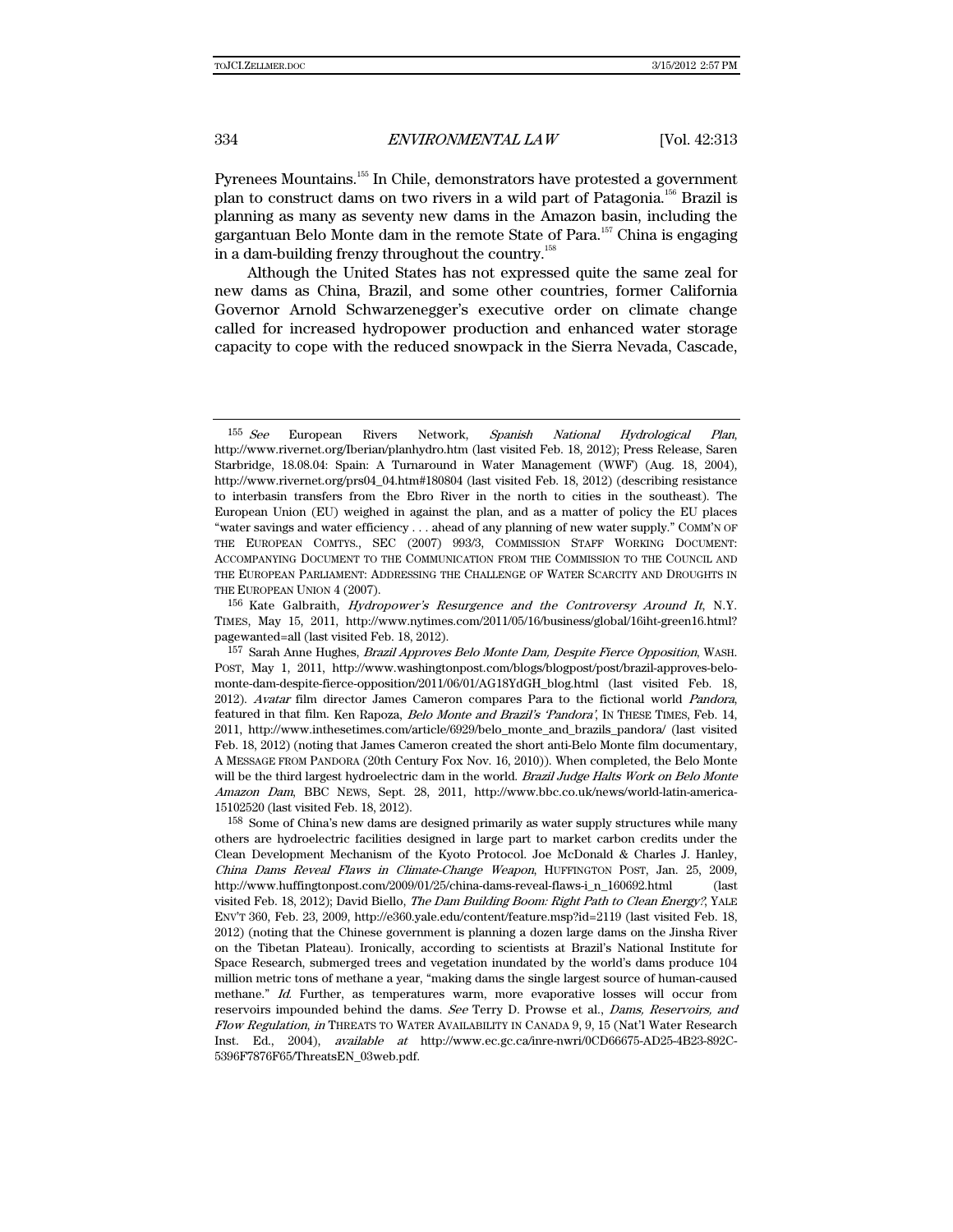Pyrenees Mountains.[155] In Chile, demonstrators have protested a government plan to construct dams on two rivers in a wild part of Patagonia.[156] Brazil is planning as many as seventy new dams in the Amazon basin, including the gargantuan Belo Monte dam in the remote State of Para.[157] China is engaging in a dam-building frenzy throughout the country.[158]

Although the United States has not expressed quite the same zeal for new dams as China, Brazil, and some other countries, former California Governor Arnold Schwarzenegger's executive order on climate change called for increased hydropower production and enhanced water storage capacity to cope with the reduced snowpack in the Sierra Nevada, Cascade,

---

[155] *See* European Rivers Network, *Spanish National Hydrological Plan*, http://www.rivernet.org/Iberian/planhydro.htm (last visited Feb. 18, 2012); Press Release, Saren Starbridge, 18.08.04: Spain: A Turnaround in Water Management (WWF) (Aug. 18, 2004), http://www.rivernet.org/prs04_04.htm#180804 (last visited Feb. 18, 2012) (describing resistance to interbasin transfers from the Ebro River in the north to cities in the southeast). The European Union (EU) weighed in against the plan, and as a matter of policy the EU places "water savings and water efficiency . . . ahead of any planning of new water supply." COMM'N OF THE EUROPEAN COMTYS., SEC (2007) 993/3, COMMISSION STAFF WORKING DOCUMENT: ACCOMPANYING DOCUMENT TO THE COMMUNICATION FROM THE COMMISSION TO THE COUNCIL AND THE EUROPEAN PARLIAMENT: ADDRESSING THE CHALLENGE OF WATER SCARCITY AND DROUGHTS IN THE EUROPEAN UNION 4 (2007).

[156] Kate Galbraith, *Hydropower's Resurgence and the Controversy Around It*, N.Y. TIMES, May 15, 2011, http://www.nytimes.com/2011/05/16/business/global/16iht-green16.html?pagewanted=all (last visited Feb. 18, 2012).

[157] Sarah Anne Hughes, *Brazil Approves Belo Monte Dam, Despite Fierce Opposition*, WASH. POST, May 1, 2011, http://www.washingtonpost.com/blogs/blogpost/post/brazil-approves-belo-monte-dam-despite-fierce-opposition/2011/06/01/AG18YdGH_blog.html (last visited Feb. 18, 2012). *Avatar* film director James Cameron compares Para to the fictional world *Pandora*, featured in that film. Ken Rapoza, *Belo Monte and Brazil's 'Pandora'*, IN THESE TIMES, Feb. 14, 2011, http://www.inthesetimes.com/article/6929/belo_monte_and_brazils_pandora/ (last visited Feb. 18, 2012) (noting that James Cameron created the short anti-Belo Monte film documentary, A MESSAGE FROM PANDORA (20th Century Fox Nov. 16, 2010)). When completed, the Belo Monte will be the third largest hydroelectric dam in the world. *Brazil Judge Halts Work on Belo Monte Amazon Dam*, BBC NEWS, Sept. 28, 2011, http://www.bbc.co.uk/news/world-latin-america-15102520 (last visited Feb. 18, 2012).

[158] Some of China's new dams are designed primarily as water supply structures while many others are hydroelectric facilities designed in large part to market carbon credits under the Clean Development Mechanism of the Kyoto Protocol. Joe McDonald & Charles J. Hanley, *China Dams Reveal Flaws in Climate-Change Weapon*, HUFFINGTON POST, Jan. 25, 2009, http://www.huffingtonpost.com/2009/01/25/china-dams-reveal-flaws-i_n_160692.html (last visited Feb. 18, 2012); David Biello, *The Dam Building Boom: Right Path to Clean Energy?*, YALE ENV'T 360, Feb. 23, 2009, http://e360.yale.edu/content/feature.msp?id=2119 (last visited Feb. 18, 2012) (noting that the Chinese government is planning a dozen large dams on the Jinsha River on the Tibetan Plateau). Ironically, according to scientists at Brazil's National Institute for Space Research, submerged trees and vegetation inundated by the world's dams produce 104 million metric tons of methane a year, "making dams the single largest source of human-caused methane." *Id.* Further, as temperatures warm, more evaporative losses will occur from reservoirs impounded behind the dams. *See* Terry D. Prowse et al., *Dams, Reservoirs, and Flow Regulation*, *in* THREATS TO WATER AVAILABILITY IN CANADA 9, 9, 15 (Nat'l Water Research Inst. Ed., 2004), *available at* http://www.ec.gc.ca/inre-nwri/0CD66675-AD25-4B23-892C-5396F7876F65/ThreatsEN_03web.pdf.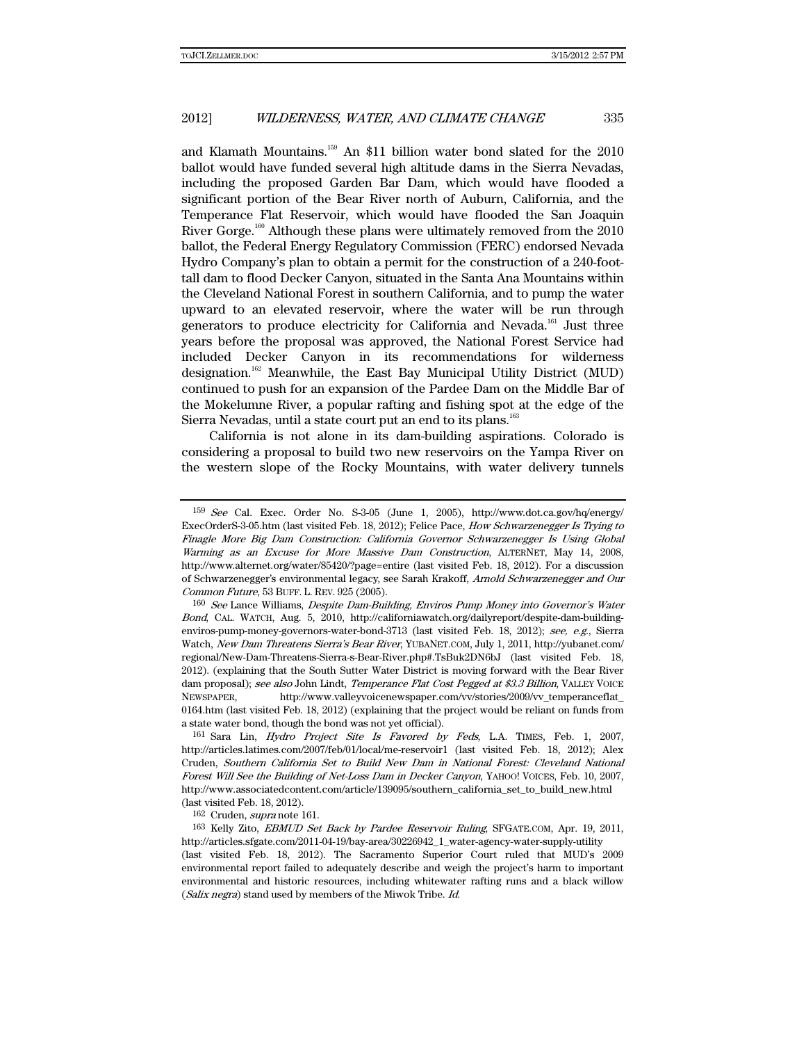and Klamath Mountains.[159] An $11 billion water bond slated for the 2010 ballot would have funded several high altitude dams in the Sierra Nevadas, including the proposed Garden Bar Dam, which would have flooded a significant portion of the Bear River north of Auburn, California, and the Temperance Flat Reservoir, which would have flooded the San Joaquin River Gorge.[160] Although these plans were ultimately removed from the 2010 ballot, the Federal Energy Regulatory Commission (FERC) endorsed Nevada Hydro Company's plan to obtain a permit for the construction of a 240-foot-tall dam to flood Decker Canyon, situated in the Santa Ana Mountains within the Cleveland National Forest in southern California, and to pump the water upward to an elevated reservoir, where the water will be run through generators to produce electricity for California and Nevada.[161] Just three years before the proposal was approved, the National Forest Service had included Decker Canyon in its recommendations for wilderness designation.[162] Meanwhile, the East Bay Municipal Utility District (MUD) continued to push for an expansion of the Pardee Dam on the Middle Bar of the Mokelumne River, a popular rafting and fishing spot at the edge of the Sierra Nevadas, until a state court put an end to its plans.[163]

California is not alone in its dam-building aspirations. Colorado is considering a proposal to build two new reservoirs on the Yampa River on the western slope of the Rocky Mountains, with water delivery tunnels

---

159 *See* Cal. Exec. Order No. S-3-05 (June 1, 2005), http://www.dot.ca.gov/hq/energy/ExecOrderS-3-05.htm (last visited Feb. 18, 2012); Felice Pace, *How Schwarzenegger Is Trying to Finagle More Big Dam Construction: California Governor Schwarzenegger Is Using Global Warming as an Excuse for More Massive Dam Construction*, ALTERNET, May 14, 2008, http://www.alternet.org/water/85420/?page=entire (last visited Feb. 18, 2012). For a discussion of Schwarzenegger's environmental legacy, see Sarah Krakoff, *Arnold Schwarzenegger and Our Common Future*, 53 BUFF. L. REV. 925 (2005).

160 *See* Lance Williams, *Despite Dam-Building, Enviros Pump Money into Governor's Water Bond*, CAL. WATCH, Aug. 5, 2010, http://californiawatch.org/dailyreport/despite-dam-building-enviros-pump-money-governors-water-bond-3713 (last visited Feb. 18, 2012); *see, e.g.*, Sierra Watch, *New Dam Threatens Sierra's Bear River*, YUBANET.COM, July 1, 2011, http://yubanet.com/regional/New-Dam-Threatens-Sierra-s-Bear-River.php#.TsBuk2DN6bJ (last visited Feb. 18, 2012). (explaining that the South Sutter Water District is moving forward with the Bear River dam proposal); *see also* John Lindt, *Temperance Flat Cost Pegged at $3.3 Billion*, VALLEY VOICE NEWSPAPER, http://www.valleyvoicenewspaper.com/vv/stories/2009/vv_temperanceflat_0164.htm (last visited Feb. 18, 2012) (explaining that the project would be reliant on funds from a state water bond, though the bond was not yet official).

161 Sara Lin, *Hydro Project Site Is Favored by Feds*, L.A. TIMES, Feb. 1, 2007, http://articles.latimes.com/2007/feb/01/local/me-reservoir1 (last visited Feb. 18, 2012); Alex Cruden, *Southern California Set to Build New Dam in National Forest: Cleveland National Forest Will See the Building of Net-Loss Dam in Decker Canyon*, YAHOO! VOICES, Feb. 10, 2007, http://www.associatedcontent.com/article/139095/southern_california_set_to_build_new.html (last visited Feb. 18, 2012).

162 Cruden, *supra* note 161.

163 Kelly Zito, *EBMUD Set Back by Pardee Reservoir Ruling*, SFGATE.COM, Apr. 19, 2011, http://articles.sfgate.com/2011-04-19/bay-area/30226942_1_water-agency-water-supply-utility (last visited Feb. 18, 2012). The Sacramento Superior Court ruled that MUD's 2009 environmental report failed to adequately describe and weigh the project's harm to important environmental and historic resources, including whitewater rafting runs and a black willow (*Salix negra*) stand used by members of the Miwok Tribe. *Id.*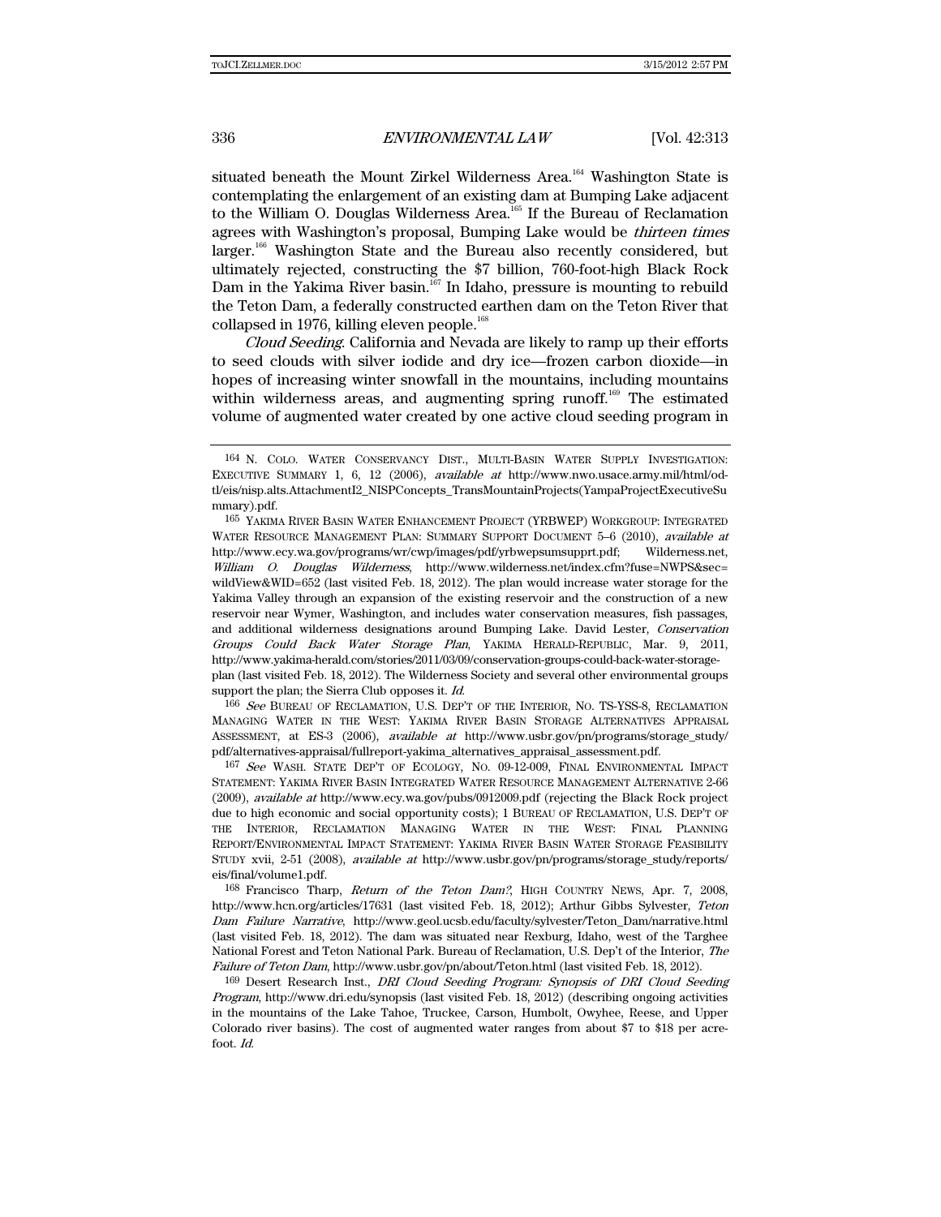situated beneath the Mount Zirkel Wilderness Area.[164] Washington State is contemplating the enlargement of an existing dam at Bumping Lake adjacent to the William O. Douglas Wilderness Area.[165] If the Bureau of Reclamation agrees with Washington's proposal, Bumping Lake would be *thirteen times* larger.[166] Washington State and the Bureau also recently considered, but ultimately rejected, constructing the $7 billion, 760-foot-high Black Rock Dam in the Yakima River basin.[167] In Idaho, pressure is mounting to rebuild the Teton Dam, a federally constructed earthen dam on the Teton River that collapsed in 1976, killing eleven people.[168]

*Cloud Seeding*. California and Nevada are likely to ramp up their efforts to seed clouds with silver iodide and dry ice—frozen carbon dioxide—in hopes of increasing winter snowfall in the mountains, including mountains within wilderness areas, and augmenting spring runoff.[169] The estimated volume of augmented water created by one active cloud seeding program in

---

164 N. COLO. WATER CONSERVANCY DIST., MULTI-BASIN WATER SUPPLY INVESTIGATION: EXECUTIVE SUMMARY 1, 6, 12 (2006), *available at* http://www.nwo.usace.army.mil/html/od-tl/eis/nisp.alts.AttachmentI2_NISPConcepts_TransMountainProjects(YampaProjectExecutiveSummary).pdf.

165 YAKIMA RIVER BASIN WATER ENHANCEMENT PROJECT (YRBWEP) WORKGROUP: INTEGRATED WATER RESOURCE MANAGEMENT PLAN: SUMMARY SUPPORT DOCUMENT 5–6 (2010), *available at* http://www.ecy.wa.gov/programs/wr/cwp/images/pdf/yrbwepsumsupprt.pdf; Wilderness.net, *William O. Douglas Wilderness*, http://www.wilderness.net/index.cfm?fuse=NWPS&sec=wildView&WID=652 (last visited Feb. 18, 2012). The plan would increase water storage for the Yakima Valley through an expansion of the existing reservoir and the construction of a new reservoir near Wymer, Washington, and includes water conservation measures, fish passages, and additional wilderness designations around Bumping Lake. David Lester, *Conservation Groups Could Back Water Storage Plan*, YAKIMA HERALD-REPUBLIC, Mar. 9, 2011, http://www.yakima-herald.com/stories/2011/03/09/conservation-groups-could-back-water-storage-plan (last visited Feb. 18, 2012). The Wilderness Society and several other environmental groups support the plan; the Sierra Club opposes it. *Id.*

166 *See* BUREAU OF RECLAMATION, U.S. DEP'T OF THE INTERIOR, NO. TS-YSS-8, RECLAMATION MANAGING WATER IN THE WEST: YAKIMA RIVER BASIN STORAGE ALTERNATIVES APPRAISAL ASSESSMENT, at ES-3 (2006), *available at* http://www.usbr.gov/pn/programs/storage_study/pdf/alternatives-appraisal/fullreport-yakima_alternatives_appraisal_assessment.pdf.

167 *See* WASH. STATE DEP'T OF ECOLOGY, NO. 09-12-009, FINAL ENVIRONMENTAL IMPACT STATEMENT: YAKIMA RIVER BASIN INTEGRATED WATER RESOURCE MANAGEMENT ALTERNATIVE 2-66 (2009), *available at* http://www.ecy.wa.gov/pubs/0912009.pdf (rejecting the Black Rock project due to high economic and social opportunity costs); 1 BUREAU OF RECLAMATION, U.S. DEP'T OF THE INTERIOR, RECLAMATION MANAGING WATER IN THE WEST: FINAL PLANNING REPORT/ENVIRONMENTAL IMPACT STATEMENT: YAKIMA RIVER BASIN WATER STORAGE FEASIBILITY STUDY xvii, 2-51 (2008), *available at* http://www.usbr.gov/pn/programs/storage_study/reports/eis/final/volume1.pdf.

168 Francisco Tharp, *Return of the Teton Dam?*, HIGH COUNTRY NEWS, Apr. 7, 2008, http://www.hcn.org/articles/17631 (last visited Feb. 18, 2012); Arthur Gibbs Sylvester, *Teton Dam Failure Narrative*, http://www.geol.ucsb.edu/faculty/sylvester/Teton_Dam/narrative.html (last visited Feb. 18, 2012). The dam was situated near Rexburg, Idaho, west of the Targhee National Forest and Teton National Park. Bureau of Reclamation, U.S. Dep't of the Interior, *The Failure of Teton Dam*, http://www.usbr.gov/pn/about/Teton.html (last visited Feb. 18, 2012).

169 Desert Research Inst., *DRI Cloud Seeding Program: Synopsis of DRI Cloud Seeding Program*, http://www.dri.edu/synopsis (last visited Feb. 18, 2012) (describing ongoing activities in the mountains of the Lake Tahoe, Truckee, Carson, Humbolt, Owyhee, Reese, and Upper Colorado river basins). The cost of augmented water ranges from about $7 to $18 per acre-foot. *Id.*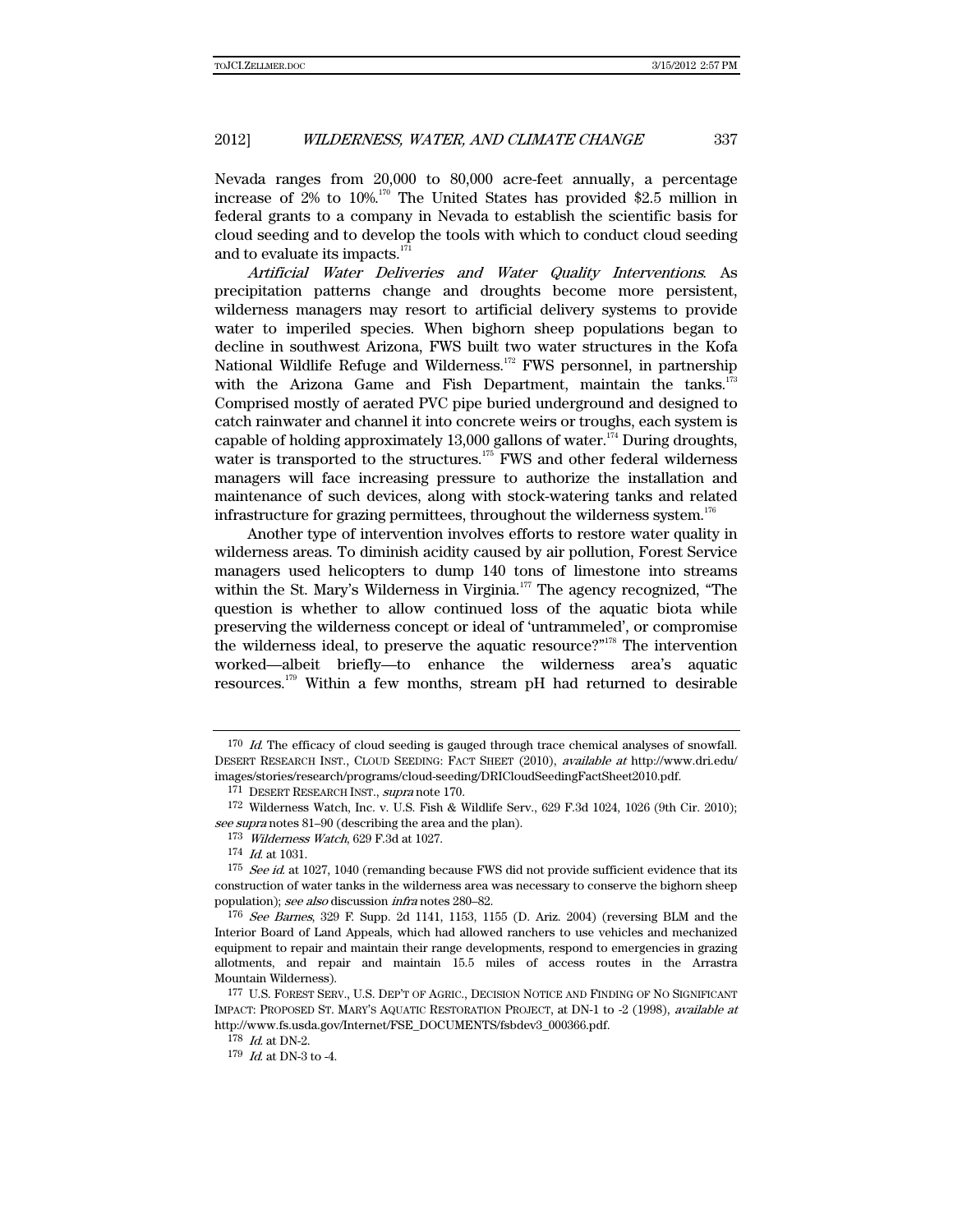Nevada ranges from 20,000 to 80,000 acre-feet annually, a percentage increase of 2% to 10%.[170] The United States has provided $2.5 million in federal grants to a company in Nevada to establish the scientific basis for cloud seeding and to develop the tools with which to conduct cloud seeding and to evaluate its impacts.[171]

*Artificial Water Deliveries and Water Quality Interventions*. As precipitation patterns change and droughts become more persistent, wilderness managers may resort to artificial delivery systems to provide water to imperiled species. When bighorn sheep populations began to decline in southwest Arizona, FWS built two water structures in the Kofa National Wildlife Refuge and Wilderness.[172] FWS personnel, in partnership with the Arizona Game and Fish Department, maintain the tanks.[173] Comprised mostly of aerated PVC pipe buried underground and designed to catch rainwater and channel it into concrete weirs or troughs, each system is capable of holding approximately 13,000 gallons of water.[174] During droughts, water is transported to the structures.[175] FWS and other federal wilderness managers will face increasing pressure to authorize the installation and maintenance of such devices, along with stock-watering tanks and related infrastructure for grazing permittees, throughout the wilderness system.[176]

Another type of intervention involves efforts to restore water quality in wilderness areas. To diminish acidity caused by air pollution, Forest Service managers used helicopters to dump 140 tons of limestone into streams within the St. Mary's Wilderness in Virginia.[177] The agency recognized, "The question is whether to allow continued loss of the aquatic biota while preserving the wilderness concept or ideal of 'untrammeled', or compromise the wilderness ideal, to preserve the aquatic resource?"[178] The intervention worked—albeit briefly—to enhance the wilderness area's aquatic resources.[179] Within a few months, stream pH had returned to desirable

---

170 *Id.* The efficacy of cloud seeding is gauged through trace chemical analyses of snowfall. DESERT RESEARCH INST., CLOUD SEEDING: FACT SHEET (2010), *available at* http://www.dri.edu/images/stories/research/programs/cloud-seeding/DRICloudSeedingFactSheet2010.pdf.

171 DESERT RESEARCH INST., *supra* note 170.

172 Wilderness Watch, Inc. v. U.S. Fish & Wildlife Serv., 629 F.3d 1024, 1026 (9th Cir. 2010); *see supra* notes 81–90 (describing the area and the plan).

173 *Wilderness Watch*, 629 F.3d at 1027.

174 *Id.* at 1031.

175 *See id.* at 1027, 1040 (remanding because FWS did not provide sufficient evidence that its construction of water tanks in the wilderness area was necessary to conserve the bighorn sheep population); *see also* discussion *infra* notes 280–82.

176 *See Barnes*, 329 F. Supp. 2d 1141, 1153, 1155 (D. Ariz. 2004) (reversing BLM and the Interior Board of Land Appeals, which had allowed ranchers to use vehicles and mechanized equipment to repair and maintain their range developments, respond to emergencies in grazing allotments, and repair and maintain 15.5 miles of access routes in the Arrastra Mountain Wilderness).

177 U.S. FOREST SERV., U.S. DEP'T OF AGRIC., DECISION NOTICE AND FINDING OF NO SIGNIFICANT IMPACT: PROPOSED ST. MARY'S AQUATIC RESTORATION PROJECT, at DN-1 to -2 (1998), *available at* http://www.fs.usda.gov/Internet/FSE_DOCUMENTS/fsbdev3_000366.pdf.

178 *Id.* at DN-2.

179 *Id.* at DN-3 to -4.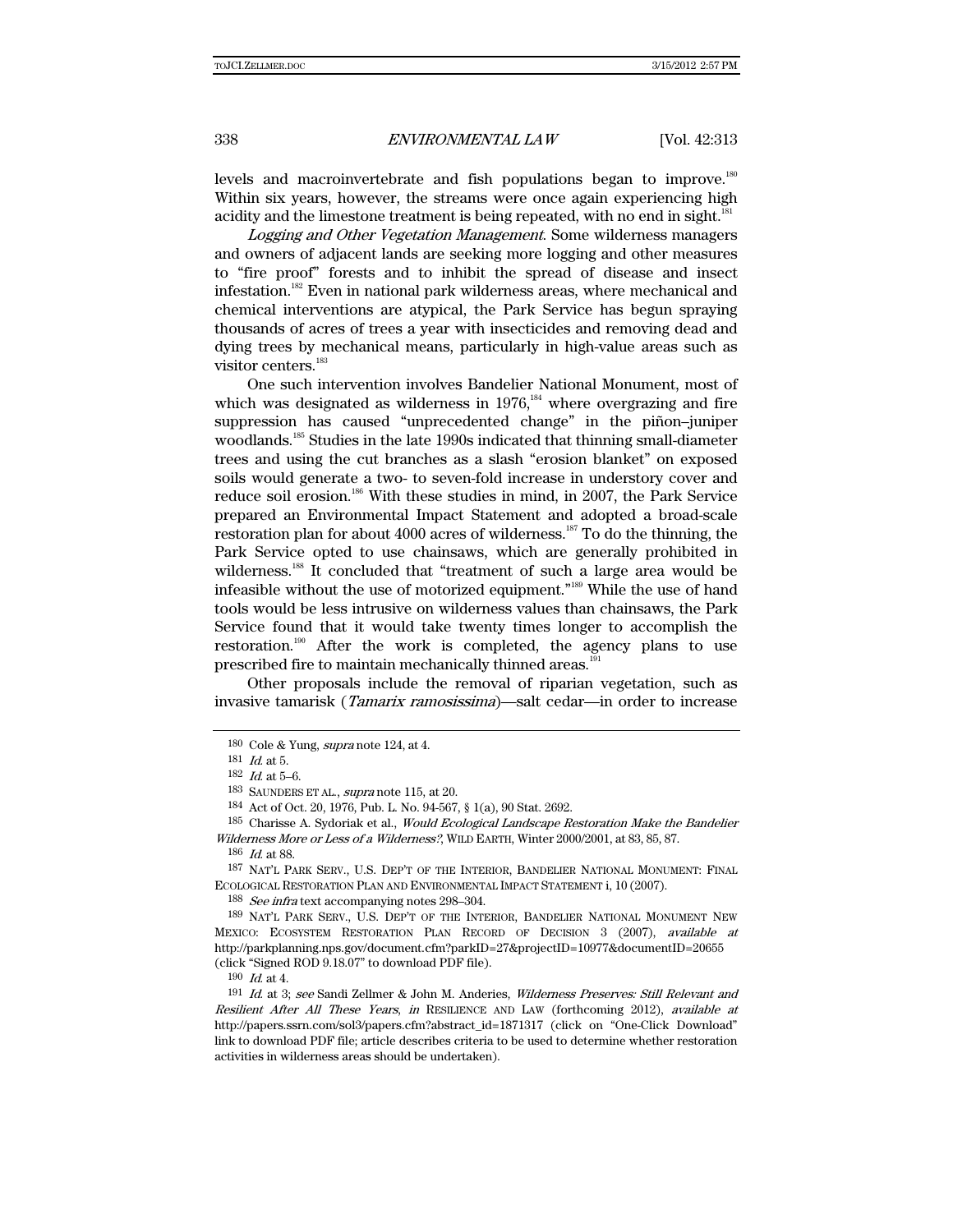levels and macroinvertebrate and fish populations began to improve.[180] Within six years, however, the streams were once again experiencing high acidity and the limestone treatment is being repeated, with no end in sight.[181]

*Logging and Other Vegetation Management*. Some wilderness managers and owners of adjacent lands are seeking more logging and other measures to "fire proof" forests and to inhibit the spread of disease and insect infestation.[182] Even in national park wilderness areas, where mechanical and chemical interventions are atypical, the Park Service has begun spraying thousands of acres of trees a year with insecticides and removing dead and dying trees by mechanical means, particularly in high-value areas such as visitor centers.[183]

One such intervention involves Bandelier National Monument, most of which was designated as wilderness in 1976,[184] where overgrazing and fire suppression has caused "unprecedented change" in the piñon–juniper woodlands.[185] Studies in the late 1990s indicated that thinning small-diameter trees and using the cut branches as a slash "erosion blanket" on exposed soils would generate a two- to seven-fold increase in understory cover and reduce soil erosion.[186] With these studies in mind, in 2007, the Park Service prepared an Environmental Impact Statement and adopted a broad-scale restoration plan for about 4000 acres of wilderness.[187] To do the thinning, the Park Service opted to use chainsaws, which are generally prohibited in wilderness.[188] It concluded that "treatment of such a large area would be infeasible without the use of motorized equipment."[189] While the use of hand tools would be less intrusive on wilderness values than chainsaws, the Park Service found that it would take twenty times longer to accomplish the restoration.[190] After the work is completed, the agency plans to use prescribed fire to maintain mechanically thinned areas.[191]

Other proposals include the removal of riparian vegetation, such as invasive tamarisk (*Tamarix ramosissima*)—salt cedar—in order to increase

---

180 Cole & Yung, *supra* note 124, at 4.

181 *Id.* at 5.

182 *Id.* at 5–6.

183 SAUNDERS ET AL., *supra* note 115, at 20.

184 Act of Oct. 20, 1976, Pub. L. No. 94-567, § 1(a), 90 Stat. 2692.

185 Charisse A. Sydoriak et al., *Would Ecological Landscape Restoration Make the Bandelier Wilderness More or Less of a Wilderness?*, WILD EARTH, Winter 2000/2001, at 83, 85, 87.

186 *Id.* at 88.

187 NAT'L PARK SERV., U.S. DEP'T OF THE INTERIOR, BANDELIER NATIONAL MONUMENT: FINAL ECOLOGICAL RESTORATION PLAN AND ENVIRONMENTAL IMPACT STATEMENT i, 10 (2007).

188 *See infra* text accompanying notes 298–304.

189 NAT'L PARK SERV., U.S. DEP'T OF THE INTERIOR, BANDELIER NATIONAL MONUMENT NEW MEXICO: ECOSYSTEM RESTORATION PLAN RECORD OF DECISION 3 (2007), *available at* http://parkplanning.nps.gov/document.cfm?parkID=27&projectID=10977&documentID=20655 (click "Signed ROD 9.18.07" to download PDF file).

190 *Id.* at 4.

191 *Id.* at 3; *see* Sandi Zellmer & John M. Anderies, *Wilderness Preserves: Still Relevant and Resilient After All These Years*, *in* RESILIENCE AND LAW (forthcoming 2012), *available at* http://papers.ssrn.com/sol3/papers.cfm?abstract_id=1871317 (click on "One-Click Download" link to download PDF file; article describes criteria to be used to determine whether restoration activities in wilderness areas should be undertaken).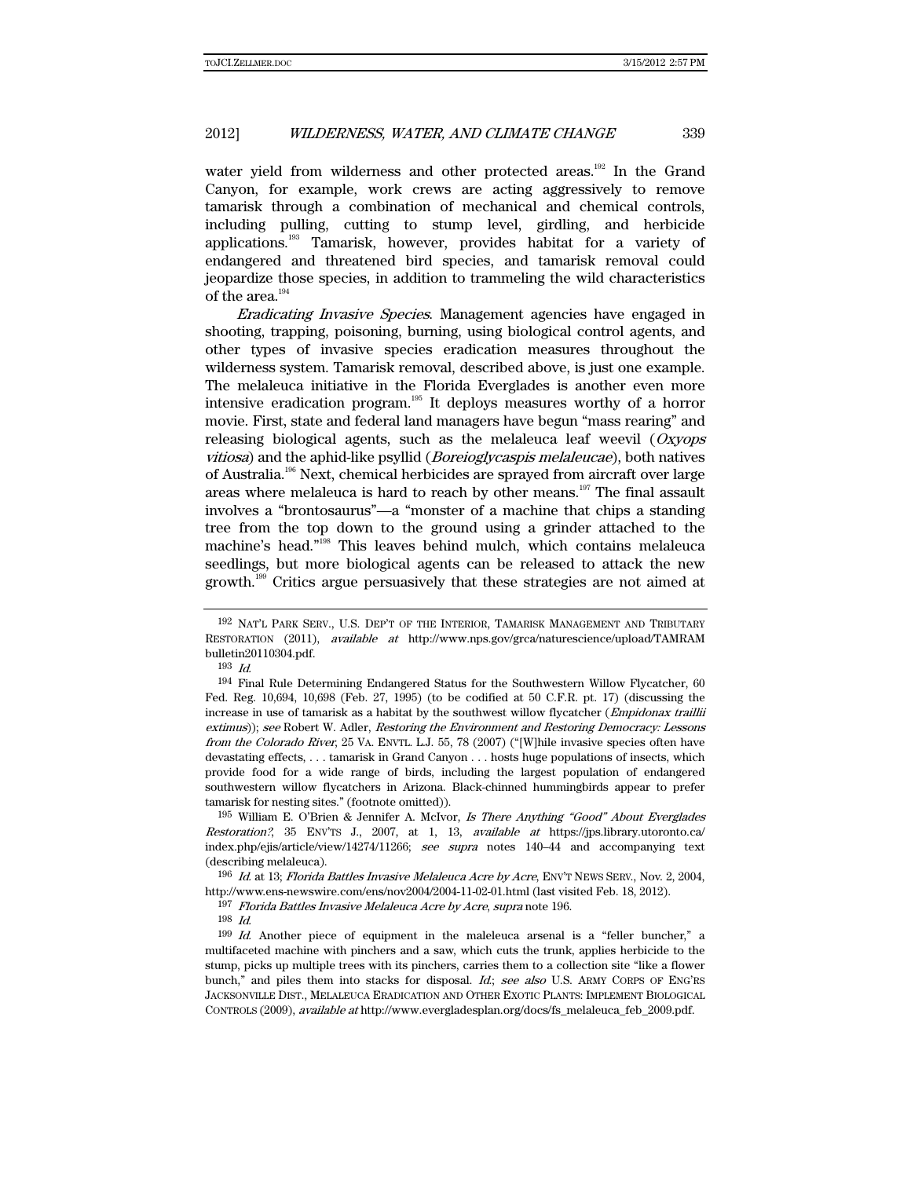water yield from wilderness and other protected areas.[192] In the Grand Canyon, for example, work crews are acting aggressively to remove tamarisk through a combination of mechanical and chemical controls, including pulling, cutting to stump level, girdling, and herbicide applications.[193] Tamarisk, however, provides habitat for a variety of endangered and threatened bird species, and tamarisk removal could jeopardize those species, in addition to trammeling the wild characteristics of the area.[194]

*Eradicating Invasive Species*. Management agencies have engaged in shooting, trapping, poisoning, burning, using biological control agents, and other types of invasive species eradication measures throughout the wilderness system. Tamarisk removal, described above, is just one example. The melaleuca initiative in the Florida Everglades is another even more intensive eradication program.[195] It deploys measures worthy of a horror movie. First, state and federal land managers have begun "mass rearing" and releasing biological agents, such as the melaleuca leaf weevil (*Oxyops vitiosa*) and the aphid-like psyllid (*Boreioglycaspis melaleucae*), both natives of Australia.[196] Next, chemical herbicides are sprayed from aircraft over large areas where melaleuca is hard to reach by other means.[197] The final assault involves a "brontosaurus"—a "monster of a machine that chips a standing tree from the top down to the ground using a grinder attached to the machine's head."[198] This leaves behind mulch, which contains melaleuca seedlings, but more biological agents can be released to attack the new growth.[199] Critics argue persuasively that these strategies are not aimed at

---

192 NAT'L PARK SERV., U.S. DEP'T OF THE INTERIOR, TAMARISK MANAGEMENT AND TRIBUTARY RESTORATION (2011), *available at* http://www.nps.gov/grca/naturescience/upload/TAMRAM bulletin20110304.pdf.

193 *Id.*

194 Final Rule Determining Endangered Status for the Southwestern Willow Flycatcher, 60 Fed. Reg. 10,694, 10,698 (Feb. 27, 1995) (to be codified at 50 C.F.R. pt. 17) (discussing the increase in use of tamarisk as a habitat by the southwest willow flycatcher (*Empidonax traillii extimus*)); *see* Robert W. Adler, *Restoring the Environment and Restoring Democracy: Lessons from the Colorado River*, 25 VA. ENVTL. L.J. 55, 78 (2007) ("[W]hile invasive species often have devastating effects, . . . tamarisk in Grand Canyon . . . hosts huge populations of insects, which provide food for a wide range of birds, including the largest population of endangered southwestern willow flycatchers in Arizona. Black-chinned hummingbirds appear to prefer tamarisk for nesting sites." (footnote omitted)).

195 William E. O'Brien & Jennifer A. McIvor, *Is There Anything "Good" About Everglades Restoration?*, 35 ENV'TS J., 2007, at 1, 13, *available at* https://jps.library.utoronto.ca/index.php/ejis/article/view/14274/11266; *see supra* notes 140–44 and accompanying text (describing melaleuca).

196 *Id.* at 13; *Florida Battles Invasive Melaleuca Acre by Acre*, ENV'T NEWS SERV., Nov. 2, 2004, http://www.ens-newswire.com/ens/nov2004/2004-11-02-01.html (last visited Feb. 18, 2012).

197 *Florida Battles Invasive Melaleuca Acre by Acre*, *supra* note 196.

198 *Id.*

199 *Id.* Another piece of equipment in the maleleuca arsenal is a "feller buncher," a multifaceted machine with pinchers and a saw, which cuts the trunk, applies herbicide to the stump, picks up multiple trees with its pinchers, carries them to a collection site "like a flower bunch," and piles them into stacks for disposal. *Id.*; *see also* U.S. ARMY CORPS OF ENG'RS JACKSONVILLE DIST., MELALEUCA ERADICATION AND OTHER EXOTIC PLANTS: IMPLEMENT BIOLOGICAL CONTROLS (2009), *available at* http://www.evergladesplan.org/docs/fs_melaleuca_feb_2009.pdf.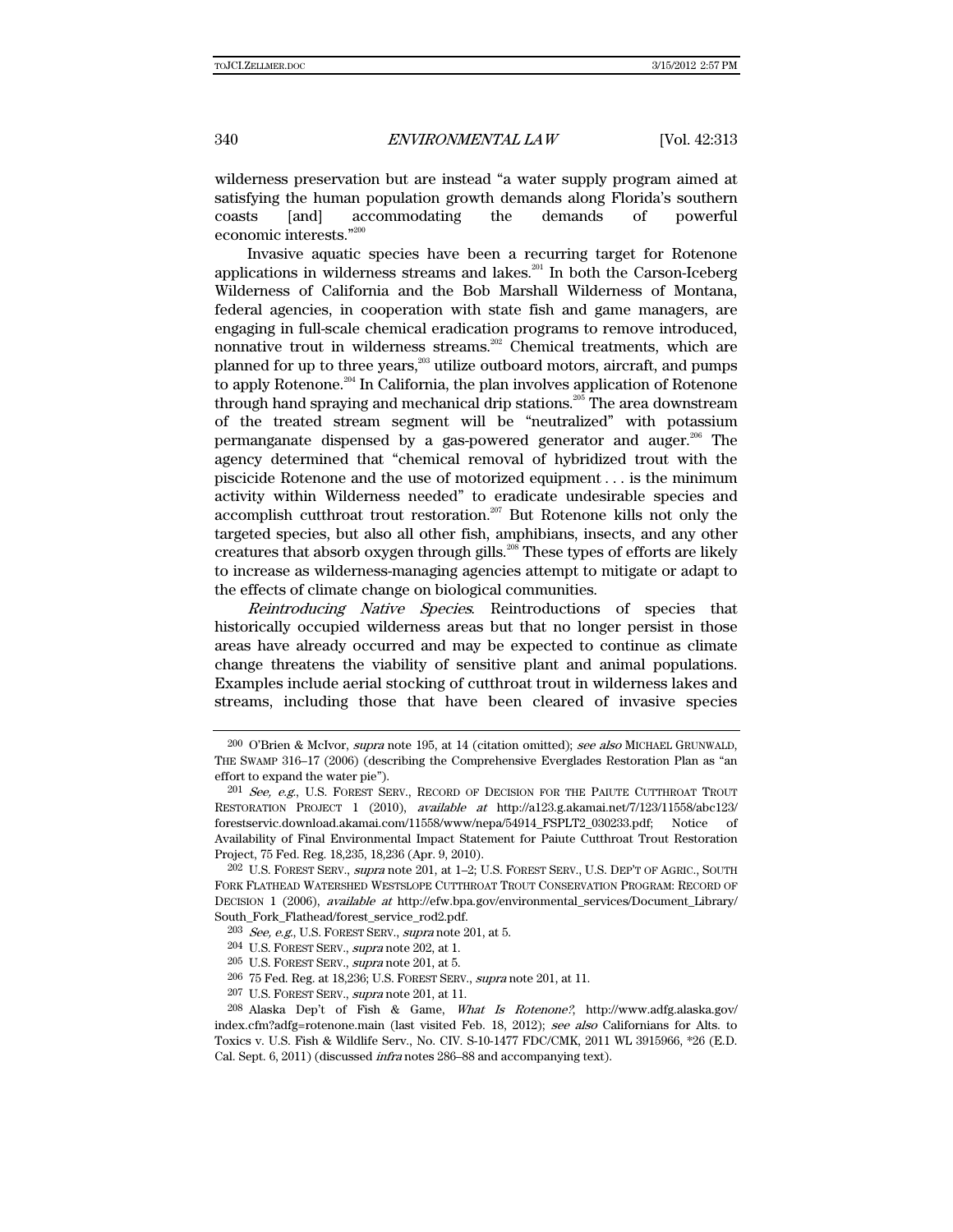wilderness preservation but are instead "a water supply program aimed at satisfying the human population growth demands along Florida's southern coasts [and] accommodating the demands of powerful economic interests."[200]

Invasive aquatic species have been a recurring target for Rotenone applications in wilderness streams and lakes.[201] In both the Carson-Iceberg Wilderness of California and the Bob Marshall Wilderness of Montana, federal agencies, in cooperation with state fish and game managers, are engaging in full-scale chemical eradication programs to remove introduced, nonnative trout in wilderness streams.[202] Chemical treatments, which are planned for up to three years,[203] utilize outboard motors, aircraft, and pumps to apply Rotenone.[204] In California, the plan involves application of Rotenone through hand spraying and mechanical drip stations.[205] The area downstream of the treated stream segment will be "neutralized" with potassium permanganate dispensed by a gas-powered generator and auger.[206] The agency determined that "chemical removal of hybridized trout with the piscicide Rotenone and the use of motorized equipment . . . is the minimum activity within Wilderness needed" to eradicate undesirable species and accomplish cutthroat trout restoration.[207] But Rotenone kills not only the targeted species, but also all other fish, amphibians, insects, and any other creatures that absorb oxygen through gills.[208] These types of efforts are likely to increase as wilderness-managing agencies attempt to mitigate or adapt to the effects of climate change on biological communities.

*Reintroducing Native Species*. Reintroductions of species that historically occupied wilderness areas but that no longer persist in those areas have already occurred and may be expected to continue as climate change threatens the viability of sensitive plant and animal populations. Examples include aerial stocking of cutthroat trout in wilderness lakes and streams, including those that have been cleared of invasive species

---

200 O'Brien & McIvor, *supra* note 195, at 14 (citation omitted); *see also* MICHAEL GRUNWALD, THE SWAMP 316–17 (2006) (describing the Comprehensive Everglades Restoration Plan as "an effort to expand the water pie").

201 *See, e.g.*, U.S. FOREST SERV., RECORD OF DECISION FOR THE PAIUTE CUTTHROAT TROUT RESTORATION PROJECT 1 (2010), *available at* http://a123.g.akamai.net/7/123/11558/abc123/forestservic.download.akamai.com/11558/www/nepa/54914_FSPLT2_030233.pdf; Notice of Availability of Final Environmental Impact Statement for Paiute Cutthroat Trout Restoration Project, 75 Fed. Reg. 18,235, 18,236 (Apr. 9, 2010).

202 U.S. FOREST SERV., *supra* note 201, at 1–2; U.S. FOREST SERV., U.S. DEP'T OF AGRIC., SOUTH FORK FLATHEAD WATERSHED WESTSLOPE CUTTHROAT TROUT CONSERVATION PROGRAM: RECORD OF DECISION 1 (2006), *available at* http://efw.bpa.gov/environmental_services/Document_Library/South_Fork_Flathead/forest_service_rod2.pdf.

203 *See, e.g.*, U.S. FOREST SERV., *supra* note 201, at 5.

204 U.S. FOREST SERV., *supra* note 202, at 1.

205 U.S. FOREST SERV., *supra* note 201, at 5.

206 75 Fed. Reg. at 18,236; U.S. FOREST SERV., *supra* note 201, at 11.

207 U.S. FOREST SERV., *supra* note 201, at 11.

208 Alaska Dep't of Fish & Game, *What Is Rotenone?*, http://www.adfg.alaska.gov/index.cfm?adfg=rotenone.main (last visited Feb. 18, 2012); *see also* Californians for Alts. to Toxics v. U.S. Fish & Wildlife Serv., No. CIV. S-10-1477 FDC/CMK, 2011 WL 3915966, *26 (E.D. Cal. Sept. 6, 2011) (discussed *infra* notes 286–88 and accompanying text).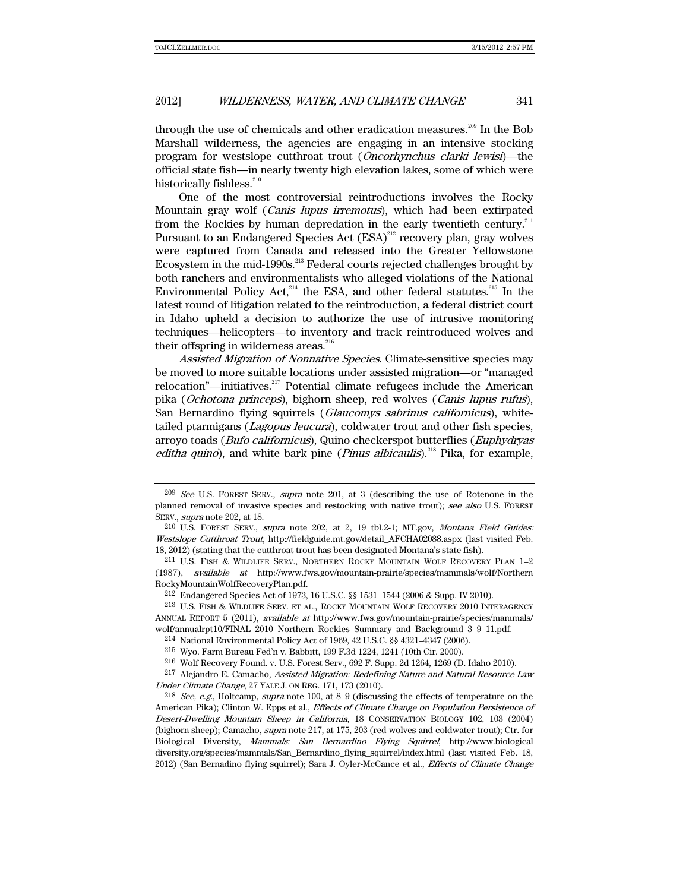through the use of chemicals and other eradication measures.[209] In the Bob Marshall wilderness, the agencies are engaging in an intensive stocking program for westslope cutthroat trout (*Oncorhynchus clarki lewisi*)—the official state fish—in nearly twenty high elevation lakes, some of which were historically fishless.[210]

One of the most controversial reintroductions involves the Rocky Mountain gray wolf (*Canis lupus irremotus*), which had been extirpated from the Rockies by human depredation in the early twentieth century.[211] Pursuant to an Endangered Species Act (ESA)[212] recovery plan, gray wolves were captured from Canada and released into the Greater Yellowstone Ecosystem in the mid-1990s.[213] Federal courts rejected challenges brought by both ranchers and environmentalists who alleged violations of the National Environmental Policy Act,[214] the ESA, and other federal statutes.[215] In the latest round of litigation related to the reintroduction, a federal district court in Idaho upheld a decision to authorize the use of intrusive monitoring techniques—helicopters—to inventory and track reintroduced wolves and their offspring in wilderness areas.[216]

*Assisted Migration of Nonnative Species*. Climate-sensitive species may be moved to more suitable locations under assisted migration—or "managed relocation"—initiatives.[217] Potential climate refugees include the American pika (*Ochotona princeps*), bighorn sheep, red wolves (*Canis lupus rufus*), San Bernardino flying squirrels (*Glaucomys sabrinus californicus*), white-tailed ptarmigans (*Lagopus leucura*), coldwater trout and other fish species, arroyo toads (*Bufo californicus*), Quino checkerspot butterflies (*Euphydryas editha quino*), and white bark pine (*Pinus albicaulis*).[218] Pika, for example,

---

209 *See* U.S. FOREST SERV., *supra* note 201, at 3 (describing the use of Rotenone in the planned removal of invasive species and restocking with native trout); *see also* U.S. FOREST SERV., *supra* note 202, at 18.

210 U.S. FOREST SERV., *supra* note 202, at 2, 19 tbl.2-1; MT.gov, *Montana Field Guides: Westslope Cutthroat Trout*, http://fieldguide.mt.gov/detail_AFCHA02088.aspx (last visited Feb. 18, 2012) (stating that the cutthroat trout has been designated Montana's state fish).

211 U.S. FISH & WILDLIFE SERV., NORTHERN ROCKY MOUNTAIN WOLF RECOVERY PLAN 1–2 (1987), *available at* http://www.fws.gov/mountain-prairie/species/mammals/wolf/NorthernRockyMountainWolfRecoveryPlan.pdf.

212 Endangered Species Act of 1973, 16 U.S.C. §§ 1531–1544 (2006 & Supp. IV 2010).

213 U.S. FISH & WILDLIFE SERV. ET AL., ROCKY MOUNTAIN WOLF RECOVERY 2010 INTERAGENCY ANNUAL REPORT 5 (2011), *available at* http://www.fws.gov/mountain-prairie/species/mammals/wolf/annualrpt10/FINAL_2010_Northern_Rockies_Summary_and_Background_3_9_11.pdf.

214 National Environmental Policy Act of 1969, 42 U.S.C. §§ 4321–4347 (2006).

215 Wyo. Farm Bureau Fed'n v. Babbitt, 199 F.3d 1224, 1241 (10th Cir. 2000).

216 Wolf Recovery Found. v. U.S. Forest Serv., 692 F. Supp. 2d 1264, 1269 (D. Idaho 2010).

217 Alejandro E. Camacho, *Assisted Migration: Redefining Nature and Natural Resource Law Under Climate Change*, 27 YALE J. ON REG. 171, 173 (2010).

218 *See, e.g.*, Holtcamp, *supra* note 100, at 8–9 (discussing the effects of temperature on the American Pika); Clinton W. Epps et al., *Effects of Climate Change on Population Persistence of Desert-Dwelling Mountain Sheep in California*, 18 CONSERVATION BIOLOGY 102, 103 (2004) (bighorn sheep); Camacho, *supra* note 217, at 175, 203 (red wolves and coldwater trout); Ctr. for Biological Diversity, *Mammals: San Bernardino Flying Squirrel*, http://www.biologicaldiversity.org/species/mammals/San_Bernardino_flying_squirrel/index.html (last visited Feb. 18, 2012) (San Bernadino flying squirrel); Sara J. Oyler-McCance et al., *Effects of Climate Change*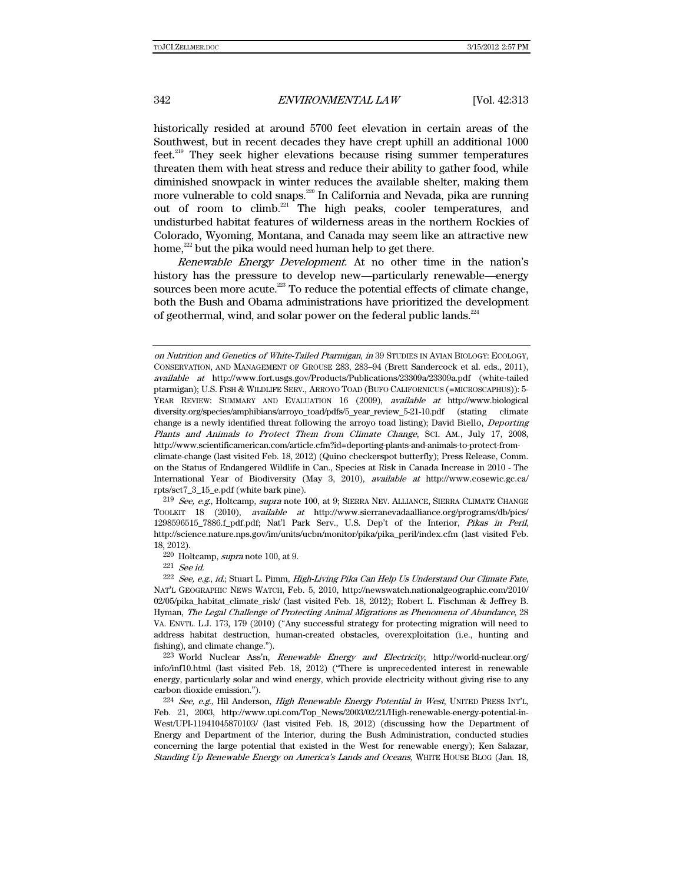historically resided at around 5700 feet elevation in certain areas of the Southwest, but in recent decades they have crept uphill an additional 1000 feet.[219] They seek higher elevations because rising summer temperatures threaten them with heat stress and reduce their ability to gather food, while diminished snowpack in winter reduces the available shelter, making them more vulnerable to cold snaps.[220] In California and Nevada, pika are running out of room to climb.[221] The high peaks, cooler temperatures, and undisturbed habitat features of wilderness areas in the northern Rockies of Colorado, Wyoming, Montana, and Canada may seem like an attractive new home,[222] but the pika would need human help to get there.

*Renewable Energy Development.* At no other time in the nation's history has the pressure to develop new—particularly renewable—energy sources been more acute.[223] To reduce the potential effects of climate change, both the Bush and Obama administrations have prioritized the development of geothermal, wind, and solar power on the federal public lands.[224]

---

*on Nutrition and Genetics of White-Tailed Ptarmigan*, *in* 39 STUDIES IN AVIAN BIOLOGY: ECOLOGY, CONSERVATION, AND MANAGEMENT OF GROUSE 283, 283–94 (Brett Sandercock et al. eds., 2011), *available at* http://www.fort.usgs.gov/Products/Publications/23309a/23309a.pdf (white-tailed ptarmigan); U.S. FISH & WILDLIFE SERV., ARROYO TOAD (BUFO CALIFORNICUS (=MICROSCAPHUS)): 5-YEAR REVIEW: SUMMARY AND EVALUATION 16 (2009), *available at* http://www.biologicaldiversity.org/species/amphibians/arroyo_toad/pdfs/5_year_review_5-21-10.pdf (stating climate change is a newly identified threat following the arroyo toad listing); David Biello, *Deporting Plants and Animals to Protect Them from Climate Change*, SCI. AM., July 17, 2008, http://www.scientificamerican.com/article.cfm?id=deporting-plants-and-animals-to-protect-from-climate-change (last visited Feb. 18, 2012) (Quino checkerspot butterfly); Press Release, Comm. on the Status of Endangered Wildlife in Can., Species at Risk in Canada Increase in 2010 - The International Year of Biodiversity (May 3, 2010), *available at* http://www.cosewic.gc.ca/rpts/sct7_3_15_e.pdf (white bark pine).

219 *See, e.g.*, Holtcamp, *supra* note 100, at 9; SIERRA NEV. ALLIANCE, SIERRA CLIMATE CHANGE TOOLKIT 18 (2010), *available at* http://www.sierranevadaalliance.org/programs/db/pics/1298596515_7886.f_pdf.pdf; Nat'l Park Serv., U.S. Dep't of the Interior, *Pikas in Peril*, http://science.nature.nps.gov/im/units/ucbn/monitor/pika/pika_peril/index.cfm (last visited Feb. 18, 2012).

220 Holtcamp, *supra* note 100, at 9.

221 *See id.*

222 *See, e.g.*, *id.*; Stuart L. Pimm, *High-Living Pika Can Help Us Understand Our Climate Fate*, NAT'L GEOGRAPHIC NEWS WATCH, Feb. 5, 2010, http://newswatch.nationalgeographic.com/2010/02/05/pika_habitat_climate_risk/ (last visited Feb. 18, 2012); Robert L. Fischman & Jeffrey B. Hyman, *The Legal Challenge of Protecting Animal Migrations as Phenomena of Abundance*, 28 VA. ENVTL. L.J. 173, 179 (2010) ("Any successful strategy for protecting migration will need to address habitat destruction, human-created obstacles, overexploitation (i.e., hunting and fishing), and climate change.").

223 World Nuclear Ass'n, *Renewable Energy and Electricity*, http://world-nuclear.org/info/inf10.html (last visited Feb. 18, 2012) ("There is unprecedented interest in renewable energy, particularly solar and wind energy, which provide electricity without giving rise to any carbon dioxide emission.").

224 *See, e.g.*, Hil Anderson, *High Renewable Energy Potential in West*, UNITED PRESS INT'L, Feb. 21, 2003, http://www.upi.com/Top_News/2003/02/21/High-renewable-energy-potential-in-West/UPI-11941045870103/ (last visited Feb. 18, 2012) (discussing how the Department of Energy and Department of the Interior, during the Bush Administration, conducted studies concerning the large potential that existed in the West for renewable energy); Ken Salazar, *Standing Up Renewable Energy on America's Lands and Oceans*, WHITE HOUSE BLOG (Jan. 18,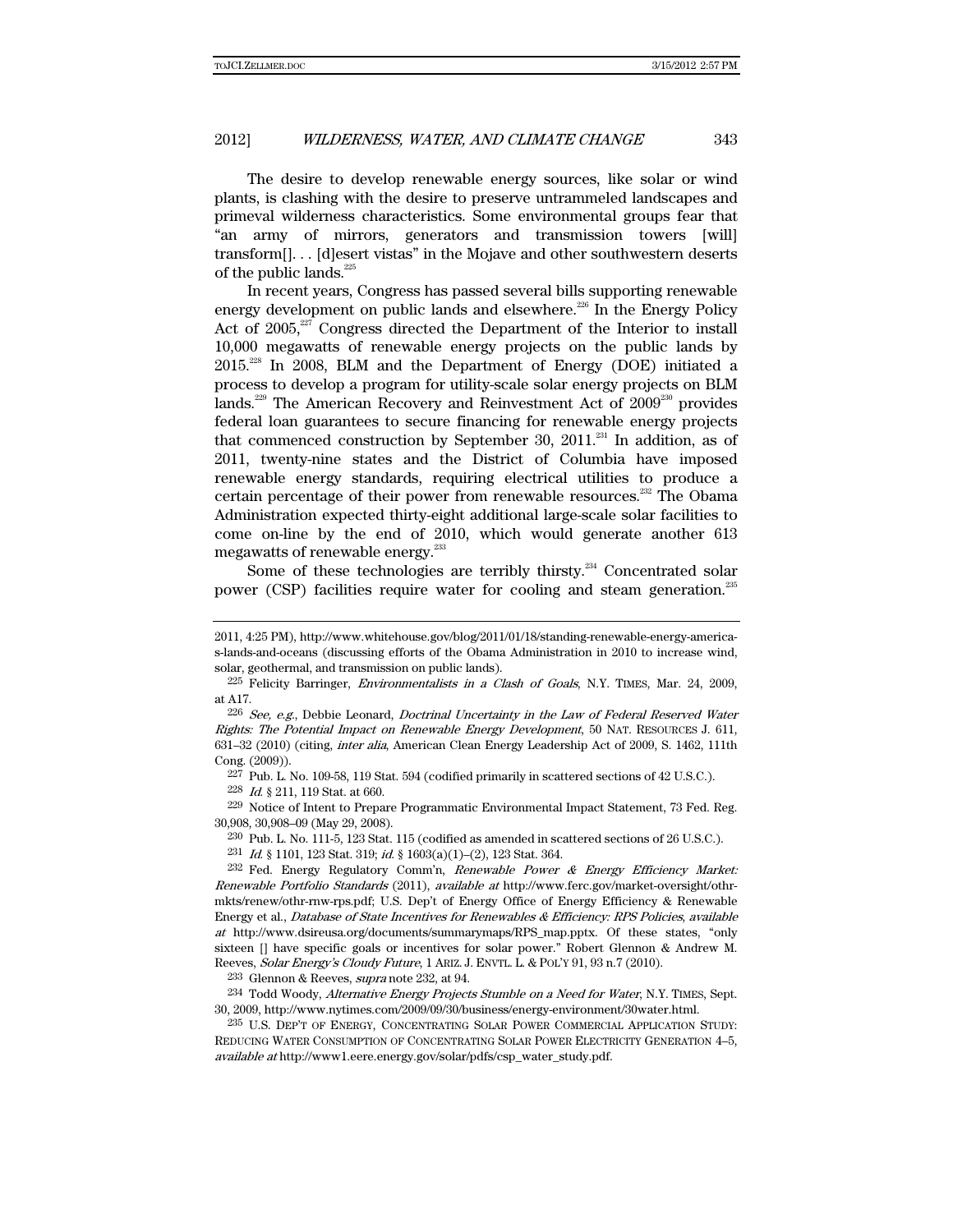The desire to develop renewable energy sources, like solar or wind plants, is clashing with the desire to preserve untrammeled landscapes and primeval wilderness characteristics. Some environmental groups fear that "an army of mirrors, generators and transmission towers [will] transform[]. . . [d]esert vistas" in the Mojave and other southwestern deserts of the public lands.[225]

In recent years, Congress has passed several bills supporting renewable energy development on public lands and elsewhere.[226] In the Energy Policy Act of 2005,[227] Congress directed the Department of the Interior to install 10,000 megawatts of renewable energy projects on the public lands by 2015.[228] In 2008, BLM and the Department of Energy (DOE) initiated a process to develop a program for utility-scale solar energy projects on BLM lands.[229] The American Recovery and Reinvestment Act of 2009[230] provides federal loan guarantees to secure financing for renewable energy projects that commenced construction by September 30, 2011.[231] In addition, as of 2011, twenty-nine states and the District of Columbia have imposed renewable energy standards, requiring electrical utilities to produce a certain percentage of their power from renewable resources.[232] The Obama Administration expected thirty-eight additional large-scale solar facilities to come on-line by the end of 2010, which would generate another 613 megawatts of renewable energy.[233]

Some of these technologies are terribly thirsty.[234] Concentrated solar power (CSP) facilities require water for cooling and steam generation.[235]

---

2011, 4:25 PM), http://www.whitehouse.gov/blog/2011/01/18/standing-renewable-energy-america-s-lands-and-oceans (discussing efforts of the Obama Administration in 2010 to increase wind, solar, geothermal, and transmission on public lands).

[225] Felicity Barringer, *Environmentalists in a Clash of Goals*, N.Y. TIMES, Mar. 24, 2009, at A17.

[226] *See, e.g.*, Debbie Leonard, *Doctrinal Uncertainty in the Law of Federal Reserved Water Rights: The Potential Impact on Renewable Energy Development*, 50 NAT. RESOURCES J. 611, 631–32 (2010) (citing, *inter alia*, American Clean Energy Leadership Act of 2009, S. 1462, 111th Cong. (2009)).

[227] Pub. L. No. 109-58, 119 Stat. 594 (codified primarily in scattered sections of 42 U.S.C.).

[228] *Id.* § 211, 119 Stat. at 660.

[229] Notice of Intent to Prepare Programmatic Environmental Impact Statement, 73 Fed. Reg. 30,908, 30,908–09 (May 29, 2008).

[230] Pub. L. No. 111-5, 123 Stat. 115 (codified as amended in scattered sections of 26 U.S.C.).

[231] *Id.* § 1101, 123 Stat. 319; *id.* § 1603(a)(1)–(2), 123 Stat. 364.

[232] Fed. Energy Regulatory Comm'n, *Renewable Power & Energy Efficiency Market: Renewable Portfolio Standards* (2011), *available at* http://www.ferc.gov/market-oversight/othr-mkts/renew/othr-rnw-rps.pdf; U.S. Dep't of Energy Office of Energy Efficiency & Renewable Energy et al., *Database of State Incentives for Renewables & Efficiency: RPS Policies*, *available at* http://www.dsireusa.org/documents/summarymaps/RPS_map.pptx. Of these states, "only sixteen [] have specific goals or incentives for solar power." Robert Glennon & Andrew M. Reeves, *Solar Energy's Cloudy Future*, 1 ARIZ. J. ENVTL. L. & POL'Y 91, 93 n.7 (2010).

[233] Glennon & Reeves, *supra* note 232, at 94.

[234] Todd Woody, *Alternative Energy Projects Stumble on a Need for Water*, N.Y. TIMES, Sept. 30, 2009, http://www.nytimes.com/2009/09/30/business/energy-environment/30water.html.

[235] U.S. DEP'T OF ENERGY, CONCENTRATING SOLAR POWER COMMERCIAL APPLICATION STUDY: REDUCING WATER CONSUMPTION OF CONCENTRATING SOLAR POWER ELECTRICITY GENERATION 4–5, *available at* http://www1.eere.energy.gov/solar/pdfs/csp_water_study.pdf.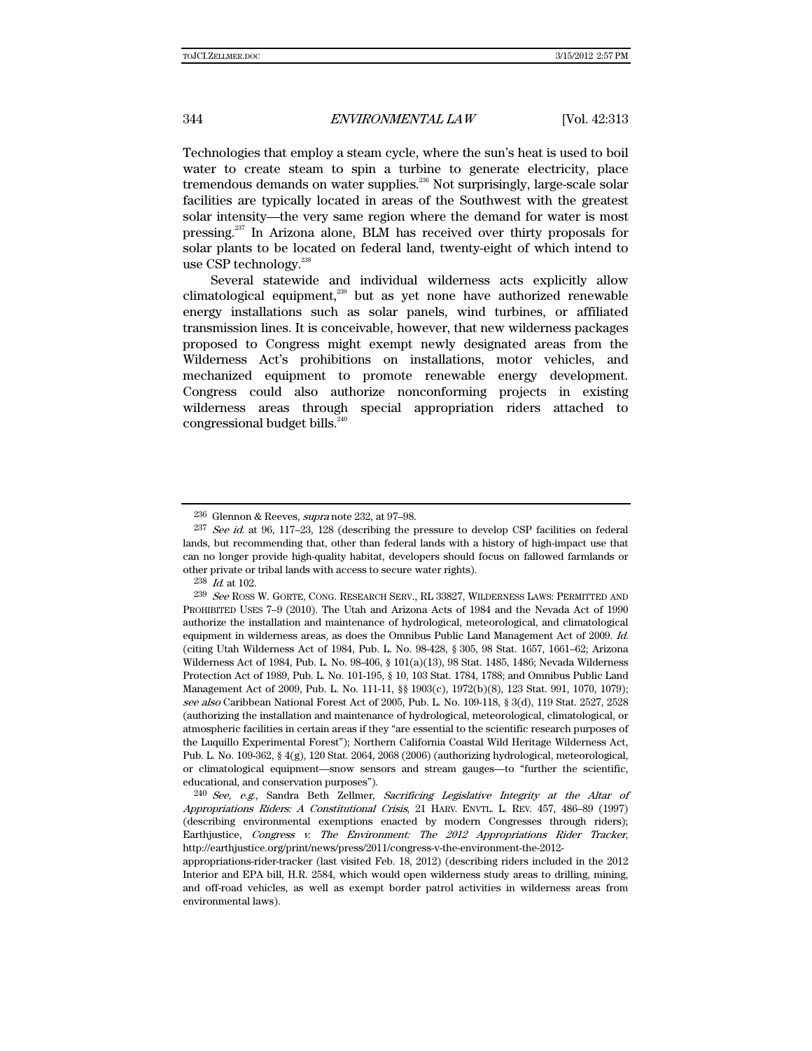Technologies that employ a steam cycle, where the sun's heat is used to boil water to create steam to spin a turbine to generate electricity, place tremendous demands on water supplies.[236] Not surprisingly, large-scale solar facilities are typically located in areas of the Southwest with the greatest solar intensity—the very same region where the demand for water is most pressing.[237] In Arizona alone, BLM has received over thirty proposals for solar plants to be located on federal land, twenty-eight of which intend to use CSP technology.[238]

Several statewide and individual wilderness acts explicitly allow climatological equipment,[239] but as yet none have authorized renewable energy installations such as solar panels, wind turbines, or affiliated transmission lines. It is conceivable, however, that new wilderness packages proposed to Congress might exempt newly designated areas from the Wilderness Act's prohibitions on installations, motor vehicles, and mechanized equipment to promote renewable energy development. Congress could also authorize nonconforming projects in existing wilderness areas through special appropriation riders attached to congressional budget bills.[240]

---

236 Glennon & Reeves, *supra* note 232, at 97–98.

237 *See id.* at 96, 117–23, 128 (describing the pressure to develop CSP facilities on federal lands, but recommending that, other than federal lands with a history of high-impact use that can no longer provide high-quality habitat, developers should focus on fallowed farmlands or other private or tribal lands with access to secure water rights).

238 *Id.* at 102.

239 *See* ROSS W. GORTE, CONG. RESEARCH SERV., RL 33827, WILDERNESS LAWS: PERMITTED AND PROHIBITED USES 7–9 (2010). The Utah and Arizona Acts of 1984 and the Nevada Act of 1990 authorize the installation and maintenance of hydrological, meteorological, and climatological equipment in wilderness areas, as does the Omnibus Public Land Management Act of 2009. *Id.* (citing Utah Wilderness Act of 1984, Pub. L. No. 98-428, § 305, 98 Stat. 1657, 1661–62; Arizona Wilderness Act of 1984, Pub. L. No. 98-406, § 101(a)(13), 98 Stat. 1485, 1486; Nevada Wilderness Protection Act of 1989, Pub. L. No. 101-195, § 10, 103 Stat. 1784, 1788; and Omnibus Public Land Management Act of 2009, Pub. L. No. 111-11, §§ 1903(c), 1972(b)(8), 123 Stat. 991, 1070, 1079); *see also* Caribbean National Forest Act of 2005, Pub. L. No. 109-118, § 3(d), 119 Stat. 2527, 2528 (authorizing the installation and maintenance of hydrological, meteorological, climatological, or atmospheric facilities in certain areas if they "are essential to the scientific research purposes of the Luquillo Experimental Forest"); Northern California Coastal Wild Heritage Wilderness Act, Pub. L. No. 109-362, § 4(g), 120 Stat. 2064, 2068 (2006) (authorizing hydrological, meteorological, or climatological equipment—snow sensors and stream gauges—to "further the scientific, educational, and conservation purposes").

240 *See, e.g.*, Sandra Beth Zellmer, *Sacrificing Legislative Integrity at the Altar of Appropriations Riders: A Constitutional Crisis*, 21 HARV. ENVTL. L. REV. 457, 486–89 (1997) (describing environmental exemptions enacted by modern Congresses through riders); Earthjustice, *Congress v. The Environment: The 2012 Appropriations Rider Tracker*, http://earthjustice.org/print/news/press/2011/congress-v-the-environment-the-2012-appropriations-rider-tracker (last visited Feb. 18, 2012) (describing riders included in the 2012 Interior and EPA bill, H.R. 2584, which would open wilderness study areas to drilling, mining, and off-road vehicles, as well as exempt border patrol activities in wilderness areas from environmental laws).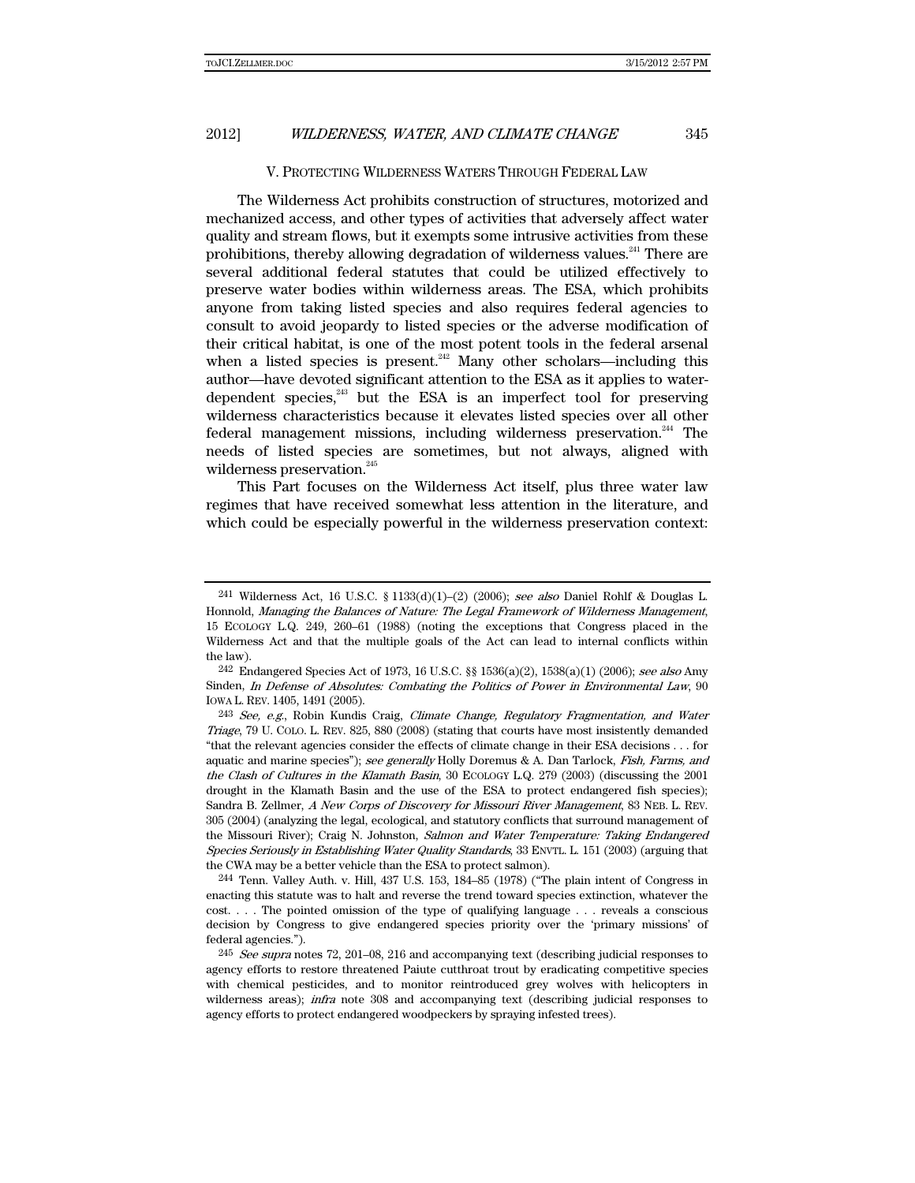## V. Protecting Wilderness Waters Through Federal Law

The Wilderness Act prohibits construction of structures, motorized and mechanized access, and other types of activities that adversely affect water quality and stream flows, but it exempts some intrusive activities from these prohibitions, thereby allowing degradation of wilderness values.[241] There are several additional federal statutes that could be utilized effectively to preserve water bodies within wilderness areas. The ESA, which prohibits anyone from taking listed species and also requires federal agencies to consult to avoid jeopardy to listed species or the adverse modification of their critical habitat, is one of the most potent tools in the federal arsenal when a listed species is present.[242] Many other scholars—including this author—have devoted significant attention to the ESA as it applies to water-dependent species,[243] but the ESA is an imperfect tool for preserving wilderness characteristics because it elevates listed species over all other federal management missions, including wilderness preservation.[244] The needs of listed species are sometimes, but not always, aligned with wilderness preservation.[245]

This Part focuses on the Wilderness Act itself, plus three water law regimes that have received somewhat less attention in the literature, and which could be especially powerful in the wilderness preservation context:

---

241 Wilderness Act, 16 U.S.C. § 1133(d)(1)–(2) (2006); *see also* Daniel Rohlf & Douglas L. Honnold, *Managing the Balances of Nature: The Legal Framework of Wilderness Management*, 15 Ecology L.Q. 249, 260–61 (1988) (noting the exceptions that Congress placed in the Wilderness Act and that the multiple goals of the Act can lead to internal conflicts within the law).

242 Endangered Species Act of 1973, 16 U.S.C. §§ 1536(a)(2), 1538(a)(1) (2006); *see also* Amy Sinden, *In Defense of Absolutes: Combating the Politics of Power in Environmental Law*, 90 Iowa L. Rev. 1405, 1491 (2005).

243 *See, e.g.*, Robin Kundis Craig, *Climate Change, Regulatory Fragmentation, and Water Triage*, 79 U. Colo. L. Rev. 825, 880 (2008) (stating that courts have most insistently demanded "that the relevant agencies consider the effects of climate change in their ESA decisions . . . for aquatic and marine species"); *see generally* Holly Doremus & A. Dan Tarlock, *Fish, Farms, and the Clash of Cultures in the Klamath Basin*, 30 Ecology L.Q. 279 (2003) (discussing the 2001 drought in the Klamath Basin and the use of the ESA to protect endangered fish species); Sandra B. Zellmer, *A New Corps of Discovery for Missouri River Management*, 83 Neb. L. Rev. 305 (2004) (analyzing the legal, ecological, and statutory conflicts that surround management of the Missouri River); Craig N. Johnston, *Salmon and Water Temperature: Taking Endangered Species Seriously in Establishing Water Quality Standards*, 33 Envtl. L. 151 (2003) (arguing that the CWA may be a better vehicle than the ESA to protect salmon).

244 Tenn. Valley Auth. v. Hill, 437 U.S. 153, 184–85 (1978) ("The plain intent of Congress in enacting this statute was to halt and reverse the trend toward species extinction, whatever the cost. . . . The pointed omission of the type of qualifying language . . . reveals a conscious decision by Congress to give endangered species priority over the 'primary missions' of federal agencies.").

245 *See supra* notes 72, 201–08, 216 and accompanying text (describing judicial responses to agency efforts to restore threatened Paiute cutthroat trout by eradicating competitive species with chemical pesticides, and to monitor reintroduced grey wolves with helicopters in wilderness areas); *infra* note 308 and accompanying text (describing judicial responses to agency efforts to protect endangered woodpeckers by spraying infested trees).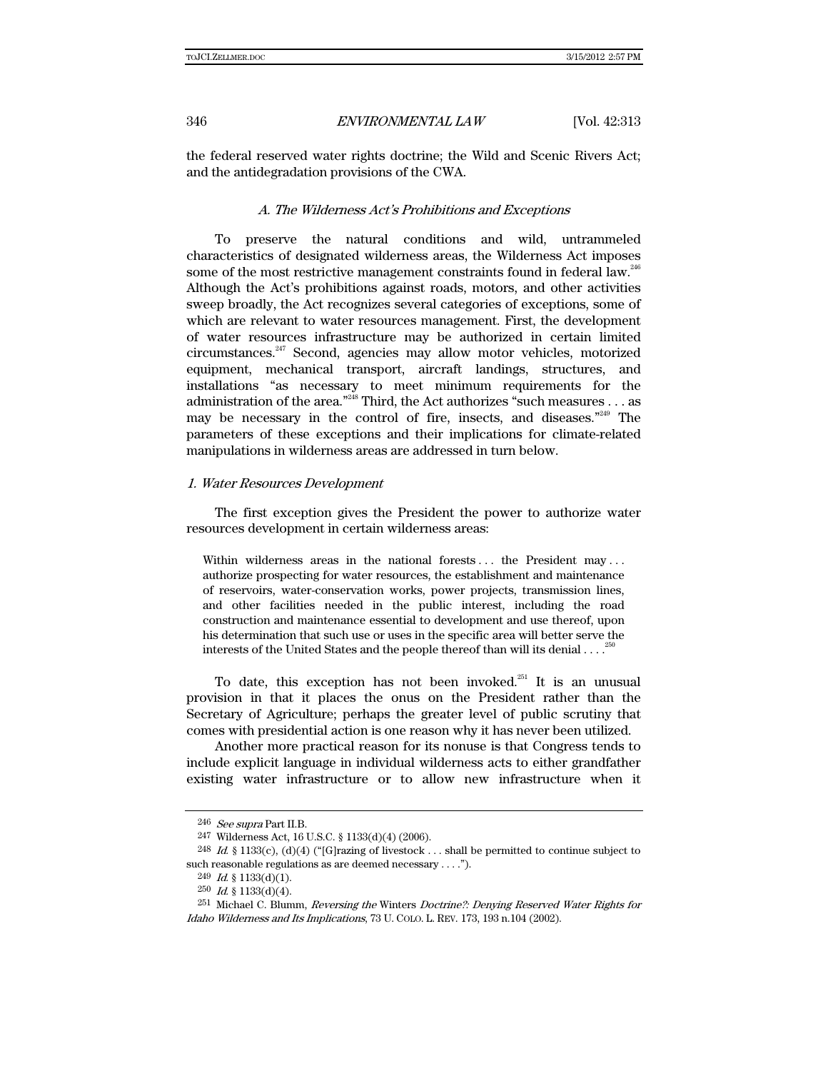the federal reserved water rights doctrine; the Wild and Scenic Rivers Act; and the antidegradation provisions of the CWA.

### *A. The Wilderness Act's Prohibitions and Exceptions*

To preserve the natural conditions and wild, untrammeled characteristics of designated wilderness areas, the Wilderness Act imposes some of the most restrictive management constraints found in federal law.[246] Although the Act's prohibitions against roads, motors, and other activities sweep broadly, the Act recognizes several categories of exceptions, some of which are relevant to water resources management. First, the development of water resources infrastructure may be authorized in certain limited circumstances.[247] Second, agencies may allow motor vehicles, motorized equipment, mechanical transport, aircraft landings, structures, and installations "as necessary to meet minimum requirements for the administration of the area."[248] Third, the Act authorizes "such measures . . . as may be necessary in the control of fire, insects, and diseases."[249] The parameters of these exceptions and their implications for climate-related manipulations in wilderness areas are addressed in turn below.

#### *1. Water Resources Development*

The first exception gives the President the power to authorize water resources development in certain wilderness areas:

> Within wilderness areas in the national forests . . . the President may . . . authorize prospecting for water resources, the establishment and maintenance of reservoirs, water-conservation works, power projects, transmission lines, and other facilities needed in the public interest, including the road construction and maintenance essential to development and use thereof, upon his determination that such use or uses in the specific area will better serve the interests of the United States and the people thereof than will its denial . . . .[250]

To date, this exception has not been invoked.[251] It is an unusual provision in that it places the onus on the President rather than the Secretary of Agriculture; perhaps the greater level of public scrutiny that comes with presidential action is one reason why it has never been utilized.

Another more practical reason for its nonuse is that Congress tends to include explicit language in individual wilderness acts to either grandfather existing water infrastructure or to allow new infrastructure when it

---

[246] *See supra* Part II.B.

[247] Wilderness Act, 16 U.S.C. § 1133(d)(4) (2006).

[248] *Id.* § 1133(c), (d)(4) ("[G]razing of livestock . . . shall be permitted to continue subject to such reasonable regulations as are deemed necessary . . . .").

[249] *Id.* § 1133(d)(1).

[250] *Id.* § 1133(d)(4).

[251] Michael C. Blumm, *Reversing the* Winters *Doctrine?: Denying Reserved Water Rights for Idaho Wilderness and Its Implications*, 73 U. COLO. L. REV. 173, 193 n.104 (2002).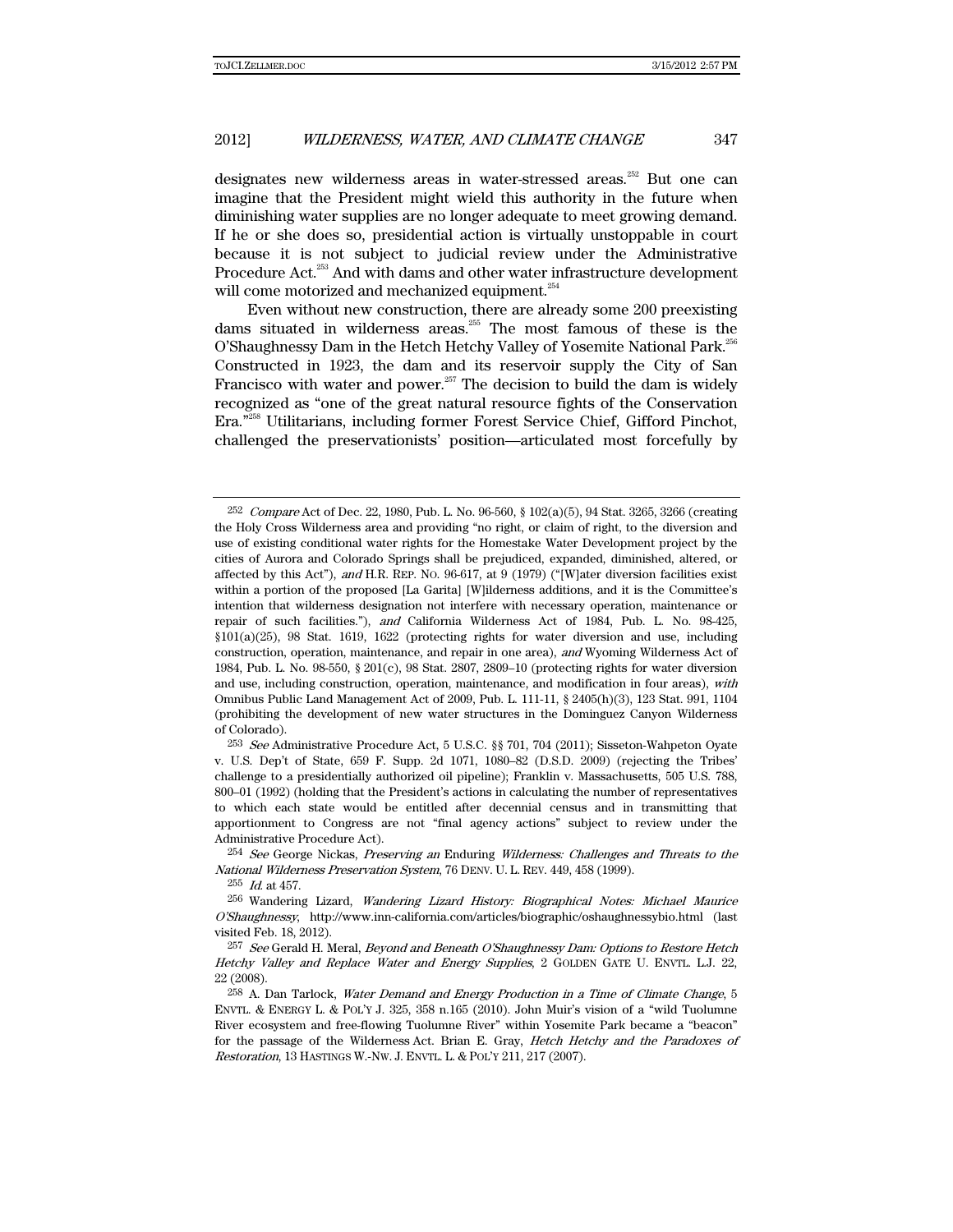designates new wilderness areas in water-stressed areas.[252] But one can imagine that the President might wield this authority in the future when diminishing water supplies are no longer adequate to meet growing demand. If he or she does so, presidential action is virtually unstoppable in court because it is not subject to judicial review under the Administrative Procedure Act.[253] And with dams and other water infrastructure development will come motorized and mechanized equipment.[254]

Even without new construction, there are already some 200 preexisting dams situated in wilderness areas.[255] The most famous of these is the O'Shaughnessy Dam in the Hetch Hetchy Valley of Yosemite National Park.[256] Constructed in 1923, the dam and its reservoir supply the City of San Francisco with water and power.[257] The decision to build the dam is widely recognized as "one of the great natural resource fights of the Conservation Era."[258] Utilitarians, including former Forest Service Chief, Gifford Pinchot, challenged the preservationists' position—articulated most forcefully by

---

252 *Compare* Act of Dec. 22, 1980, Pub. L. No. 96-560, § 102(a)(5), 94 Stat. 3265, 3266 (creating the Holy Cross Wilderness area and providing "no right, or claim of right, to the diversion and use of existing conditional water rights for the Homestake Water Development project by the cities of Aurora and Colorado Springs shall be prejudiced, expanded, diminished, altered, or affected by this Act"), *and* H.R. REP. NO. 96-617, at 9 (1979) ("[W]ater diversion facilities exist within a portion of the proposed [La Garita] [W]ilderness additions, and it is the Committee's intention that wilderness designation not interfere with necessary operation, maintenance or repair of such facilities."), *and* California Wilderness Act of 1984, Pub. L. No. 98-425, §101(a)(25), 98 Stat. 1619, 1622 (protecting rights for water diversion and use, including construction, operation, maintenance, and repair in one area), *and* Wyoming Wilderness Act of 1984, Pub. L. No. 98-550, § 201(c), 98 Stat. 2807, 2809–10 (protecting rights for water diversion and use, including construction, operation, maintenance, and modification in four areas), *with* Omnibus Public Land Management Act of 2009, Pub. L. 111-11, § 2405(h)(3), 123 Stat. 991, 1104 (prohibiting the development of new water structures in the Dominguez Canyon Wilderness of Colorado).

253 *See* Administrative Procedure Act, 5 U.S.C. §§ 701, 704 (2011); Sisseton-Wahpeton Oyate v. U.S. Dep't of State, 659 F. Supp. 2d 1071, 1080–82 (D.S.D. 2009) (rejecting the Tribes' challenge to a presidentially authorized oil pipeline); Franklin v. Massachusetts, 505 U.S. 788, 800–01 (1992) (holding that the President's actions in calculating the number of representatives to which each state would be entitled after decennial census and in transmitting that apportionment to Congress are not "final agency actions" subject to review under the Administrative Procedure Act).

254 *See* George Nickas, *Preserving an* Enduring *Wilderness: Challenges and Threats to the National Wilderness Preservation System*, 76 DENV. U. L. REV. 449, 458 (1999).

255 *Id.* at 457.

256 Wandering Lizard, *Wandering Lizard History: Biographical Notes: Michael Maurice O'Shaughnessy*, http://www.inn-california.com/articles/biographic/oshaughnessybio.html (last visited Feb. 18, 2012).

257 *See* Gerald H. Meral, *Beyond and Beneath O'Shaughnessy Dam: Options to Restore Hetch Hetchy Valley and Replace Water and Energy Supplies*, 2 GOLDEN GATE U. ENVTL. L.J. 22, 22 (2008).

258 A. Dan Tarlock, *Water Demand and Energy Production in a Time of Climate Change*, 5 ENVTL. & ENERGY L. & POL'Y J. 325, 358 n.165 (2010). John Muir's vision of a "wild Tuolumne River ecosystem and free-flowing Tuolumne River" within Yosemite Park became a "beacon" for the passage of the Wilderness Act. Brian E. Gray, *Hetch Hetchy and the Paradoxes of Restoration*, 13 HASTINGS W.-NW. J. ENVTL. L. & POL'Y 211, 217 (2007).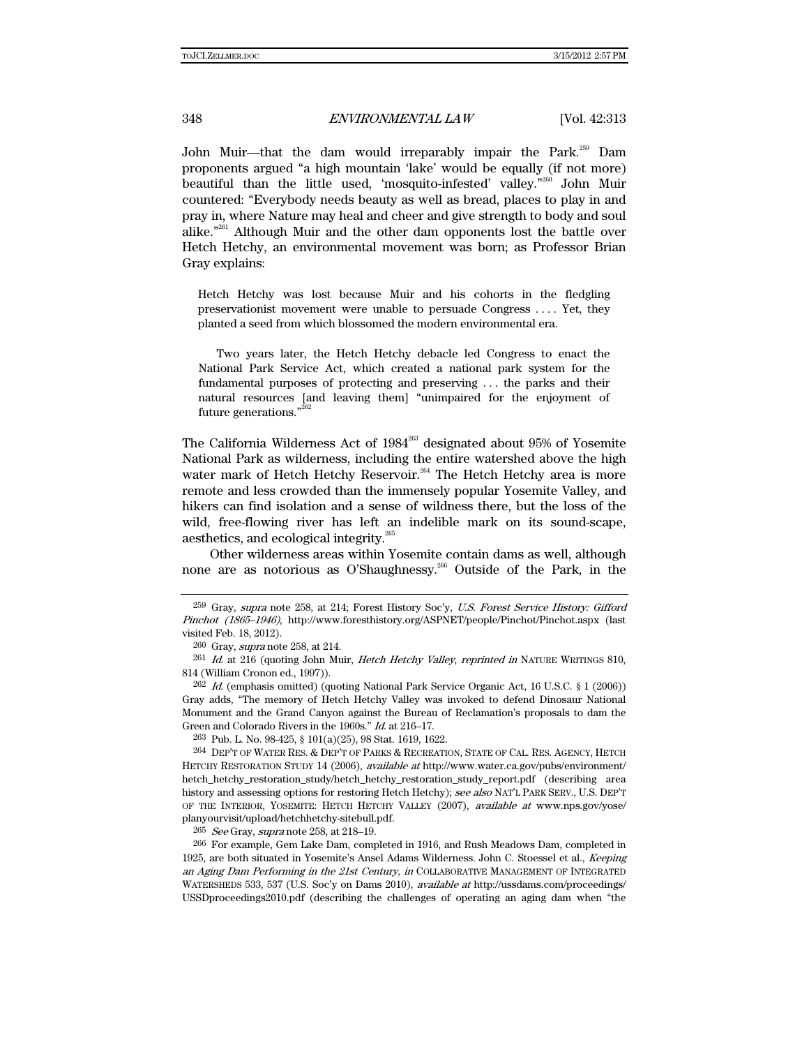John Muir—that the dam would irreparably impair the Park.[259] Dam proponents argued "a high mountain 'lake' would be equally (if not more) beautiful than the little used, 'mosquito-infested' valley."[260] John Muir countered: "Everybody needs beauty as well as bread, places to play in and pray in, where Nature may heal and cheer and give strength to body and soul alike."[261] Although Muir and the other dam opponents lost the battle over Hetch Hetchy, an environmental movement was born; as Professor Brian Gray explains:

> Hetch Hetchy was lost because Muir and his cohorts in the fledgling preservationist movement were unable to persuade Congress . . . . Yet, they planted a seed from which blossomed the modern environmental era.
>
> Two years later, the Hetch Hetchy debacle led Congress to enact the National Park Service Act, which created a national park system for the fundamental purposes of protecting and preserving . . . the parks and their natural resources [and leaving them] "unimpaired for the enjoyment of future generations."[262]

The California Wilderness Act of 1984[263] designated about 95% of Yosemite National Park as wilderness, including the entire watershed above the high water mark of Hetch Hetchy Reservoir.[264] The Hetch Hetchy area is more remote and less crowded than the immensely popular Yosemite Valley, and hikers can find isolation and a sense of wildness there, but the loss of the wild, free-flowing river has left an indelible mark on its sound-scape, aesthetics, and ecological integrity.[265]

Other wilderness areas within Yosemite contain dams as well, although none are as notorious as O'Shaughnessy.[266] Outside of the Park, in the

---

259 Gray, *supra* note 258, at 214; Forest History Soc'y, *U.S. Forest Service History: Gifford Pinchot (1865–1946)*, http://www.foresthistory.org/ASPNET/people/Pinchot/Pinchot.aspx (last visited Feb. 18, 2012).

260 Gray, *supra* note 258, at 214.

261 *Id.* at 216 (quoting John Muir, *Hetch Hetchy Valley*, *reprinted in* NATURE WRITINGS 810, 814 (William Cronon ed., 1997)).

262 *Id.* (emphasis omitted) (quoting National Park Service Organic Act, 16 U.S.C. § 1 (2006)) Gray adds, "The memory of Hetch Hetchy Valley was invoked to defend Dinosaur National Monument and the Grand Canyon against the Bureau of Reclamation's proposals to dam the Green and Colorado Rivers in the 1960s." *Id.* at 216–17.

263 Pub. L. No. 98-425, § 101(a)(25), 98 Stat. 1619, 1622.

264 DEP'T OF WATER RES. & DEP'T OF PARKS & RECREATION, STATE OF CAL. RES. AGENCY, HETCH HETCHY RESTORATION STUDY 14 (2006), *available at* http://www.water.ca.gov/pubs/environment/hetch_hetchy_restoration_study/hetch_hetchy_restoration_study_report.pdf (describing area history and assessing options for restoring Hetch Hetchy); *see also* NAT'L PARK SERV., U.S. DEP'T OF THE INTERIOR, YOSEMITE: HETCH HETCHY VALLEY (2007), *available at* www.nps.gov/yose/planyourvisit/upload/hetchhetchy-sitebull.pdf.

265 *See* Gray, *supra* note 258, at 218–19.

266 For example, Gem Lake Dam, completed in 1916, and Rush Meadows Dam, completed in 1925, are both situated in Yosemite's Ansel Adams Wilderness. John C. Stoessel et al., *Keeping an Aging Dam Performing in the 21st Century*, *in* COLLABORATIVE MANAGEMENT OF INTEGRATED WATERSHEDS 533, 537 (U.S. Soc'y on Dams 2010), *available at* http://ussdams.com/proceedings/USSDproceedings2010.pdf (describing the challenges of operating an aging dam when "the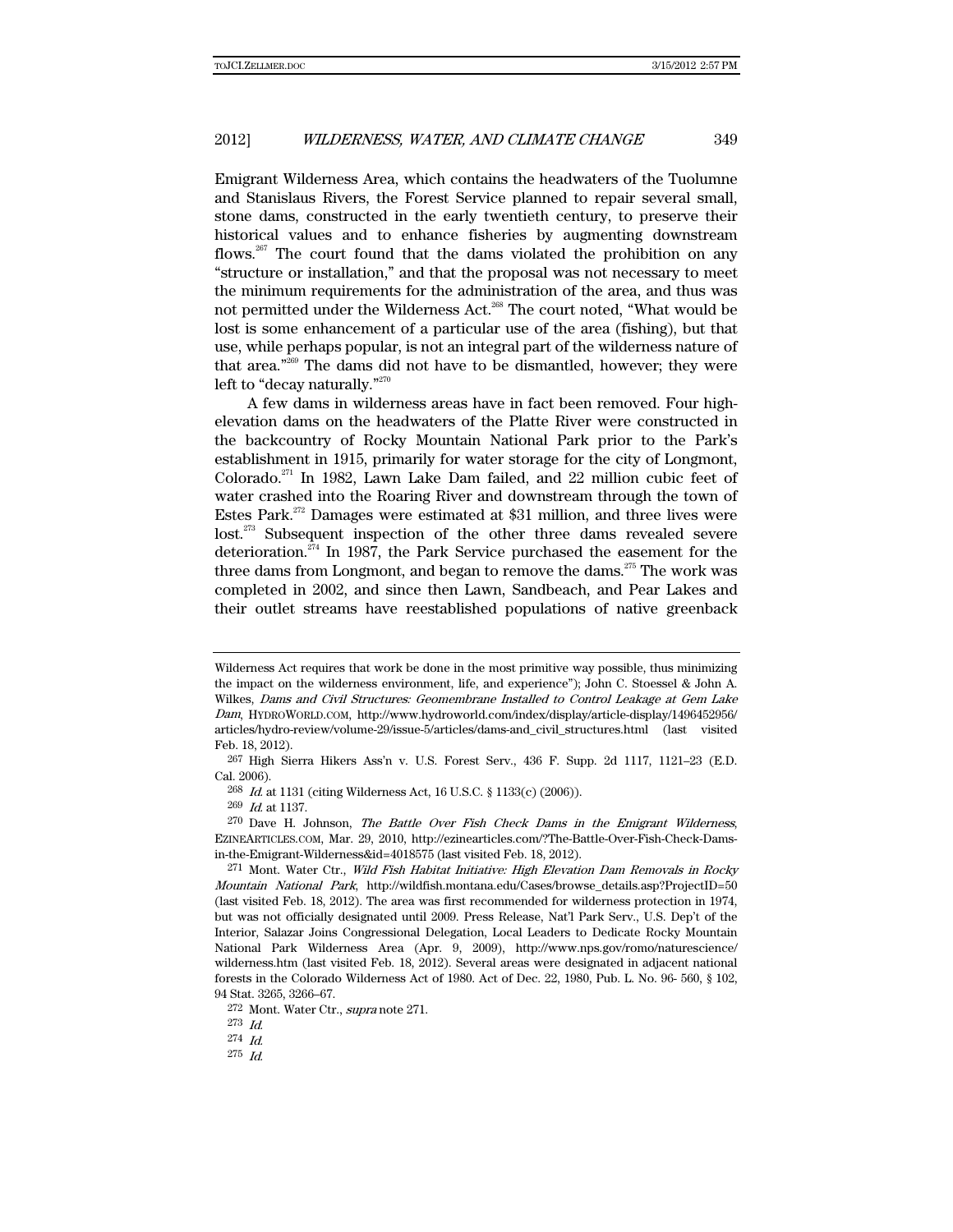Emigrant Wilderness Area, which contains the headwaters of the Tuolumne and Stanislaus Rivers, the Forest Service planned to repair several small, stone dams, constructed in the early twentieth century, to preserve their historical values and to enhance fisheries by augmenting downstream flows.[267] The court found that the dams violated the prohibition on any "structure or installation," and that the proposal was not necessary to meet the minimum requirements for the administration of the area, and thus was not permitted under the Wilderness Act.[268] The court noted, "What would be lost is some enhancement of a particular use of the area (fishing), but that use, while perhaps popular, is not an integral part of the wilderness nature of that area."[269] The dams did not have to be dismantled, however; they were left to "decay naturally."[270]

A few dams in wilderness areas have in fact been removed. Four high-elevation dams on the headwaters of the Platte River were constructed in the backcountry of Rocky Mountain National Park prior to the Park's establishment in 1915, primarily for water storage for the city of Longmont, Colorado.[271] In 1982, Lawn Lake Dam failed, and 22 million cubic feet of water crashed into the Roaring River and downstream through the town of Estes Park.[272] Damages were estimated at $31 million, and three lives were lost.[273] Subsequent inspection of the other three dams revealed severe deterioration.[274] In 1987, the Park Service purchased the easement for the three dams from Longmont, and began to remove the dams.[275] The work was completed in 2002, and since then Lawn, Sandbeach, and Pear Lakes and their outlet streams have reestablished populations of native greenback

---

Wilderness Act requires that work be done in the most primitive way possible, thus minimizing the impact on the wilderness environment, life, and experience"); John C. Stoessel & John A. Wilkes, *Dams and Civil Structures: Geomembrane Installed to Control Leakage at Gem Lake Dam*, HYDROWORLD.COM, http://www.hydroworld.com/index/display/article-display/1496452956/articles/hydro-review/volume-29/issue-5/articles/dams-and_civil_structures.html (last visited Feb. 18, 2012).

267 High Sierra Hikers Ass'n v. U.S. Forest Serv., 436 F. Supp. 2d 1117, 1121–23 (E.D. Cal. 2006).

268 *Id.* at 1131 (citing Wilderness Act, 16 U.S.C. § 1133(c) (2006)).

269 *Id.* at 1137.

270 Dave H. Johnson, *The Battle Over Fish Check Dams in the Emigrant Wilderness*, EZINEARTICLES.COM, Mar. 29, 2010, http://ezinearticles.com/?The-Battle-Over-Fish-Check-Dams-in-the-Emigrant-Wilderness&id=4018575 (last visited Feb. 18, 2012).

271 Mont. Water Ctr., *Wild Fish Habitat Initiative: High Elevation Dam Removals in Rocky Mountain National Park*, http://wildfish.montana.edu/Cases/browse_details.asp?ProjectID=50 (last visited Feb. 18, 2012). The area was first recommended for wilderness protection in 1974, but was not officially designated until 2009. Press Release, Nat'l Park Serv., U.S. Dep't of the Interior, Salazar Joins Congressional Delegation, Local Leaders to Dedicate Rocky Mountain National Park Wilderness Area (Apr. 9, 2009), http://www.nps.gov/romo/naturescience/wilderness.htm (last visited Feb. 18, 2012). Several areas were designated in adjacent national forests in the Colorado Wilderness Act of 1980. Act of Dec. 22, 1980, Pub. L. No. 96- 560, § 102, 94 Stat. 3265, 3266–67.

272 Mont. Water Ctr., *supra* note 271.

273 *Id.*

274 *Id.*

275 *Id.*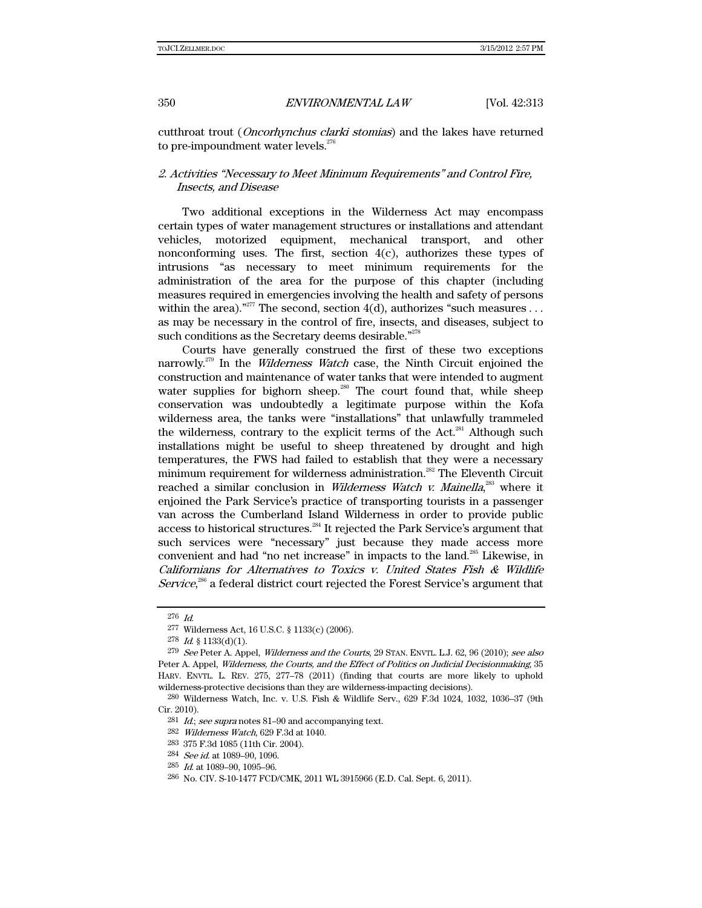cutthroat trout (*Oncorhynchus clarki stomias*) and the lakes have returned to pre-impoundment water levels.[276]

### 2. Activities "Necessary to Meet Minimum Requirements" and Control Fire, Insects, and Disease

Two additional exceptions in the Wilderness Act may encompass certain types of water management structures or installations and attendant vehicles, motorized equipment, mechanical transport, and other nonconforming uses. The first, section 4(c), authorizes these types of intrusions "as necessary to meet minimum requirements for the administration of the area for the purpose of this chapter (including measures required in emergencies involving the health and safety of persons within the area)."[277] The second, section 4(d), authorizes "such measures . . . as may be necessary in the control of fire, insects, and diseases, subject to such conditions as the Secretary deems desirable."[278]

Courts have generally construed the first of these two exceptions narrowly.[279] In the *Wilderness Watch* case, the Ninth Circuit enjoined the construction and maintenance of water tanks that were intended to augment water supplies for bighorn sheep.[280] The court found that, while sheep conservation was undoubtedly a legitimate purpose within the Kofa wilderness area, the tanks were "installations" that unlawfully trammeled the wilderness, contrary to the explicit terms of the Act.[281] Although such installations might be useful to sheep threatened by drought and high temperatures, the FWS had failed to establish that they were a necessary minimum requirement for wilderness administration.[282] The Eleventh Circuit reached a similar conclusion in *Wilderness Watch v. Mainella*,[283] where it enjoined the Park Service's practice of transporting tourists in a passenger van across the Cumberland Island Wilderness in order to provide public access to historical structures.[284] It rejected the Park Service's argument that such services were "necessary" just because they made access more convenient and had "no net increase" in impacts to the land.[285] Likewise, in *Californians for Alternatives to Toxics v. United States Fish & Wildlife Service*,[286] a federal district court rejected the Forest Service's argument that

---

276 *Id.*

277 Wilderness Act, 16 U.S.C. § 1133(c) (2006).

278 *Id.* § 1133(d)(1).

279 *See* Peter A. Appel, *Wilderness and the Courts*, 29 STAN. ENVTL. L.J. 62, 96 (2010); *see also* Peter A. Appel, *Wilderness, the Courts, and the Effect of Politics on Judicial Decisionmaking*, 35 HARV. ENVTL. L. REV. 275, 277–78 (2011) (finding that courts are more likely to uphold wilderness-protective decisions than they are wilderness-impacting decisions).

280 Wilderness Watch, Inc. v. U.S. Fish & Wildlife Serv., 629 F.3d 1024, 1032, 1036–37 (9th Cir. 2010).

281 *Id.*; *see supra* notes 81–90 and accompanying text.

282 *Wilderness Watch*, 629 F.3d at 1040.

283 375 F.3d 1085 (11th Cir. 2004).

284 *See id.* at 1089–90, 1096.

285 *Id.* at 1089–90, 1095–96.

286 No. CIV. S-10-1477 FCD/CMK, 2011 WL 3915966 (E.D. Cal. Sept. 6, 2011).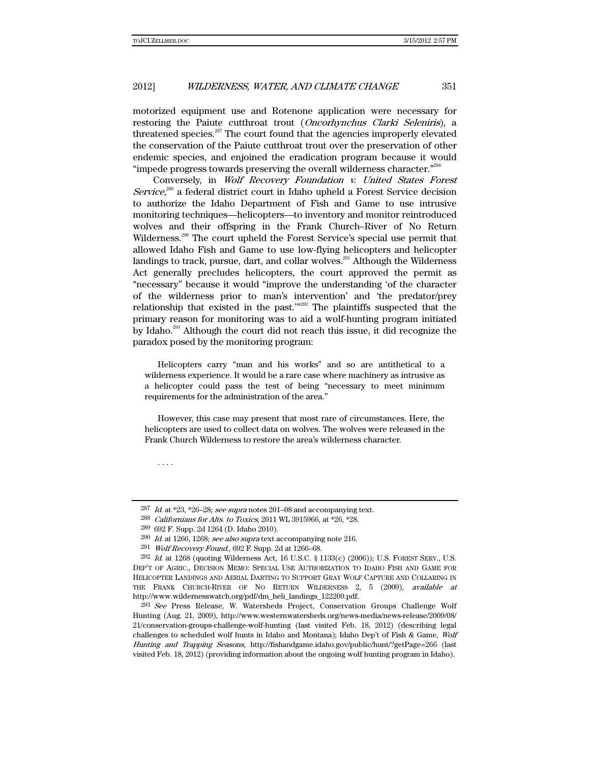motorized equipment use and Rotenone application were necessary for restoring the Paiute cutthroat trout (*Oncorhynchus Clarki Seleniris*), a threatened species.[287] The court found that the agencies improperly elevated the conservation of the Paiute cutthroat trout over the preservation of other endemic species, and enjoined the eradication program because it would "impede progress towards preserving the overall wilderness character."[288]

Conversely, in *Wolf Recovery Foundation v. United States Forest Service*,[289] a federal district court in Idaho upheld a Forest Service decision to authorize the Idaho Department of Fish and Game to use intrusive monitoring techniques—helicopters—to inventory and monitor reintroduced wolves and their offspring in the Frank Church–River of No Return Wilderness.[290] The court upheld the Forest Service's special use permit that allowed Idaho Fish and Game to use low-flying helicopters and helicopter landings to track, pursue, dart, and collar wolves.[291] Although the Wilderness Act generally precludes helicopters, the court approved the permit as "necessary" because it would "improve the understanding 'of the character of the wilderness prior to man's intervention' and 'the predator/prey relationship that existed in the past.'"[292] The plaintiffs suspected that the primary reason for monitoring was to aid a wolf-hunting program initiated by Idaho.[293] Although the court did not reach this issue, it did recognize the paradox posed by the monitoring program:

> Helicopters carry "man and his works" and so are antithetical to a wilderness experience. It would be a rare case where machinery as intrusive as a helicopter could pass the test of being "necessary to meet minimum requirements for the administration of the area."
>
> However, this case may present that most rare of circumstances. Here, the helicopters are used to collect data on wolves. The wolves were released in the Frank Church Wilderness to restore the area's wilderness character.
>
> . . . .

---

287 *Id.* at \*23, \*26–28; *see supra* notes 201–08 and accompanying text.

288 *Californians for Alts. to Toxics*, 2011 WL 3915966, at \*26, \*28.

289 692 F. Supp. 2d 1264 (D. Idaho 2010).

290 *Id.* at 1266, 1268; *see also supra* text accompanying note 216.

291 *Wolf Recovery Found.*, 692 F. Supp. 2d at 1266–68.

292 *Id.* at 1268 (quoting Wilderness Act, 16 U.S.C. § 1133(c) (2006)); U.S. FOREST SERV., U.S. DEP'T OF AGRIC., DECISION MEMO: SPECIAL USE AUTHORIZATION TO IDAHO FISH AND GAME FOR HELICOPTER LANDINGS AND AERIAL DARTING TO SUPPORT GRAY WOLF CAPTURE AND COLLARING IN THE FRANK CHURCH-RIVER OF NO RETURN WILDERNESS 2, 5 (2009), *available at* http://www.wildernesswatch.org/pdf/dm_heli_landings_122209.pdf.

293 *See* Press Release, W. Watersheds Project, Conservation Groups Challenge Wolf Hunting (Aug. 21, 2009), http://www.westernwatersheds.org/news-media/news-release/2009/08/21/conservation-groups-challenge-wolf-hunting (last visited Feb. 18, 2012) (describing legal challenges to scheduled wolf hunts in Idaho and Montana); Idaho Dep't of Fish & Game, *Wolf Hunting and Trapping Seasons*, http://fishandgame.idaho.gov/public/hunt/?getPage=266 (last visited Feb. 18, 2012) (providing information about the ongoing wolf hunting program in Idaho).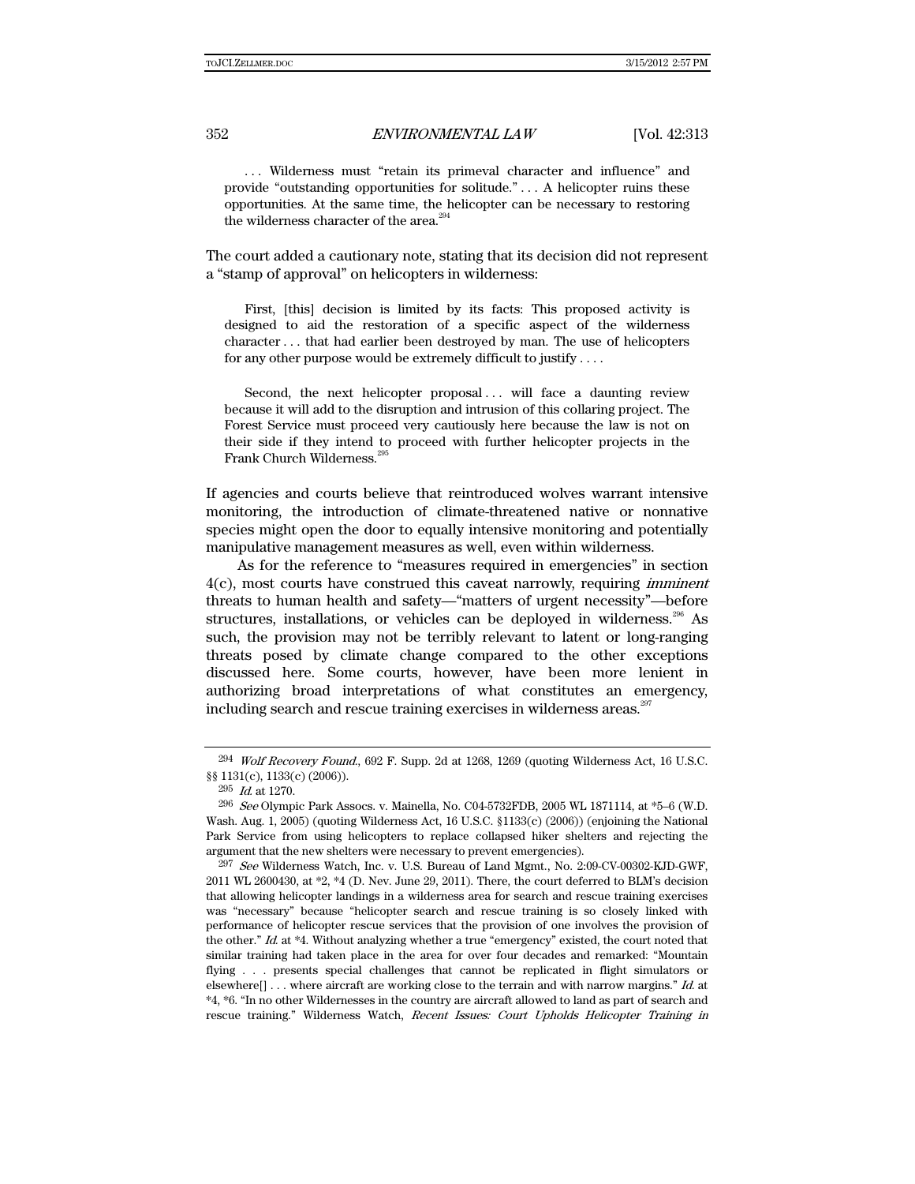> . . . Wilderness must "retain its primeval character and influence" and provide "outstanding opportunities for solitude." . . . A helicopter ruins these opportunities. At the same time, the helicopter can be necessary to restoring the wilderness character of the area.[294]

The court added a cautionary note, stating that its decision did not represent a "stamp of approval" on helicopters in wilderness:

> First, [this] decision is limited by its facts: This proposed activity is designed to aid the restoration of a specific aspect of the wilderness character . . . that had earlier been destroyed by man. The use of helicopters for any other purpose would be extremely difficult to justify . . . .
>
> Second, the next helicopter proposal . . . will face a daunting review because it will add to the disruption and intrusion of this collaring project. The Forest Service must proceed very cautiously here because the law is not on their side if they intend to proceed with further helicopter projects in the Frank Church Wilderness.[295]

If agencies and courts believe that reintroduced wolves warrant intensive monitoring, the introduction of climate-threatened native or nonnative species might open the door to equally intensive monitoring and potentially manipulative management measures as well, even within wilderness.

As for the reference to "measures required in emergencies" in section 4(c), most courts have construed this caveat narrowly, requiring *imminent* threats to human health and safety—"matters of urgent necessity"—before structures, installations, or vehicles can be deployed in wilderness.[296] As such, the provision may not be terribly relevant to latent or long-ranging threats posed by climate change compared to the other exceptions discussed here. Some courts, however, have been more lenient in authorizing broad interpretations of what constitutes an emergency, including search and rescue training exercises in wilderness areas.[297]

---

[294] *Wolf Recovery Found.*, 692 F. Supp. 2d at 1268, 1269 (quoting Wilderness Act, 16 U.S.C. §§ 1131(c), 1133(c) (2006)).

[295] *Id.* at 1270.

[296] *See* Olympic Park Assocs. v. Mainella, No. C04-5732FDB, 2005 WL 1871114, at *5–6 (W.D. Wash. Aug. 1, 2005) (quoting Wilderness Act, 16 U.S.C. §1133(c) (2006)) (enjoining the National Park Service from using helicopters to replace collapsed hiker shelters and rejecting the argument that the new shelters were necessary to prevent emergencies).

[297] *See* Wilderness Watch, Inc. v. U.S. Bureau of Land Mgmt., No. 2:09-CV-00302-KJD-GWF, 2011 WL 2600430, at *2, *4 (D. Nev. June 29, 2011). There, the court deferred to BLM's decision that allowing helicopter landings in a wilderness area for search and rescue training exercises was "necessary" because "helicopter search and rescue training is so closely linked with performance of helicopter rescue services that the provision of one involves the provision of the other." *Id.* at *4. Without analyzing whether a true "emergency" existed, the court noted that similar training had taken place in the area for over four decades and remarked: "Mountain flying . . . presents special challenges that cannot be replicated in flight simulators or elsewhere[] . . . where aircraft are working close to the terrain and with narrow margins." *Id.* at *4, *6. "In no other Wildernesses in the country are aircraft allowed to land as part of search and rescue training." Wilderness Watch, *Recent Issues: Court Upholds Helicopter Training in*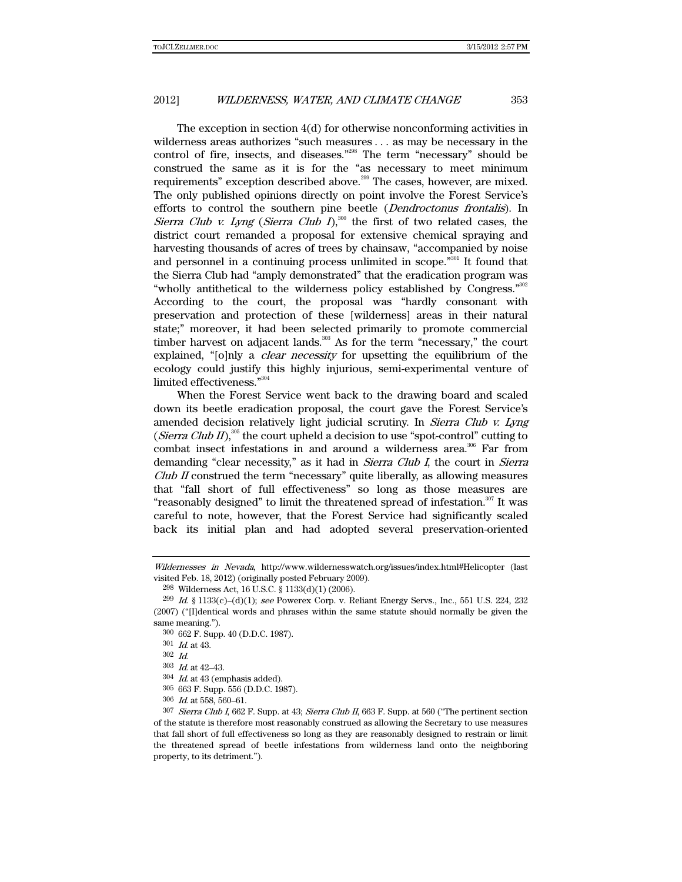The exception in section 4(d) for otherwise nonconforming activities in wilderness areas authorizes "such measures . . . as may be necessary in the control of fire, insects, and diseases."[298] The term "necessary" should be construed the same as it is for the "as necessary to meet minimum requirements" exception described above.[299] The cases, however, are mixed. The only published opinions directly on point involve the Forest Service's efforts to control the southern pine beetle (*Dendroctonus frontalis*). In *Sierra Club v. Lyng* (*Sierra Club I*),[300] the first of two related cases, the district court remanded a proposal for extensive chemical spraying and harvesting thousands of acres of trees by chainsaw, "accompanied by noise and personnel in a continuing process unlimited in scope."[301] It found that the Sierra Club had "amply demonstrated" that the eradication program was "wholly antithetical to the wilderness policy established by Congress."[302] According to the court, the proposal was "hardly consonant with preservation and protection of these [wilderness] areas in their natural state;" moreover, it had been selected primarily to promote commercial timber harvest on adjacent lands.[303] As for the term "necessary," the court explained, "[o]nly a *clear necessity* for upsetting the equilibium of the ecology could justify this highly injurious, semi-experimental venture of limited effectiveness."[304]

When the Forest Service went back to the drawing board and scaled down its beetle eradication proposal, the court gave the Forest Service's amended decision relatively light judicial scrutiny. In *Sierra Club v. Lyng* (*Sierra Club II*),[305] the court upheld a decision to use "spot-control" cutting to combat insect infestations in and around a wilderness area.[306] Far from demanding "clear necessity," as it had in *Sierra Club I*, the court in *Sierra Club II* construed the term "necessary" quite liberally, as allowing measures that "fall short of full effectiveness" so long as those measures are "reasonably designed" to limit the threatened spread of infestation.[307] It was careful to note, however, that the Forest Service had significantly scaled back its initial plan and had adopted several preservation-oriented

---

*Wildernesses in Nevada*, http://www.wildernesswatch.org/issues/index.html#Helicopter (last visited Feb. 18, 2012) (originally posted February 2009).

[298] Wilderness Act, 16 U.S.C. § 1133(d)(1) (2006).

[299] *Id.* § 1133(c)–(d)(1); *see* Powerex Corp. v. Reliant Energy Servs., Inc., 551 U.S. 224, 232 (2007) ("[I]dentical words and phrases within the same statute should normally be given the same meaning.").

[300] 662 F. Supp. 40 (D.D.C. 1987).

[301] *Id.* at 43.

[302] *Id.*

[303] *Id.* at 42–43.

[304] *Id.* at 43 (emphasis added).

[305] 663 F. Supp. 556 (D.D.C. 1987).

[306] *Id.* at 558, 560–61.

[307] *Sierra Club I*, 662 F. Supp. at 43; *Sierra Club II*, 663 F. Supp. at 560 ("The pertinent section of the statute is therefore most reasonably construed as allowing the Secretary to use measures that fall short of full effectiveness so long as they are reasonably designed to restrain or limit the threatened spread of beetle infestations from wilderness land onto the neighboring property, to its detriment.").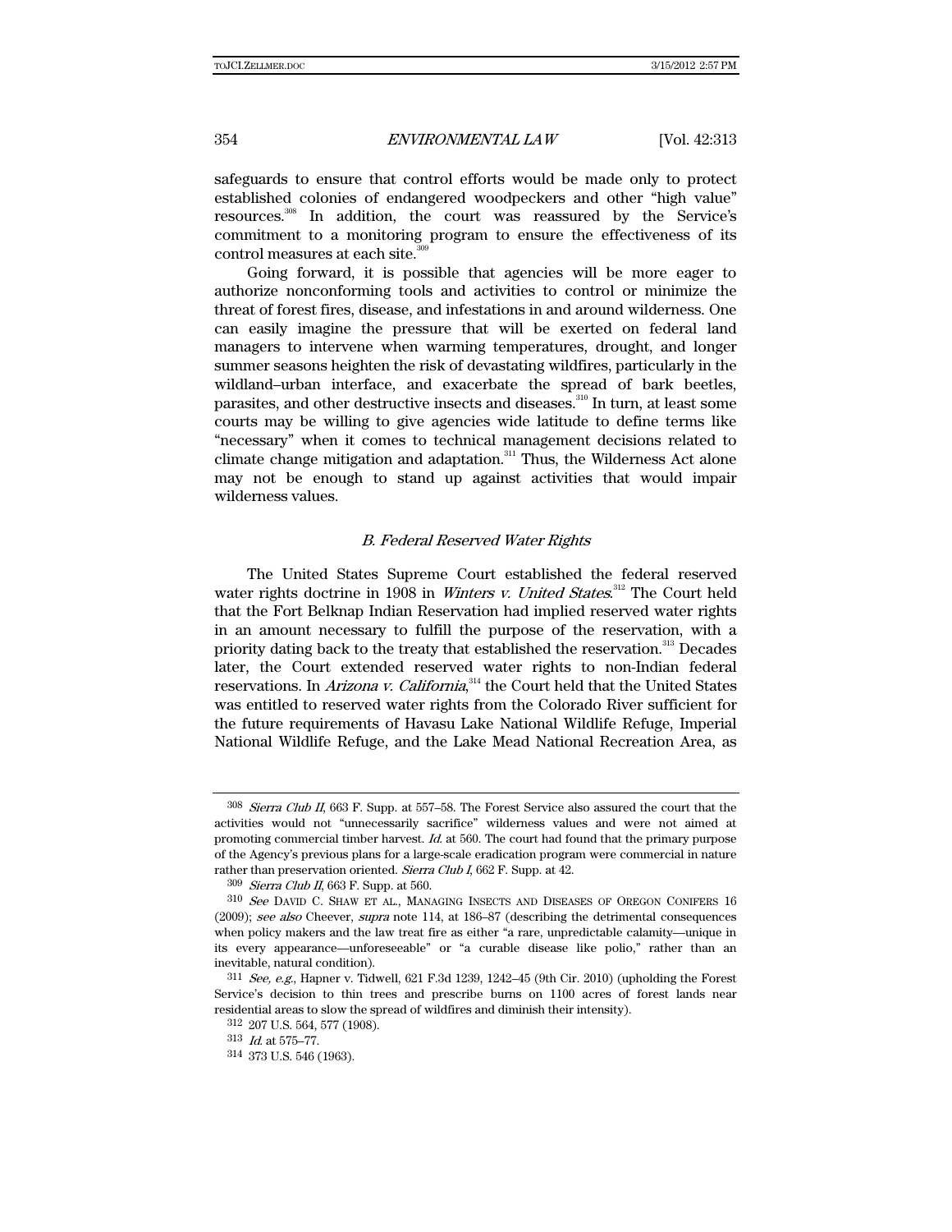safeguards to ensure that control efforts would be made only to protect established colonies of endangered woodpeckers and other "high value" resources.[308] In addition, the court was reassured by the Service's commitment to a monitoring program to ensure the effectiveness of its control measures at each site.[309]

Going forward, it is possible that agencies will be more eager to authorize nonconforming tools and activities to control or minimize the threat of forest fires, disease, and infestations in and around wilderness. One can easily imagine the pressure that will be exerted on federal land managers to intervene when warming temperatures, drought, and longer summer seasons heighten the risk of devastating wildfires, particularly in the wildland–urban interface, and exacerbate the spread of bark beetles, parasites, and other destructive insects and diseases.[310] In turn, at least some courts may be willing to give agencies wide latitude to define terms like "necessary" when it comes to technical management decisions related to climate change mitigation and adaptation.[311] Thus, the Wilderness Act alone may not be enough to stand up against activities that would impair wilderness values.

### *B. Federal Reserved Water Rights*

The United States Supreme Court established the federal reserved water rights doctrine in 1908 in *Winters v. United States*.[312] The Court held that the Fort Belknap Indian Reservation had implied reserved water rights in an amount necessary to fulfill the purpose of the reservation, with a priority dating back to the treaty that established the reservation.[313] Decades later, the Court extended reserved water rights to non-Indian federal reservations. In *Arizona v. California*,[314] the Court held that the United States was entitled to reserved water rights from the Colorado River sufficient for the future requirements of Havasu Lake National Wildlife Refuge, Imperial National Wildlife Refuge, and the Lake Mead National Recreation Area, as

---

308 *Sierra Club II*, 663 F. Supp. at 557–58. The Forest Service also assured the court that the activities would not "unnecessarily sacrifice" wilderness values and were not aimed at promoting commercial timber harvest. *Id.* at 560. The court had found that the primary purpose of the Agency's previous plans for a large-scale eradication program were commercial in nature rather than preservation oriented. *Sierra Club I*, 662 F. Supp. at 42.

309 *Sierra Club II*, 663 F. Supp. at 560.

310 *See* DAVID C. SHAW ET AL., MANAGING INSECTS AND DISEASES OF OREGON CONIFERS 16 (2009); *see also* Cheever, *supra* note 114, at 186–87 (describing the detrimental consequences when policy makers and the law treat fire as either "a rare, unpredictable calamity—unique in its every appearance—unforeseeable" or "a curable disease like polio," rather than an inevitable, natural condition).

311 *See, e.g.*, Hapner v. Tidwell, 621 F.3d 1239, 1242–45 (9th Cir. 2010) (upholding the Forest Service's decision to thin trees and prescribe burns on 1100 acres of forest lands near residential areas to slow the spread of wildfires and diminish their intensity).

312 207 U.S. 564, 577 (1908).

313 *Id.* at 575–77.

314 373 U.S. 546 (1963).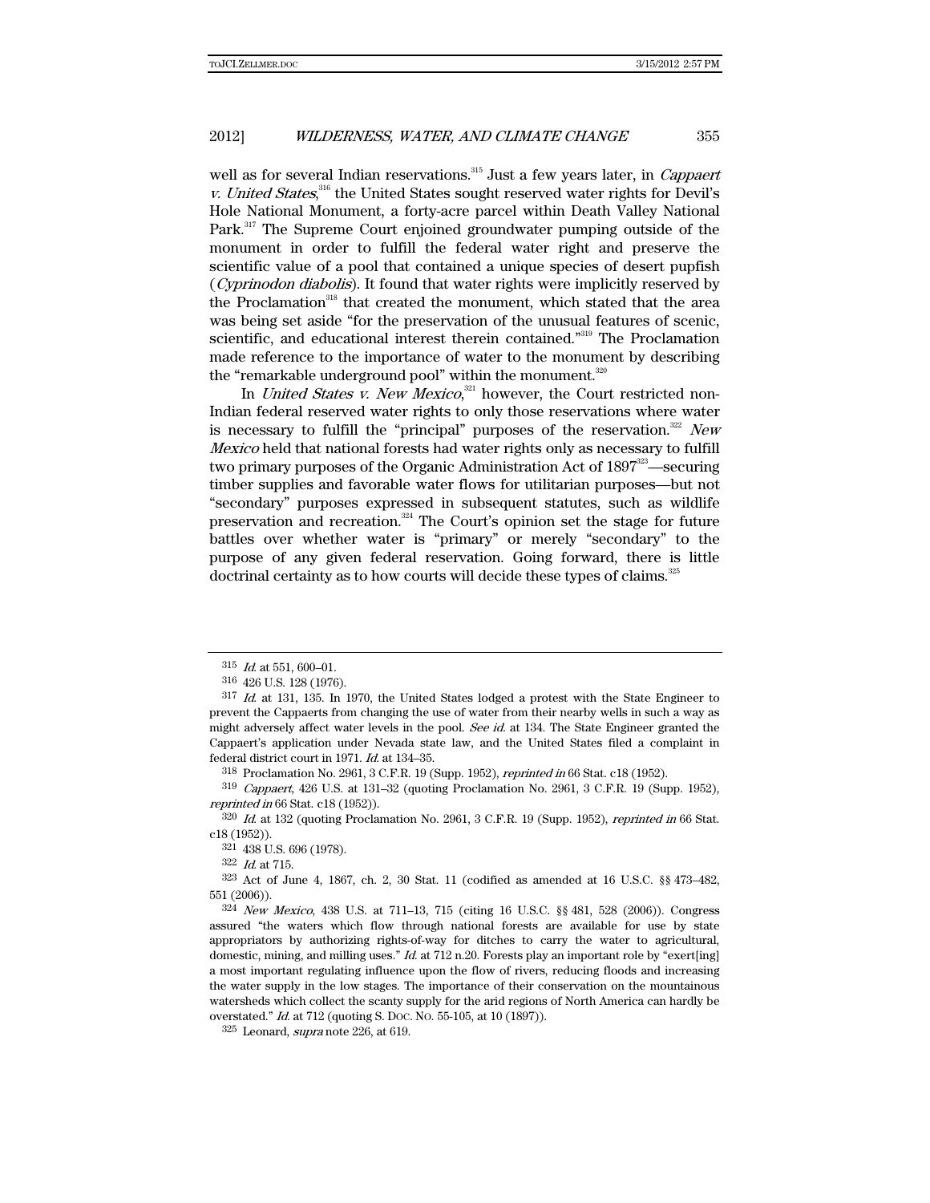well as for several Indian reservations.[315] Just a few years later, in *Cappaert v. United States*,[316] the United States sought reserved water rights for Devil's Hole National Monument, a forty-acre parcel within Death Valley National Park.[317] The Supreme Court enjoined groundwater pumping outside of the monument in order to fulfill the federal water right and preserve the scientific value of a pool that contained a unique species of desert pupfish (*Cyprinodon diabolis*). It found that water rights were implicitly reserved by the Proclamation[318] that created the monument, which stated that the area was being set aside "for the preservation of the unusual features of scenic, scientific, and educational interest therein contained."[319] The Proclamation made reference to the importance of water to the monument by describing the "remarkable underground pool" within the monument.[320]

In *United States v. New Mexico*,[321] however, the Court restricted non-Indian federal reserved water rights to only those reservations where water is necessary to fulfill the "principal" purposes of the reservation.[322] *New Mexico* held that national forests had water rights only as necessary to fulfill two primary purposes of the Organic Administration Act of 1897[323]—securing timber supplies and favorable water flows for utilitarian purposes—but not "secondary" purposes expressed in subsequent statutes, such as wildlife preservation and recreation.[324] The Court's opinion set the stage for future battles over whether water is "primary" or merely "secondary" to the purpose of any given federal reservation. Going forward, there is little doctrinal certainty as to how courts will decide these types of claims.[325]

---

315 *Id.* at 551, 600–01.

316 426 U.S. 128 (1976).

317 *Id.* at 131, 135. In 1970, the United States lodged a protest with the State Engineer to prevent the Cappaerts from changing the use of water from their nearby wells in such a way as might adversely affect water levels in the pool. *See id.* at 134. The State Engineer granted the Cappaert's application under Nevada state law, and the United States filed a complaint in federal district court in 1971. *Id.* at 134–35.

318 Proclamation No. 2961, 3 C.F.R. 19 (Supp. 1952), *reprinted in* 66 Stat. c18 (1952).

319 *Cappaert*, 426 U.S. at 131–32 (quoting Proclamation No. 2961, 3 C.F.R. 19 (Supp. 1952), *reprinted in* 66 Stat. c18 (1952)).

320 *Id.* at 132 (quoting Proclamation No. 2961, 3 C.F.R. 19 (Supp. 1952), *reprinted in* 66 Stat. c18 (1952)).

321 438 U.S. 696 (1978).

322 *Id.* at 715.

323 Act of June 4, 1867, ch. 2, 30 Stat. 11 (codified as amended at 16 U.S.C. §§ 473–482, 551 (2006)).

324 *New Mexico*, 438 U.S. at 711–13, 715 (citing 16 U.S.C. §§ 481, 528 (2006)). Congress assured "the waters which flow through national forests are available for use by state appropriators by authorizing rights-of-way for ditches to carry the water to agricultural, domestic, mining, and milling uses." *Id.* at 712 n.20. Forests play an important role by "exert[ing] a most important regulating influence upon the flow of rivers, reducing floods and increasing the water supply in the low stages. The importance of their conservation on the mountainous watersheds which collect the scanty supply for the arid regions of North America can hardly be overstated." *Id.* at 712 (quoting S. DOC. NO. 55-105, at 10 (1897)).

325 Leonard, *supra* note 226, at 619.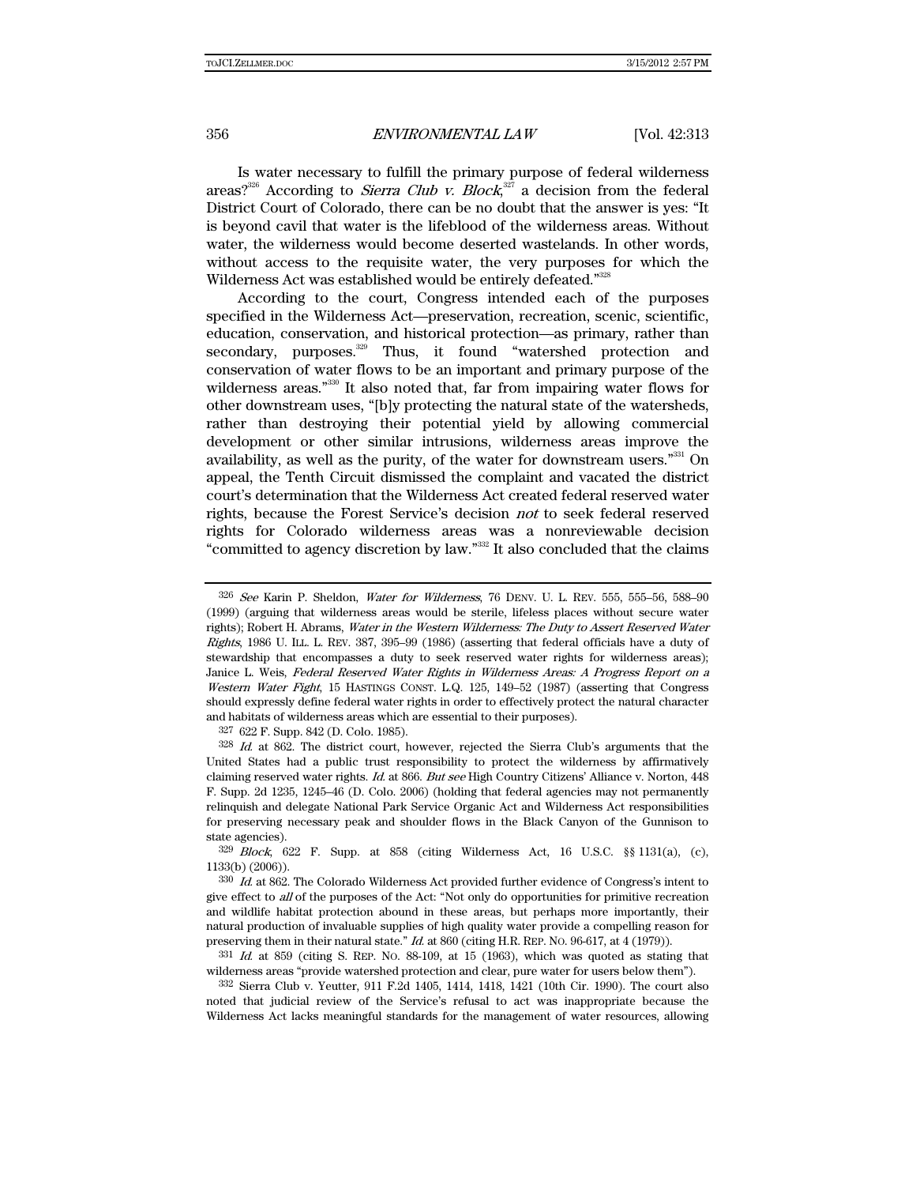Is water necessary to fulfill the primary purpose of federal wilderness areas?[326] According to *Sierra Club v. Block*,[327] a decision from the federal District Court of Colorado, there can be no doubt that the answer is yes: "It is beyond cavil that water is the lifeblood of the wilderness areas. Without water, the wilderness would become deserted wastelands. In other words, without access to the requisite water, the very purposes for which the Wilderness Act was established would be entirely defeated."[328]

According to the court, Congress intended each of the purposes specified in the Wilderness Act—preservation, recreation, scenic, scientific, education, conservation, and historical protection—as primary, rather than secondary, purposes.[329] Thus, it found "watershed protection and conservation of water flows to be an important and primary purpose of the wilderness areas."[330] It also noted that, far from impairing water flows for other downstream uses, "[b]y protecting the natural state of the watersheds, rather than destroying their potential yield by allowing commercial development or other similar intrusions, wilderness areas improve the availability, as well as the purity, of the water for downstream users."[331] On appeal, the Tenth Circuit dismissed the complaint and vacated the district court's determination that the Wilderness Act created federal reserved water rights, because the Forest Service's decision *not* to seek federal reserved rights for Colorado wilderness areas was a nonreviewable decision "committed to agency discretion by law."[332] It also concluded that the claims

---

[326] *See* Karin P. Sheldon, *Water for Wilderness*, 76 DENV. U. L. REV. 555, 555–56, 588–90 (1999) (arguing that wilderness areas would be sterile, lifeless places without secure water rights); Robert H. Abrams, *Water in the Western Wilderness: The Duty to Assert Reserved Water Rights*, 1986 U. ILL. L. REV. 387, 395–99 (1986) (asserting that federal officials have a duty of stewardship that encompasses a duty to seek reserved water rights for wilderness areas); Janice L. Weis, *Federal Reserved Water Rights in Wilderness Areas: A Progress Report on a Western Water Fight*, 15 HASTINGS CONST. L.Q. 125, 149–52 (1987) (asserting that Congress should expressly define federal water rights in order to effectively protect the natural character and habitats of wilderness areas which are essential to their purposes).

[327] 622 F. Supp. 842 (D. Colo. 1985).

[328] *Id.* at 862. The district court, however, rejected the Sierra Club's arguments that the United States had a public trust responsibility to protect the wilderness by affirmatively claiming reserved water rights. *Id.* at 866. *But see* High Country Citizens' Alliance v. Norton, 448 F. Supp. 2d 1235, 1245–46 (D. Colo. 2006) (holding that federal agencies may not permanently relinquish and delegate National Park Service Organic Act and Wilderness Act responsibilities for preserving necessary peak and shoulder flows in the Black Canyon of the Gunnison to state agencies).

[329] *Block*, 622 F. Supp. at 858 (citing Wilderness Act, 16 U.S.C. §§ 1131(a), (c), 1133(b) (2006)).

[330] *Id.* at 862. The Colorado Wilderness Act provided further evidence of Congress's intent to give effect to *all* of the purposes of the Act: "Not only do opportunities for primitive recreation and wildlife habitat protection abound in these areas, but perhaps more importantly, their natural production of invaluable supplies of high quality water provide a compelling reason for preserving them in their natural state." *Id.* at 860 (citing H.R. REP. NO. 96-617, at 4 (1979)).

[331] *Id.* at 859 (citing S. REP. NO. 88-109, at 15 (1963), which was quoted as stating that wilderness areas "provide watershed protection and clear, pure water for users below them").

[332] Sierra Club v. Yeutter, 911 F.2d 1405, 1414, 1418, 1421 (10th Cir. 1990). The court also noted that judicial review of the Service's refusal to act was inappropriate because the Wilderness Act lacks meaningful standards for the management of water resources, allowing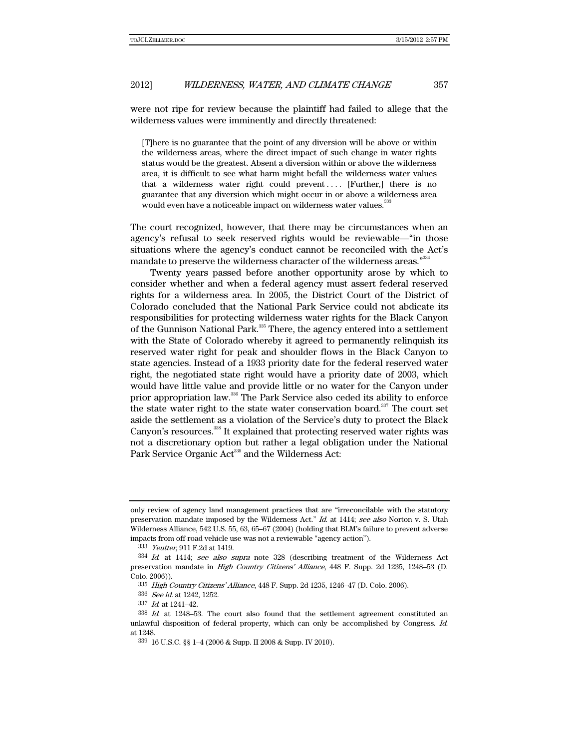were not ripe for review because the plaintiff had failed to allege that the wilderness values were imminently and directly threatened:

> [T]here is no guarantee that the point of any diversion will be above or within the wilderness areas, where the direct impact of such change in water rights status would be the greatest. Absent a diversion within or above the wilderness area, it is difficult to see what harm might befall the wilderness water values that a wilderness water right could prevent . . . . [Further,] there is no guarantee that any diversion which might occur in or above a wilderness area would even have a noticeable impact on wilderness water values.[333]

The court recognized, however, that there may be circumstances when an agency's refusal to seek reserved rights would be reviewable—"in those situations where the agency's conduct cannot be reconciled with the Act's mandate to preserve the wilderness character of the wilderness areas."[334]

Twenty years passed before another opportunity arose by which to consider whether and when a federal agency must assert federal reserved rights for a wilderness area. In 2005, the District Court of the District of Colorado concluded that the National Park Service could not abdicate its responsibilities for protecting wilderness water rights for the Black Canyon of the Gunnison National Park.[335] There, the agency entered into a settlement with the State of Colorado whereby it agreed to permanently relinquish its reserved water right for peak and shoulder flows in the Black Canyon to state agencies. Instead of a 1933 priority date for the federal reserved water right, the negotiated state right would have a priority date of 2003, which would have little value and provide little or no water for the Canyon under prior appropriation law.[336] The Park Service also ceded its ability to enforce the state water right to the state water conservation board.[337] The court set aside the settlement as a violation of the Service's duty to protect the Black Canyon's resources.[338] It explained that protecting reserved water rights was not a discretionary option but rather a legal obligation under the National Park Service Organic Act[339] and the Wilderness Act:

---

only review of agency land management practices that are "irreconcilable with the statutory preservation mandate imposed by the Wilderness Act." *Id.* at 1414; *see also* Norton v. S. Utah Wilderness Alliance, 542 U.S. 55, 63, 65–67 (2004) (holding that BLM's failure to prevent adverse impacts from off-road vehicle use was not a reviewable "agency action").

333 *Yeutter*, 911 F.2d at 1419.

334 *Id.* at 1414; *see also supra* note 328 (describing treatment of the Wilderness Act preservation mandate in *High Country Citizens' Alliance*, 448 F. Supp. 2d 1235, 1248–53 (D. Colo. 2006)).

335 *High Country Citizens' Alliance*, 448 F. Supp. 2d 1235, 1246–47 (D. Colo. 2006).

336 *See id.* at 1242, 1252.

337 *Id.* at 1241–42.

338 *Id.* at 1248–53. The court also found that the settlement agreement constituted an unlawful disposition of federal property, which can only be accomplished by Congress. *Id.* at 1248.

339 16 U.S.C. §§ 1–4 (2006 & Supp. II 2008 & Supp. IV 2010).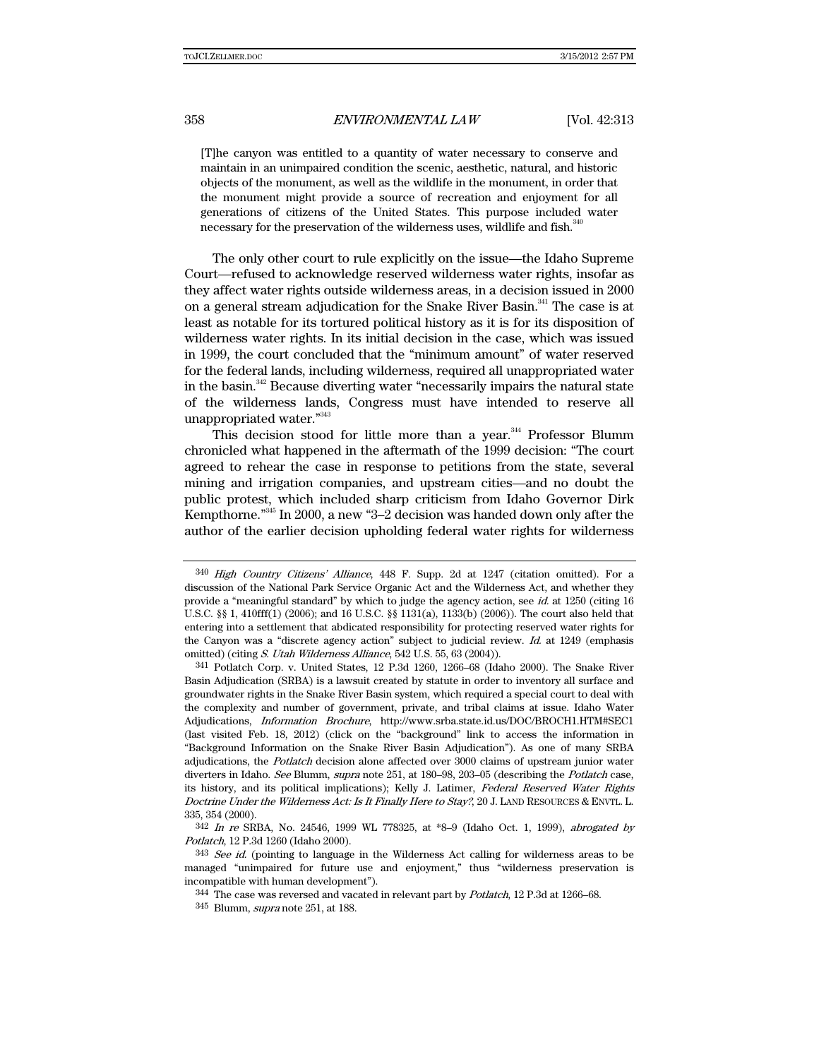> [T]he canyon was entitled to a quantity of water necessary to conserve and maintain in an unimpaired condition the scenic, aesthetic, natural, and historic objects of the monument, as well as the wildlife in the monument, in order that the monument might provide a source of recreation and enjoyment for all generations of citizens of the United States. This purpose included water necessary for the preservation of the wilderness uses, wildlife and fish.[340]

The only other court to rule explicitly on the issue—the Idaho Supreme Court—refused to acknowledge reserved wilderness water rights, insofar as they affect water rights outside wilderness areas, in a decision issued in 2000 on a general stream adjudication for the Snake River Basin.[341] The case is at least as notable for its tortured political history as it is for its disposition of wilderness water rights. In its initial decision in the case, which was issued in 1999, the court concluded that the "minimum amount" of water reserved for the federal lands, including wilderness, required all unappropriated water in the basin.[342] Because diverting water "necessarily impairs the natural state of the wilderness lands, Congress must have intended to reserve all unappropriated water."[343]

This decision stood for little more than a year.[344] Professor Blumm chronicled what happened in the aftermath of the 1999 decision: "The court agreed to rehear the case in response to petitions from the state, several mining and irrigation companies, and upstream cities—and no doubt the public protest, which included sharp criticism from Idaho Governor Dirk Kempthorne."[345] In 2000, a new "3–2 decision was handed down only after the author of the earlier decision upholding federal water rights for wilderness

---

340 *High Country Citizens' Alliance*, 448 F. Supp. 2d at 1247 (citation omitted). For a discussion of the National Park Service Organic Act and the Wilderness Act, and whether they provide a "meaningful standard" by which to judge the agency action, see *id.* at 1250 (citing 16 U.S.C. §§ 1, 410fff(1) (2006); and 16 U.S.C. §§ 1131(a), 1133(b) (2006)). The court also held that entering into a settlement that abdicated responsibility for protecting reserved water rights for the Canyon was a "discrete agency action" subject to judicial review. *Id.* at 1249 (emphasis omitted) (citing *S. Utah Wilderness Alliance*, 542 U.S. 55, 63 (2004)).

341 Potlatch Corp. v. United States, 12 P.3d 1260, 1266–68 (Idaho 2000). The Snake River Basin Adjudication (SRBA) is a lawsuit created by statute in order to inventory all surface and groundwater rights in the Snake River Basin system, which required a special court to deal with the complexity and number of government, private, and tribal claims at issue. Idaho Water Adjudications, *Information Brochure*, http://www.srba.state.id.us/DOC/BROCH1.HTM#SEC1 (last visited Feb. 18, 2012) (click on the "background" link to access the information in "Background Information on the Snake River Basin Adjudication"). As one of many SRBA adjudications, the *Potlatch* decision alone affected over 3000 claims of upstream junior water diverters in Idaho. *See* Blumm, *supra* note 251, at 180–98, 203–05 (describing the *Potlatch* case, its history, and its political implications); Kelly J. Latimer, *Federal Reserved Water Rights Doctrine Under the Wilderness Act: Is It Finally Here to Stay?*, 20 J. LAND RESOURCES & ENVTL. L. 335, 354 (2000).

342 *In re* SRBA, No. 24546, 1999 WL 778325, at *8–9 (Idaho Oct. 1, 1999), *abrogated by Potlatch*, 12 P.3d 1260 (Idaho 2000).

343 *See id.* (pointing to language in the Wilderness Act calling for wilderness areas to be managed "unimpaired for future use and enjoyment," thus "wilderness preservation is incompatible with human development").

344 The case was reversed and vacated in relevant part by *Potlatch*, 12 P.3d at 1266–68.

345 Blumm, *supra* note 251, at 188.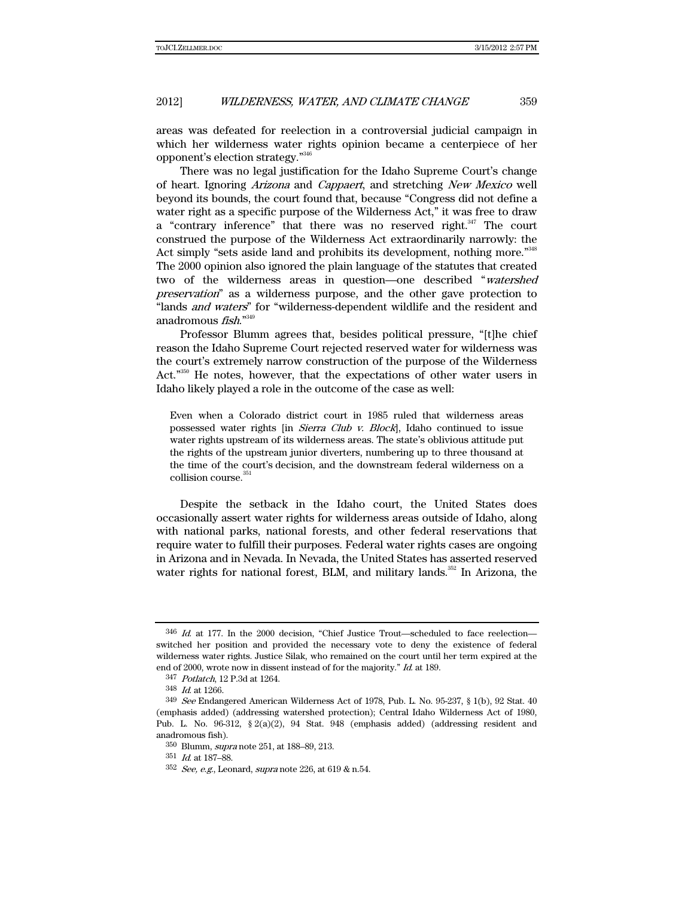areas was defeated for reelection in a controversial judicial campaign in which her wilderness water rights opinion became a centerpiece of her opponent's election strategy."[346]

There was no legal justification for the Idaho Supreme Court's change of heart. Ignoring *Arizona* and *Cappaert*, and stretching *New Mexico* well beyond its bounds, the court found that, because "Congress did not define a water right as a specific purpose of the Wilderness Act," it was free to draw a "contrary inference" that there was no reserved right.[347] The court construed the purpose of the Wilderness Act extraordinarily narrowly: the Act simply "sets aside land and prohibits its development, nothing more."[348] The 2000 opinion also ignored the plain language of the statutes that created two of the wilderness areas in question—one described "*watershed preservation*" as a wilderness purpose, and the other gave protection to "lands *and waters*" for "wilderness-dependent wildlife and the resident and anadromous *fish*."[349]

Professor Blumm agrees that, besides political pressure, "[t]he chief reason the Idaho Supreme Court rejected reserved water for wilderness was the court's extremely narrow construction of the purpose of the Wilderness Act."[350] He notes, however, that the expectations of other water users in Idaho likely played a role in the outcome of the case as well:

> Even when a Colorado district court in 1985 ruled that wilderness areas possessed water rights [in *Sierra Club v. Block*], Idaho continued to issue water rights upstream of its wilderness areas. The state's oblivious attitude put the rights of the upstream junior diverters, numbering up to three thousand at the time of the court's decision, and the downstream federal wilderness on a collision course.[351]

Despite the setback in the Idaho court, the United States does occasionally assert water rights for wilderness areas outside of Idaho, along with national parks, national forests, and other federal reservations that require water to fulfill their purposes. Federal water rights cases are ongoing in Arizona and in Nevada. In Nevada, the United States has asserted reserved water rights for national forest, BLM, and military lands.[352] In Arizona, the

---

[346] *Id.* at 177. In the 2000 decision, "Chief Justice Trout—scheduled to face reelection—switched her position and provided the necessary vote to deny the existence of federal wilderness water rights. Justice Silak, who remained on the court until her term expired at the end of 2000, wrote now in dissent instead of for the majority." *Id.* at 189.

[347] *Potlatch*, 12 P.3d at 1264.

[348] *Id.* at 1266.

[349] *See* Endangered American Wilderness Act of 1978, Pub. L. No. 95-237, § 1(b), 92 Stat. 40 (emphasis added) (addressing watershed protection); Central Idaho Wilderness Act of 1980, Pub. L. No. 96-312, § 2(a)(2), 94 Stat. 948 (emphasis added) (addressing resident and anadromous fish).

[350] Blumm, *supra* note 251, at 188–89, 213.

[351] *Id.* at 187–88.

[352] *See, e.g.*, Leonard, *supra* note 226, at 619 & n.54.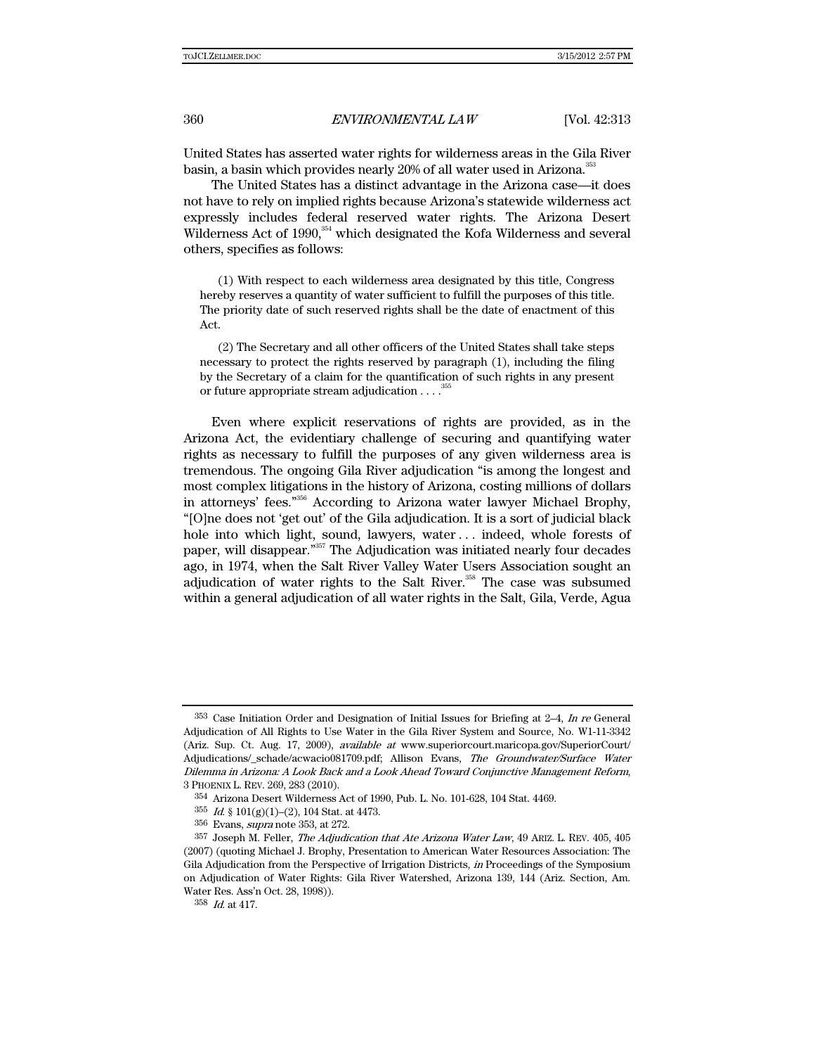United States has asserted water rights for wilderness areas in the Gila River basin, a basin which provides nearly 20% of all water used in Arizona.[353]

The United States has a distinct advantage in the Arizona case—it does not have to rely on implied rights because Arizona's statewide wilderness act expressly includes federal reserved water rights. The Arizona Desert Wilderness Act of 1990,[354] which designated the Kofa Wilderness and several others, specifies as follows:

> (1) With respect to each wilderness area designated by this title, Congress hereby reserves a quantity of water sufficient to fulfill the purposes of this title. The priority date of such reserved rights shall be the date of enactment of this Act.
>
> (2) The Secretary and all other officers of the United States shall take steps necessary to protect the rights reserved by paragraph (1), including the filing by the Secretary of a claim for the quantification of such rights in any present or future appropriate stream adjudication . . . .[355]

Even where explicit reservations of rights are provided, as in the Arizona Act, the evidentiary challenge of securing and quantifying water rights as necessary to fulfill the purposes of any given wilderness area is tremendous. The ongoing Gila River adjudication "is among the longest and most complex litigations in the history of Arizona, costing millions of dollars in attorneys' fees."[356] According to Arizona water lawyer Michael Brophy, "[O]ne does not 'get out' of the Gila adjudication. It is a sort of judicial black hole into which light, sound, lawyers, water . . . indeed, whole forests of paper, will disappear."[357] The Adjudication was initiated nearly four decades ago, in 1974, when the Salt River Valley Water Users Association sought an adjudication of water rights to the Salt River.[358] The case was subsumed within a general adjudication of all water rights in the Salt, Gila, Verde, Agua

---

353 Case Initiation Order and Designation of Initial Issues for Briefing at 2–4, *In re* General Adjudication of All Rights to Use Water in the Gila River System and Source, No. W1-11-3342 (Ariz. Sup. Ct. Aug. 17, 2009), *available at* www.superiorcourt.maricopa.gov/SuperiorCourt/Adjudications/_schade/acwacio081709.pdf; Allison Evans, *The Groundwater/Surface Water Dilemma in Arizona: A Look Back and a Look Ahead Toward Conjunctive Management Reform*, 3 PHOENIX L. REV. 269, 283 (2010).

354 Arizona Desert Wilderness Act of 1990, Pub. L. No. 101-628, 104 Stat. 4469.

355 *Id.* § 101(g)(1)–(2), 104 Stat. at 4473.

356 Evans, *supra* note 353, at 272.

357 Joseph M. Feller, *The Adjudication that Ate Arizona Water Law*, 49 ARIZ. L. REV. 405, 405 (2007) (quoting Michael J. Brophy, Presentation to American Water Resources Association: The Gila Adjudication from the Perspective of Irrigation Districts, *in* Proceedings of the Symposium on Adjudication of Water Rights: Gila River Watershed, Arizona 139, 144 (Ariz. Section, Am. Water Res. Ass'n Oct. 28, 1998)).

358 *Id.* at 417.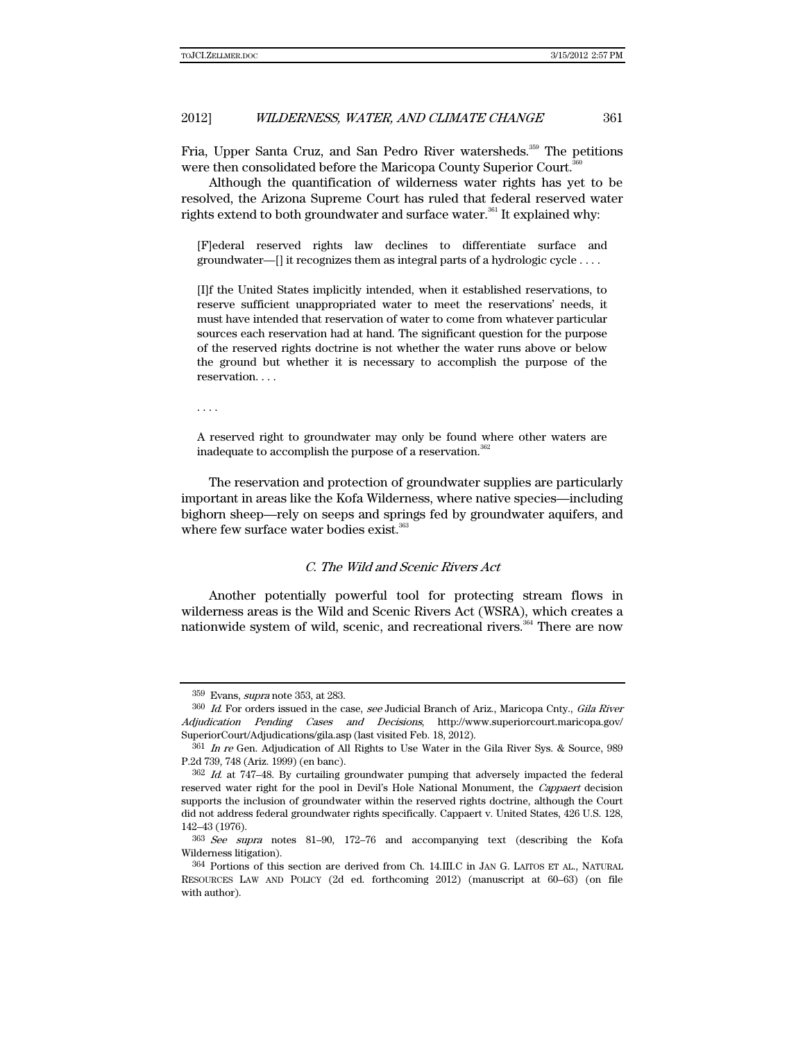Fria, Upper Santa Cruz, and San Pedro River watersheds.[359] The petitions were then consolidated before the Maricopa County Superior Court.[360]

Although the quantification of wilderness water rights has yet to be resolved, the Arizona Supreme Court has ruled that federal reserved water rights extend to both groundwater and surface water.[361] It explained why:

> [F]ederal reserved rights law declines to differentiate surface and groundwater—[] it recognizes them as integral parts of a hydrologic cycle . . . .
>
> [I]f the United States implicitly intended, when it established reservations, to reserve sufficient unappropriated water to meet the reservations' needs, it must have intended that reservation of water to come from whatever particular sources each reservation had at hand. The significant question for the purpose of the reserved rights doctrine is not whether the water runs above or below the ground but whether it is necessary to accomplish the purpose of the reservation. . . .
>
> . . . .
>
> A reserved right to groundwater may only be found where other waters are inadequate to accomplish the purpose of a reservation.[362]

The reservation and protection of groundwater supplies are particularly important in areas like the Kofa Wilderness, where native species—including bighorn sheep—rely on seeps and springs fed by groundwater aquifers, and where few surface water bodies exist.[363]

### *C. The Wild and Scenic Rivers Act*

Another potentially powerful tool for protecting stream flows in wilderness areas is the Wild and Scenic Rivers Act (WSRA), which creates a nationwide system of wild, scenic, and recreational rivers.[364] There are now

---

359 Evans, *supra* note 353, at 283.

360 *Id.* For orders issued in the case, *see* Judicial Branch of Ariz., Maricopa Cnty., *Gila River Adjudication Pending Cases and Decisions*, http://www.superiorcourt.maricopa.gov/SuperiorCourt/Adjudications/gila.asp (last visited Feb. 18, 2012).

361 *In re* Gen. Adjudication of All Rights to Use Water in the Gila River Sys. & Source, 989 P.2d 739, 748 (Ariz. 1999) (en banc).

362 *Id.* at 747–48. By curtailing groundwater pumping that adversely impacted the federal reserved water right for the pool in Devil's Hole National Monument, the *Cappaert* decision supports the inclusion of groundwater within the reserved rights doctrine, although the Court did not address federal groundwater rights specifically. Cappaert v. United States, 426 U.S. 128, 142–43 (1976).

363 *See supra* notes 81–90, 172–76 and accompanying text (describing the Kofa Wilderness litigation).

364 Portions of this section are derived from Ch. 14.III.C in JAN G. LAITOS ET AL., NATURAL RESOURCES LAW AND POLICY (2d ed. forthcoming 2012) (manuscript at 60–63) (on file with author).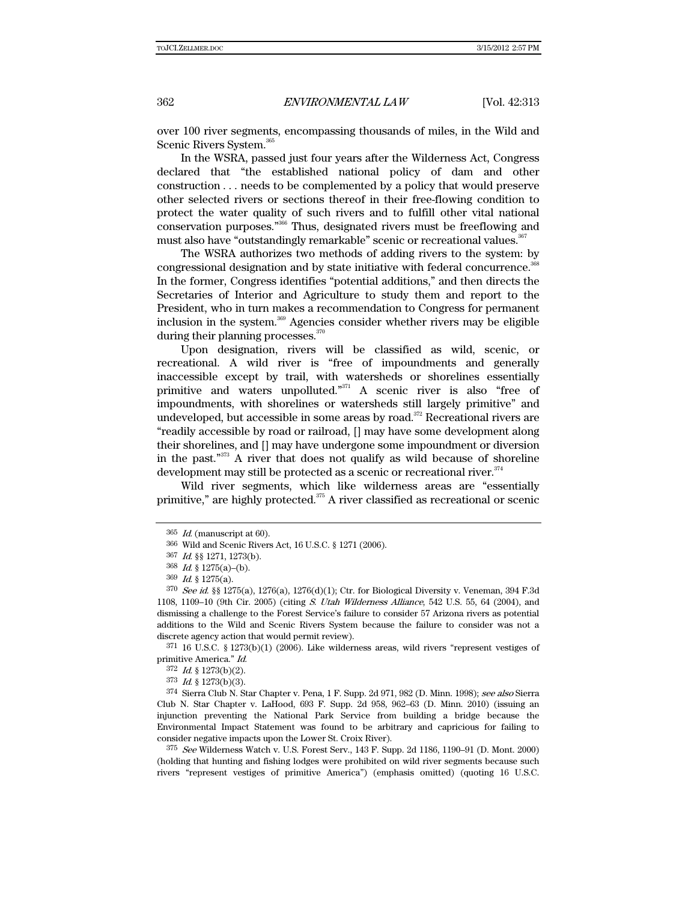over 100 river segments, encompassing thousands of miles, in the Wild and Scenic Rivers System.[365]

In the WSRA, passed just four years after the Wilderness Act, Congress declared that "the established national policy of dam and other construction . . . needs to be complemented by a policy that would preserve other selected rivers or sections thereof in their free-flowing condition to protect the water quality of such rivers and to fulfill other vital national conservation purposes."[366] Thus, designated rivers must be freeflowing and must also have "outstandingly remarkable" scenic or recreational values.[367]

The WSRA authorizes two methods of adding rivers to the system: by congressional designation and by state initiative with federal concurrence.[368] In the former, Congress identifies "potential additions," and then directs the Secretaries of Interior and Agriculture to study them and report to the President, who in turn makes a recommendation to Congress for permanent inclusion in the system.[369] Agencies consider whether rivers may be eligible during their planning processes.[370]

Upon designation, rivers will be classified as wild, scenic, or recreational. A wild river is "free of impoundments and generally inaccessible except by trail, with watersheds or shorelines essentially primitive and waters unpolluted."[371] A scenic river is also "free of impoundments, with shorelines or watersheds still largely primitive" and undeveloped, but accessible in some areas by road.[372] Recreational rivers are "readily accessible by road or railroad, [] may have some development along their shorelines, and [] may have undergone some impoundment or diversion in the past."[373] A river that does not qualify as wild because of shoreline development may still be protected as a scenic or recreational river.[374]

Wild river segments, which like wilderness areas are "essentially primitive," are highly protected.[375] A river classified as recreational or scenic

---

365 *Id.* (manuscript at 60).

366 Wild and Scenic Rivers Act, 16 U.S.C. § 1271 (2006).

367 *Id.* §§ 1271, 1273(b).

368 *Id.* § 1275(a)–(b).

369 *Id.* § 1275(a).

370 *See id.* §§ 1275(a), 1276(a), 1276(d)(1); Ctr. for Biological Diversity v. Veneman, 394 F.3d 1108, 1109–10 (9th Cir. 2005) (citing *S. Utah Wilderness Alliance*, 542 U.S. 55, 64 (2004), and dismissing a challenge to the Forest Service's failure to consider 57 Arizona rivers as potential additions to the Wild and Scenic Rivers System because the failure to consider was not a discrete agency action that would permit review).

371 16 U.S.C. § 1273(b)(1) (2006). Like wilderness areas, wild rivers "represent vestiges of primitive America." *Id.*

372 *Id.* § 1273(b)(2).

373 *Id.* § 1273(b)(3).

374 Sierra Club N. Star Chapter v. Pena, 1 F. Supp. 2d 971, 982 (D. Minn. 1998); *see also* Sierra Club N. Star Chapter v. LaHood, 693 F. Supp. 2d 958, 962–63 (D. Minn. 2010) (issuing an injunction preventing the National Park Service from building a bridge because the Environmental Impact Statement was found to be arbitrary and capricious for failing to consider negative impacts upon the Lower St. Croix River).

375 *See* Wilderness Watch v. U.S. Forest Serv., 143 F. Supp. 2d 1186, 1190–91 (D. Mont. 2000) (holding that hunting and fishing lodges were prohibited on wild river segments because such rivers "represent vestiges of primitive America") (emphasis omitted) (quoting 16 U.S.C.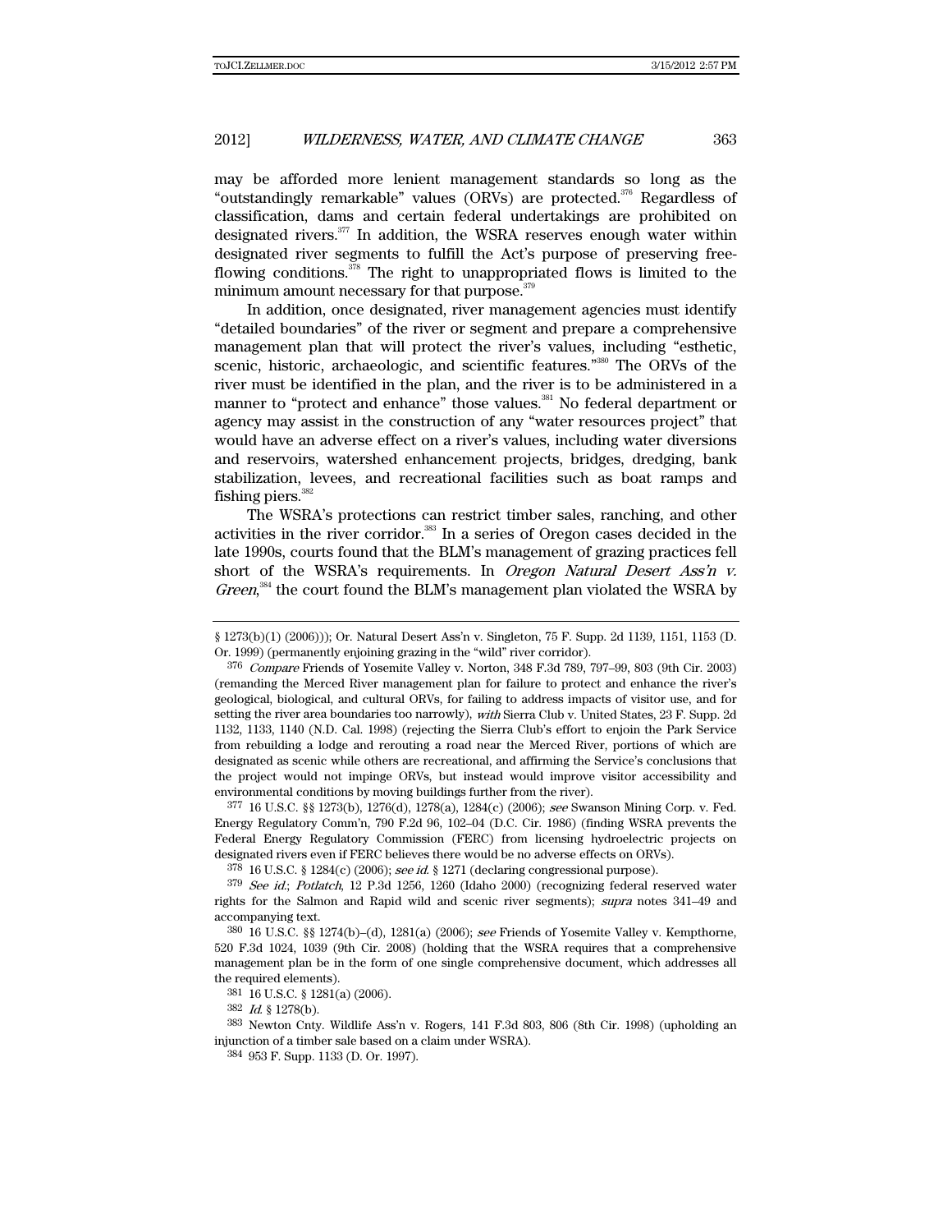may be afforded more lenient management standards so long as the "outstandingly remarkable" values (ORVs) are protected.[376] Regardless of classification, dams and certain federal undertakings are prohibited on designated rivers.[377] In addition, the WSRA reserves enough water within designated river segments to fulfill the Act's purpose of preserving free-flowing conditions.[378] The right to unappropriated flows is limited to the minimum amount necessary for that purpose.[379]

In addition, once designated, river management agencies must identify "detailed boundaries" of the river or segment and prepare a comprehensive management plan that will protect the river's values, including "esthetic, scenic, historic, archaeologic, and scientific features."[380] The ORVs of the river must be identified in the plan, and the river is to be administered in a manner to "protect and enhance" those values.[381] No federal department or agency may assist in the construction of any "water resources project" that would have an adverse effect on a river's values, including water diversions and reservoirs, watershed enhancement projects, bridges, dredging, bank stabilization, levees, and recreational facilities such as boat ramps and fishing piers.[382]

The WSRA's protections can restrict timber sales, ranching, and other activities in the river corridor.[383] In a series of Oregon cases decided in the late 1990s, courts found that the BLM's management of grazing practices fell short of the WSRA's requirements. In *Oregon Natural Desert Ass'n v. Green*,[384] the court found the BLM's management plan violated the WSRA by

---

§ 1273(b)(1) (2006))); Or. Natural Desert Ass'n v. Singleton, 75 F. Supp. 2d 1139, 1151, 1153 (D. Or. 1999) (permanently enjoining grazing in the "wild" river corridor).

[376] *Compare* Friends of Yosemite Valley v. Norton, 348 F.3d 789, 797–99, 803 (9th Cir. 2003) (remanding the Merced River management plan for failure to protect and enhance the river's geological, biological, and cultural ORVs, for failing to address impacts of visitor use, and for setting the river area boundaries too narrowly), *with* Sierra Club v. United States, 23 F. Supp. 2d 1132, 1133, 1140 (N.D. Cal. 1998) (rejecting the Sierra Club's effort to enjoin the Park Service from rebuilding a lodge and rerouting a road near the Merced River, portions of which are designated as scenic while others are recreational, and affirming the Service's conclusions that the project would not impinge ORVs, but instead would improve visitor accessibility and environmental conditions by moving buildings further from the river).

[377] 16 U.S.C. §§ 1273(b), 1276(d), 1278(a), 1284(c) (2006); *see* Swanson Mining Corp. v. Fed. Energy Regulatory Comm'n, 790 F.2d 96, 102–04 (D.C. Cir. 1986) (finding WSRA prevents the Federal Energy Regulatory Commission (FERC) from licensing hydroelectric projects on designated rivers even if FERC believes there would be no adverse effects on ORVs).

[378] 16 U.S.C. § 1284(c) (2006); *see id.* § 1271 (declaring congressional purpose).

[379] *See id.*; *Potlatch*, 12 P.3d 1256, 1260 (Idaho 2000) (recognizing federal reserved water rights for the Salmon and Rapid wild and scenic river segments); *supra* notes 341–49 and accompanying text.

[380] 16 U.S.C. §§ 1274(b)–(d), 1281(a) (2006); *see* Friends of Yosemite Valley v. Kempthorne, 520 F.3d 1024, 1039 (9th Cir. 2008) (holding that the WSRA requires that a comprehensive management plan be in the form of one single comprehensive document, which addresses all the required elements).

[381] 16 U.S.C. § 1281(a) (2006).

[382] *Id.* § 1278(b).

[383] Newton Cnty. Wildlife Ass'n v. Rogers, 141 F.3d 803, 806 (8th Cir. 1998) (upholding an injunction of a timber sale based on a claim under WSRA).

[384] 953 F. Supp. 1133 (D. Or. 1997).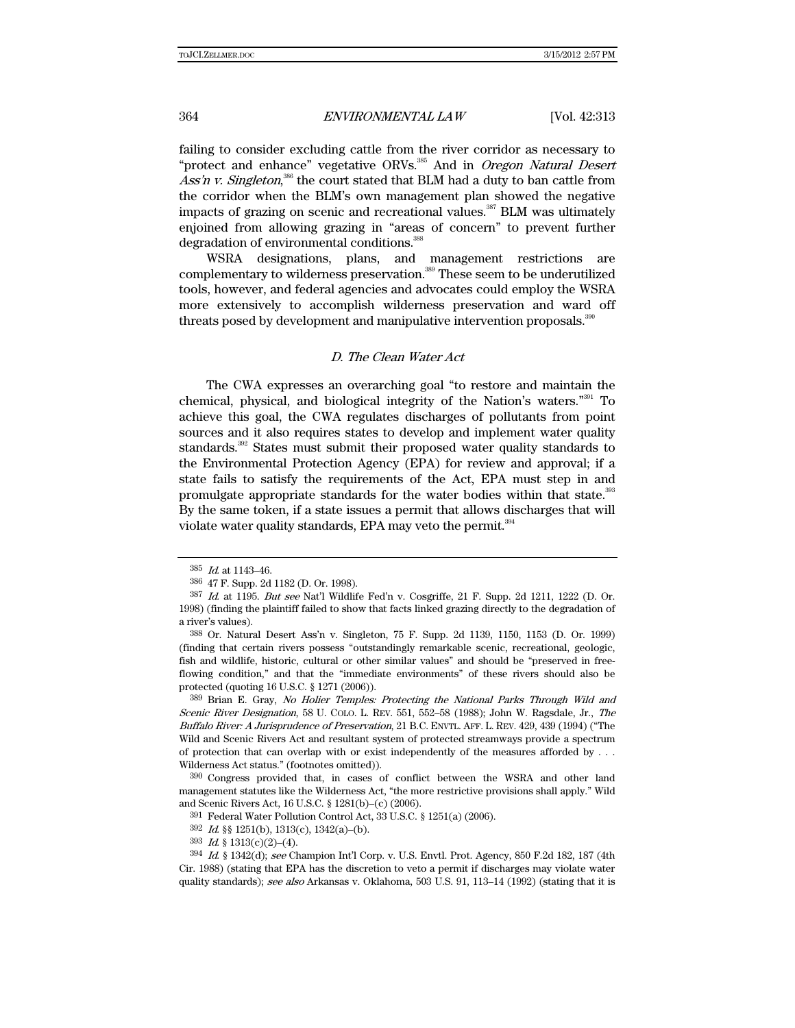failing to consider excluding cattle from the river corridor as necessary to "protect and enhance" vegetative ORVs.[385] And in *Oregon Natural Desert Ass'n v. Singleton*,[386] the court stated that BLM had a duty to ban cattle from the corridor when the BLM's own management plan showed the negative impacts of grazing on scenic and recreational values.[387] BLM was ultimately enjoined from allowing grazing in "areas of concern" to prevent further degradation of environmental conditions.[388]

WSRA designations, plans, and management restrictions are complementary to wilderness preservation.[389] These seem to be underutilized tools, however, and federal agencies and advocates could employ the WSRA more extensively to accomplish wilderness preservation and ward off threats posed by development and manipulative intervention proposals.[390]

### *D. The Clean Water Act*

The CWA expresses an overarching goal "to restore and maintain the chemical, physical, and biological integrity of the Nation's waters."[391] To achieve this goal, the CWA regulates discharges of pollutants from point sources and it also requires states to develop and implement water quality standards.[392] States must submit their proposed water quality standards to the Environmental Protection Agency (EPA) for review and approval; if a state fails to satisfy the requirements of the Act, EPA must step in and promulgate appropriate standards for the water bodies within that state.[393] By the same token, if a state issues a permit that allows discharges that will violate water quality standards, EPA may veto the permit.[394]

---

385 *Id.* at 1143–46.

386 47 F. Supp. 2d 1182 (D. Or. 1998).

387 *Id.* at 1195. *But see* Nat'l Wildlife Fed'n v. Cosgriffe, 21 F. Supp. 2d 1211, 1222 (D. Or. 1998) (finding the plaintiff failed to show that facts linked grazing directly to the degradation of a river's values).

388 Or. Natural Desert Ass'n v. Singleton, 75 F. Supp. 2d 1139, 1150, 1153 (D. Or. 1999) (finding that certain rivers possess "outstandingly remarkable scenic, recreational, geologic, fish and wildlife, historic, cultural or other similar values" and should be "preserved in free-flowing condition," and that the "immediate environments" of these rivers should also be protected (quoting 16 U.S.C. § 1271 (2006)).

389 Brian E. Gray, *No Holier Temples: Protecting the National Parks Through Wild and Scenic River Designation*, 58 U. COLO. L. REV. 551, 552–58 (1988); John W. Ragsdale, Jr., *The Buffalo River: A Jurisprudence of Preservation*, 21 B.C. ENVTL. AFF. L. REV. 429, 439 (1994) ("The Wild and Scenic Rivers Act and resultant system of protected streamways provide a spectrum of protection that can overlap with or exist independently of the measures afforded by . . . Wilderness Act status." (footnotes omitted)).

390 Congress provided that, in cases of conflict between the WSRA and other land management statutes like the Wilderness Act, "the more restrictive provisions shall apply." Wild and Scenic Rivers Act, 16 U.S.C. § 1281(b)–(c) (2006).

391 Federal Water Pollution Control Act, 33 U.S.C. § 1251(a) (2006).

392 *Id.* §§ 1251(b), 1313(c), 1342(a)–(b).

393 *Id.* § 1313(c)(2)–(4).

394 *Id.* § 1342(d); *see* Champion Int'l Corp. v. U.S. Envtl. Prot. Agency, 850 F.2d 182, 187 (4th Cir. 1988) (stating that EPA has the discretion to veto a permit if discharges may violate water quality standards); *see also* Arkansas v. Oklahoma, 503 U.S. 91, 113–14 (1992) (stating that it is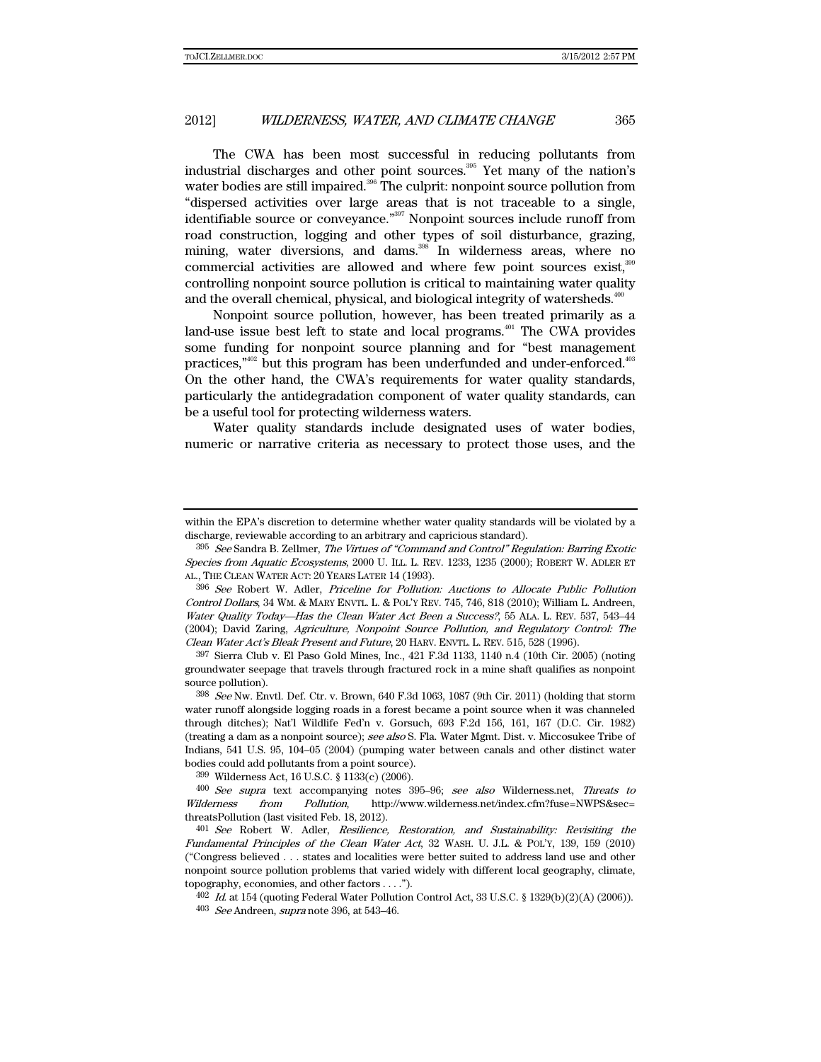The CWA has been most successful in reducing pollutants from industrial discharges and other point sources.[395] Yet many of the nation's water bodies are still impaired.[396] The culprit: nonpoint source pollution from "dispersed activities over large areas that is not traceable to a single, identifiable source or conveyance."[397] Nonpoint sources include runoff from road construction, logging and other types of soil disturbance, grazing, mining, water diversions, and dams.[398] In wilderness areas, where no commercial activities are allowed and where few point sources exist,[399] controlling nonpoint source pollution is critical to maintaining water quality and the overall chemical, physical, and biological integrity of watersheds.[400]

Nonpoint source pollution, however, has been treated primarily as a land-use issue best left to state and local programs.[401] The CWA provides some funding for nonpoint source planning and for "best management practices,"[402] but this program has been underfunded and under-enforced.[403] On the other hand, the CWA's requirements for water quality standards, particularly the antidegradation component of water quality standards, can be a useful tool for protecting wilderness waters.

Water quality standards include designated uses of water bodies, numeric or narrative criteria as necessary to protect those uses, and the

---

within the EPA's discretion to determine whether water quality standards will be violated by a discharge, reviewable according to an arbitrary and capricious standard).

395 *See* Sandra B. Zellmer, *The Virtues of "Command and Control" Regulation: Barring Exotic Species from Aquatic Ecosystems*, 2000 U. ILL. L. REV. 1233, 1235 (2000); ROBERT W. ADLER ET AL., THE CLEAN WATER ACT: 20 YEARS LATER 14 (1993).

396 *See* Robert W. Adler, *Priceline for Pollution: Auctions to Allocate Public Pollution Control Dollars*, 34 WM. & MARY ENVTL. L. & POL'Y REV. 745, 746, 818 (2010); William L. Andreen, *Water Quality Today—Has the Clean Water Act Been a Success?*, 55 ALA. L. REV. 537, 543–44 (2004); David Zaring, *Agriculture, Nonpoint Source Pollution, and Regulatory Control: The Clean Water Act's Bleak Present and Future*, 20 HARV. ENVTL. L. REV. 515, 528 (1996).

397 Sierra Club v. El Paso Gold Mines, Inc., 421 F.3d 1133, 1140 n.4 (10th Cir. 2005) (noting groundwater seepage that travels through fractured rock in a mine shaft qualifies as nonpoint source pollution).

398 *See* Nw. Envtl. Def. Ctr. v. Brown, 640 F.3d 1063, 1087 (9th Cir. 2011) (holding that storm water runoff alongside logging roads in a forest became a point source when it was channeled through ditches); Nat'l Wildlife Fed'n v. Gorsuch, 693 F.2d 156, 161, 167 (D.C. Cir. 1982) (treating a dam as a nonpoint source); *see also* S. Fla. Water Mgmt. Dist. v. Miccosukee Tribe of Indians, 541 U.S. 95, 104–05 (2004) (pumping water between canals and other distinct water bodies could add pollutants from a point source).

399 Wilderness Act, 16 U.S.C. § 1133(c) (2006).

400 *See supra* text accompanying notes 395–96; *see also* Wilderness.net, *Threats to Wilderness from Pollution*, http://www.wilderness.net/index.cfm?fuse=NWPS&sec=threatsPollution (last visited Feb. 18, 2012).

401 *See* Robert W. Adler, *Resilience, Restoration, and Sustainability: Revisiting the Fundamental Principles of the Clean Water Act*, 32 WASH. U. J.L. & POL'Y, 139, 159 (2010) ("Congress believed . . . states and localities were better suited to address land use and other nonpoint source pollution problems that varied widely with different local geography, climate, topography, economies, and other factors . . . .").

402 *Id.* at 154 (quoting Federal Water Pollution Control Act, 33 U.S.C. § 1329(b)(2)(A) (2006)).

403 *See* Andreen, *supra* note 396, at 543–46.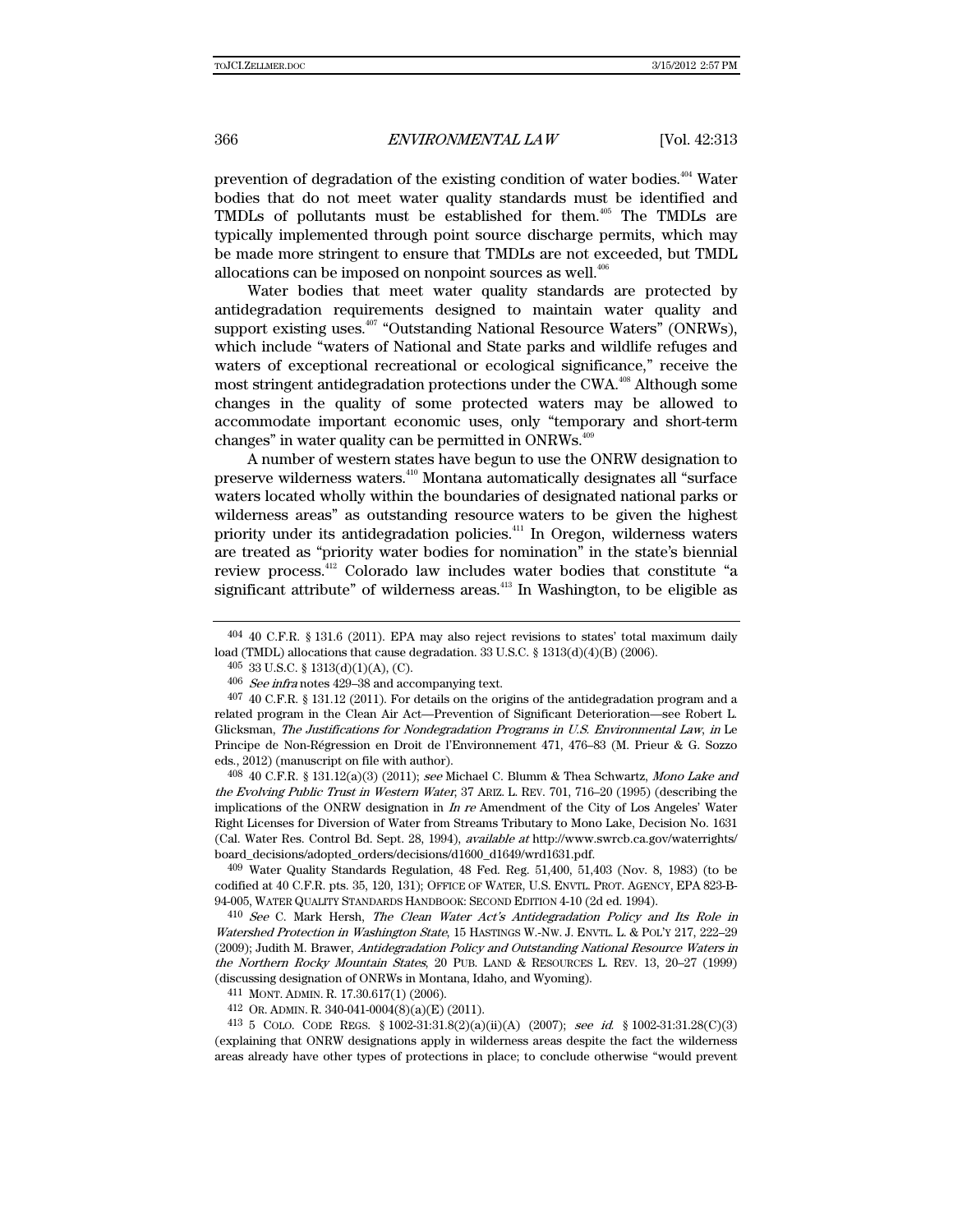prevention of degradation of the existing condition of water bodies.[404] Water bodies that do not meet water quality standards must be identified and TMDLs of pollutants must be established for them.[405] The TMDLs are typically implemented through point source discharge permits, which may be made more stringent to ensure that TMDLs are not exceeded, but TMDL allocations can be imposed on nonpoint sources as well.[406]

Water bodies that meet water quality standards are protected by antidegradation requirements designed to maintain water quality and support existing uses.[407] "Outstanding National Resource Waters" (ONRWs), which include "waters of National and State parks and wildlife refuges and waters of exceptional recreational or ecological significance," receive the most stringent antidegradation protections under the CWA.[408] Although some changes in the quality of some protected waters may be allowed to accommodate important economic uses, only "temporary and short-term changes" in water quality can be permitted in ONRWs.[409]

A number of western states have begun to use the ONRW designation to preserve wilderness waters.[410] Montana automatically designates all "surface waters located wholly within the boundaries of designated national parks or wilderness areas" as outstanding resource waters to be given the highest priority under its antidegradation policies.[411] In Oregon, wilderness waters are treated as "priority water bodies for nomination" in the state's biennial review process.[412] Colorado law includes water bodies that constitute "a significant attribute" of wilderness areas.[413] In Washington, to be eligible as

---

404 40 C.F.R. § 131.6 (2011). EPA may also reject revisions to states' total maximum daily load (TMDL) allocations that cause degradation. 33 U.S.C. § 1313(d)(4)(B) (2006).

405 33 U.S.C. § 1313(d)(1)(A), (C).

406 *See infra* notes 429–38 and accompanying text.

407 40 C.F.R. § 131.12 (2011). For details on the origins of the antidegradation program and a related program in the Clean Air Act—Prevention of Significant Deterioration—see Robert L. Glicksman, *The Justifications for Nondegradation Programs in U.S. Environmental Law*, *in* Le Principe de Non-Régression en Droit de l'Environnement 471, 476–83 (M. Prieur & G. Sozzo eds., 2012) (manuscript on file with author).

408 40 C.F.R. § 131.12(a)(3) (2011); *see* Michael C. Blumm & Thea Schwartz, *Mono Lake and the Evolving Public Trust in Western Water*, 37 ARIZ. L. REV. 701, 716–20 (1995) (describing the implications of the ONRW designation in *In re* Amendment of the City of Los Angeles' Water Right Licenses for Diversion of Water from Streams Tributary to Mono Lake, Decision No. 1631 (Cal. Water Res. Control Bd. Sept. 28, 1994), *available at* http://www.swrcb.ca.gov/waterrights/board_decisions/adopted_orders/decisions/d1600_d1649/wrd1631.pdf.

409 Water Quality Standards Regulation, 48 Fed. Reg. 51,400, 51,403 (Nov. 8, 1983) (to be codified at 40 C.F.R. pts. 35, 120, 131); OFFICE OF WATER, U.S. ENVTL. PROT. AGENCY, EPA 823-B-94-005, WATER QUALITY STANDARDS HANDBOOK: SECOND EDITION 4-10 (2d ed. 1994).

410 *See* C. Mark Hersh, *The Clean Water Act's Antidegradation Policy and Its Role in Watershed Protection in Washington State*, 15 HASTINGS W.-NW. J. ENVTL. L. & POL'Y 217, 222–29 (2009); Judith M. Brawer, *Antidegradation Policy and Outstanding National Resource Waters in the Northern Rocky Mountain States*, 20 PUB. LAND & RESOURCES L. REV. 13, 20–27 (1999) (discussing designation of ONRWs in Montana, Idaho, and Wyoming).

411 MONT. ADMIN. R. 17.30.617(1) (2006).

412 OR. ADMIN. R. 340-041-0004(8)(a)(E) (2011).

413 5 COLO. CODE REGS. § 1002-31:31.8(2)(a)(ii)(A) (2007); *see id.* § 1002-31:31.28(C)(3) (explaining that ONRW designations apply in wilderness areas despite the fact the wilderness areas already have other types of protections in place; to conclude otherwise "would prevent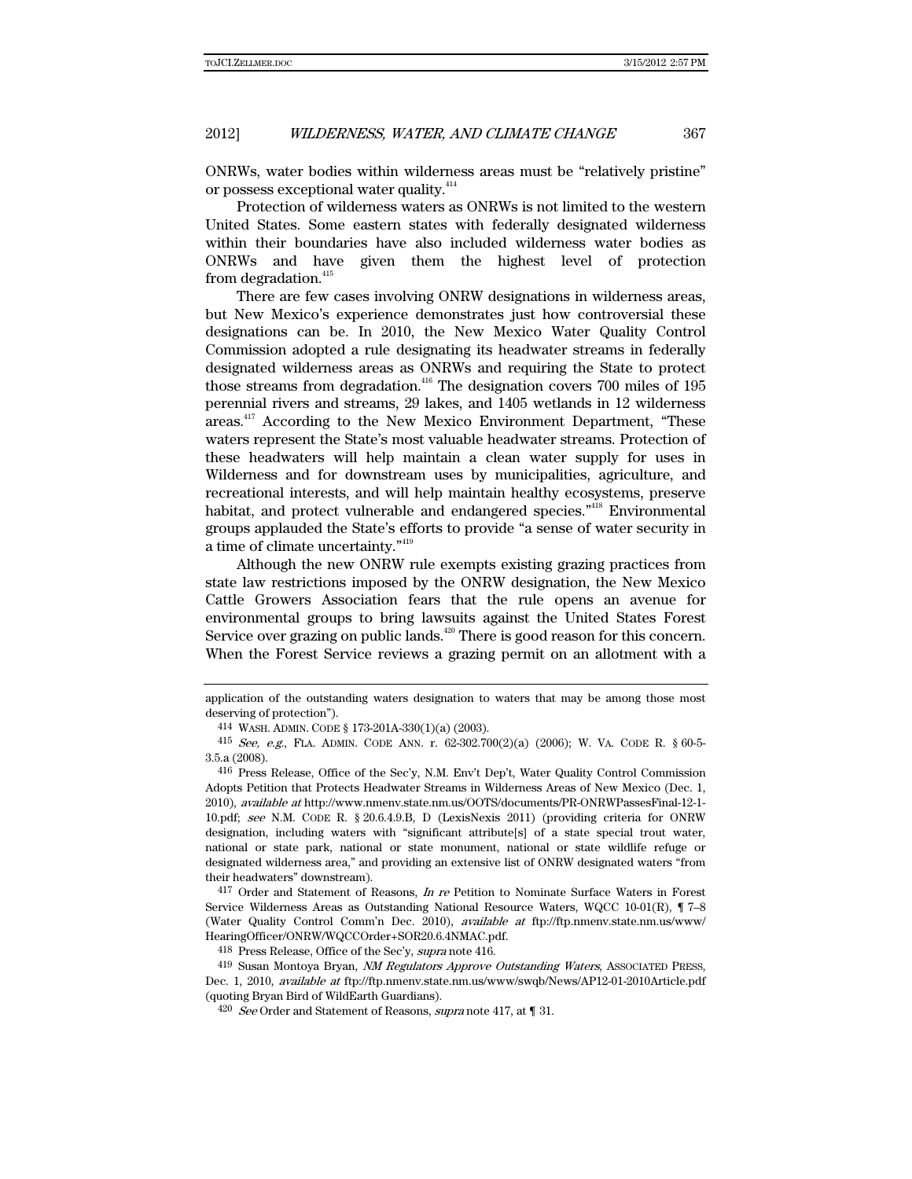ONRWs, water bodies within wilderness areas must be "relatively pristine" or possess exceptional water quality.[414]

Protection of wilderness waters as ONRWs is not limited to the western United States. Some eastern states with federally designated wilderness within their boundaries have also included wilderness water bodies as ONRWs and have given them the highest level of protection from degradation.[415]

There are few cases involving ONRW designations in wilderness areas, but New Mexico's experience demonstrates just how controversial these designations can be. In 2010, the New Mexico Water Quality Control Commission adopted a rule designating its headwater streams in federally designated wilderness areas as ONRWs and requiring the State to protect those streams from degradation.[416] The designation covers 700 miles of 195 perennial rivers and streams, 29 lakes, and 1405 wetlands in 12 wilderness areas.[417] According to the New Mexico Environment Department, "These waters represent the State's most valuable headwater streams. Protection of these headwaters will help maintain a clean water supply for uses in Wilderness and for downstream uses by municipalities, agriculture, and recreational interests, and will help maintain healthy ecosystems, preserve habitat, and protect vulnerable and endangered species."[418] Environmental groups applauded the State's efforts to provide "a sense of water security in a time of climate uncertainty."[419]

Although the new ONRW rule exempts existing grazing practices from state law restrictions imposed by the ONRW designation, the New Mexico Cattle Growers Association fears that the rule opens an avenue for environmental groups to bring lawsuits against the United States Forest Service over grazing on public lands.[420] There is good reason for this concern. When the Forest Service reviews a grazing permit on an allotment with a

---

application of the outstanding waters designation to waters that may be among those most deserving of protection").

414 WASH. ADMIN. CODE § 173-201A-330(1)(a) (2003).

415 *See, e.g.*, FLA. ADMIN. CODE ANN. r. 62-302.700(2)(a) (2006); W. VA. CODE R. § 60-5-3.5.a (2008).

416 Press Release, Office of the Sec'y, N.M. Env't Dep't, Water Quality Control Commission Adopts Petition that Protects Headwater Streams in Wilderness Areas of New Mexico (Dec. 1, 2010), *available at* http://www.nmenv.state.nm.us/OOTS/documents/PR-ONRWPassesFinal-12-1-10.pdf; *see* N.M. CODE R. § 20.6.4.9.B, D (LexisNexis 2011) (providing criteria for ONRW designation, including waters with "significant attribute[s] of a state special trout water, national or state park, national or state monument, national or state wildlife refuge or designated wilderness area," and providing an extensive list of ONRW designated waters "from their headwaters" downstream).

417 Order and Statement of Reasons, *In re* Petition to Nominate Surface Waters in Forest Service Wilderness Areas as Outstanding National Resource Waters, WQCC 10-01(R), ¶ 7–8 (Water Quality Control Comm'n Dec. 2010), *available at* ftp://ftp.nmenv.state.nm.us/www/HearingOfficer/ONRW/WQCCOrder+SOR20.6.4NMAC.pdf.

418 Press Release, Office of the Sec'y, *supra* note 416.

419 Susan Montoya Bryan, *NM Regulators Approve Outstanding Waters*, ASSOCIATED PRESS, Dec. 1, 2010, *available at* ftp://ftp.nmenv.state.nm.us/www/swqb/News/AP12-01-2010Article.pdf (quoting Bryan Bird of WildEarth Guardians).

420 *See* Order and Statement of Reasons, *supra* note 417, at ¶ 31.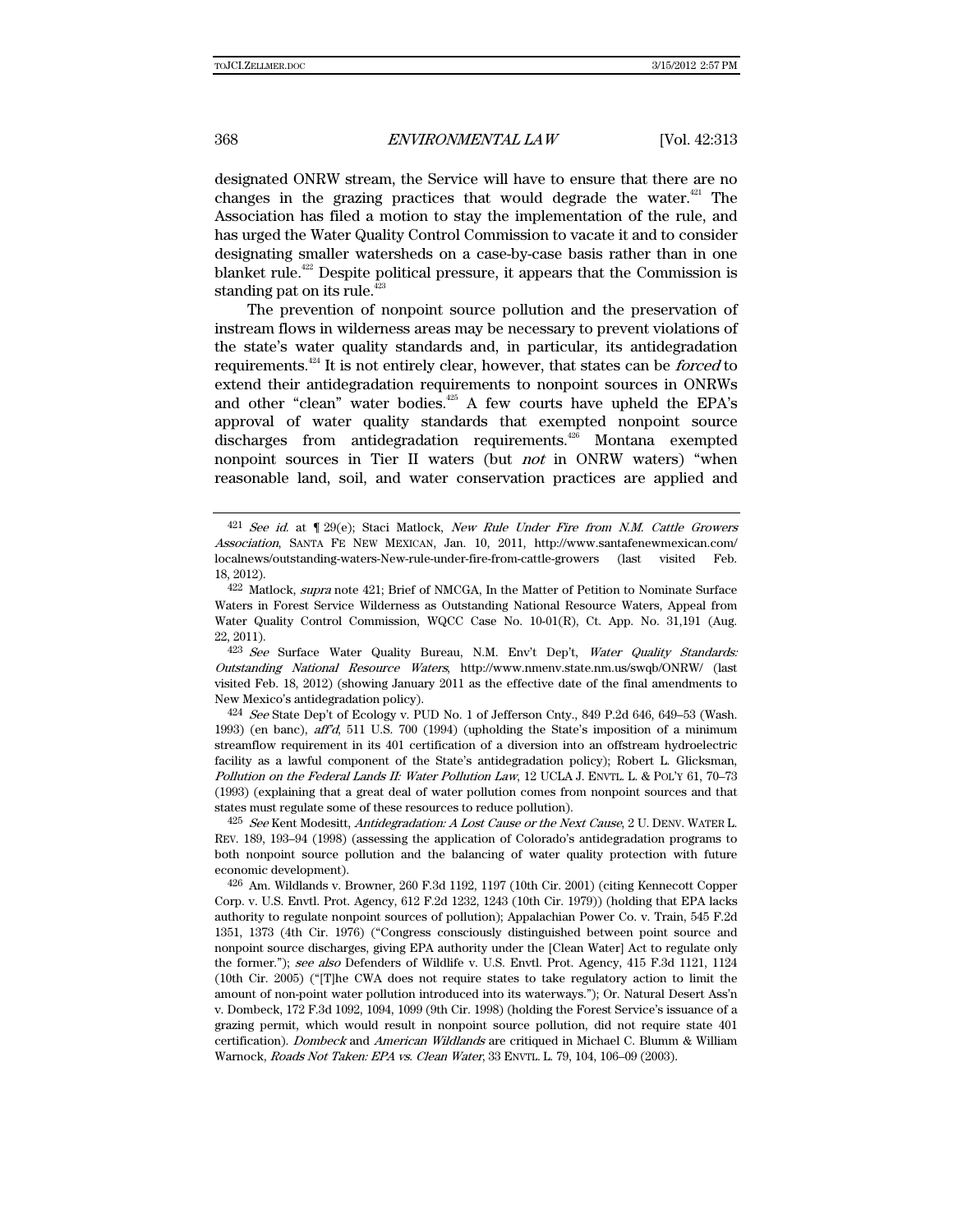designated ONRW stream, the Service will have to ensure that there are no changes in the grazing practices that would degrade the water.[421] The Association has filed a motion to stay the implementation of the rule, and has urged the Water Quality Control Commission to vacate it and to consider designating smaller watersheds on a case-by-case basis rather than in one blanket rule.[422] Despite political pressure, it appears that the Commission is standing pat on its rule.[423]

The prevention of nonpoint source pollution and the preservation of instream flows in wilderness areas may be necessary to prevent violations of the state's water quality standards and, in particular, its antidegradation requirements.[424] It is not entirely clear, however, that states can be *forced* to extend their antidegradation requirements to nonpoint sources in ONRWs and other "clean" water bodies.[425] A few courts have upheld the EPA's approval of water quality standards that exempted nonpoint source discharges from antidegradation requirements.[426] Montana exempted nonpoint sources in Tier II waters (but *not* in ONRW waters) "when reasonable land, soil, and water conservation practices are applied and

---

421 *See id.* at ¶ 29(e); Staci Matlock, *New Rule Under Fire from N.M. Cattle Growers Association*, SANTA FE NEW MEXICAN, Jan. 10, 2011, http://www.santafenewmexican.com/localnews/outstanding-waters-New-rule-under-fire-from-cattle-growers (last visited Feb. 18, 2012).

422 Matlock, *supra* note 421; Brief of NMCGA, In the Matter of Petition to Nominate Surface Waters in Forest Service Wilderness as Outstanding National Resource Waters, Appeal from Water Quality Control Commission, WQCC Case No. 10-01(R), Ct. App. No. 31,191 (Aug. 22, 2011).

423 *See* Surface Water Quality Bureau, N.M. Env't Dep't, *Water Quality Standards: Outstanding National Resource Waters*, http://www.nmenv.state.nm.us/swqb/ONRW/ (last visited Feb. 18, 2012) (showing January 2011 as the effective date of the final amendments to New Mexico's antidegradation policy).

424 *See* State Dep't of Ecology v. PUD No. 1 of Jefferson Cnty., 849 P.2d 646, 649–53 (Wash. 1993) (en banc), *aff'd*, 511 U.S. 700 (1994) (upholding the State's imposition of a minimum streamflow requirement in its 401 certification of a diversion into an offstream hydroelectric facility as a lawful component of the State's antidegradation policy); Robert L. Glicksman, *Pollution on the Federal Lands II: Water Pollution Law*, 12 UCLA J. ENVTL. L. & POL'Y 61, 70–73 (1993) (explaining that a great deal of water pollution comes from nonpoint sources and that states must regulate some of these resources to reduce pollution).

425 *See* Kent Modesitt, *Antidegradation: A Lost Cause or the Next Cause*, 2 U. DENV. WATER L. REV. 189, 193–94 (1998) (assessing the application of Colorado's antidegradation programs to both nonpoint source pollution and the balancing of water quality protection with future economic development).

426 Am. Wildlands v. Browner, 260 F.3d 1192, 1197 (10th Cir. 2001) (citing Kennecott Copper Corp. v. U.S. Envtl. Prot. Agency, 612 F.2d 1232, 1243 (10th Cir. 1979)) (holding that EPA lacks authority to regulate nonpoint sources of pollution); Appalachian Power Co. v. Train, 545 F.2d 1351, 1373 (4th Cir. 1976) ("Congress consciously distinguished between point source and nonpoint source discharges, giving EPA authority under the [Clean Water] Act to regulate only the former."); *see also* Defenders of Wildlife v. U.S. Envtl. Prot. Agency, 415 F.3d 1121, 1124 (10th Cir. 2005) ("[T]he CWA does not require states to take regulatory action to limit the amount of non-point water pollution introduced into its waterways."); Or. Natural Desert Ass'n v. Dombeck, 172 F.3d 1092, 1094, 1099 (9th Cir. 1998) (holding the Forest Service's issuance of a grazing permit, which would result in nonpoint source pollution, did not require state 401 certification). *Dombeck* and *American Wildlands* are critiqued in Michael C. Blumm & William Warnock, *Roads Not Taken: EPA vs. Clean Water*, 33 ENVTL. L. 79, 104, 106–09 (2003).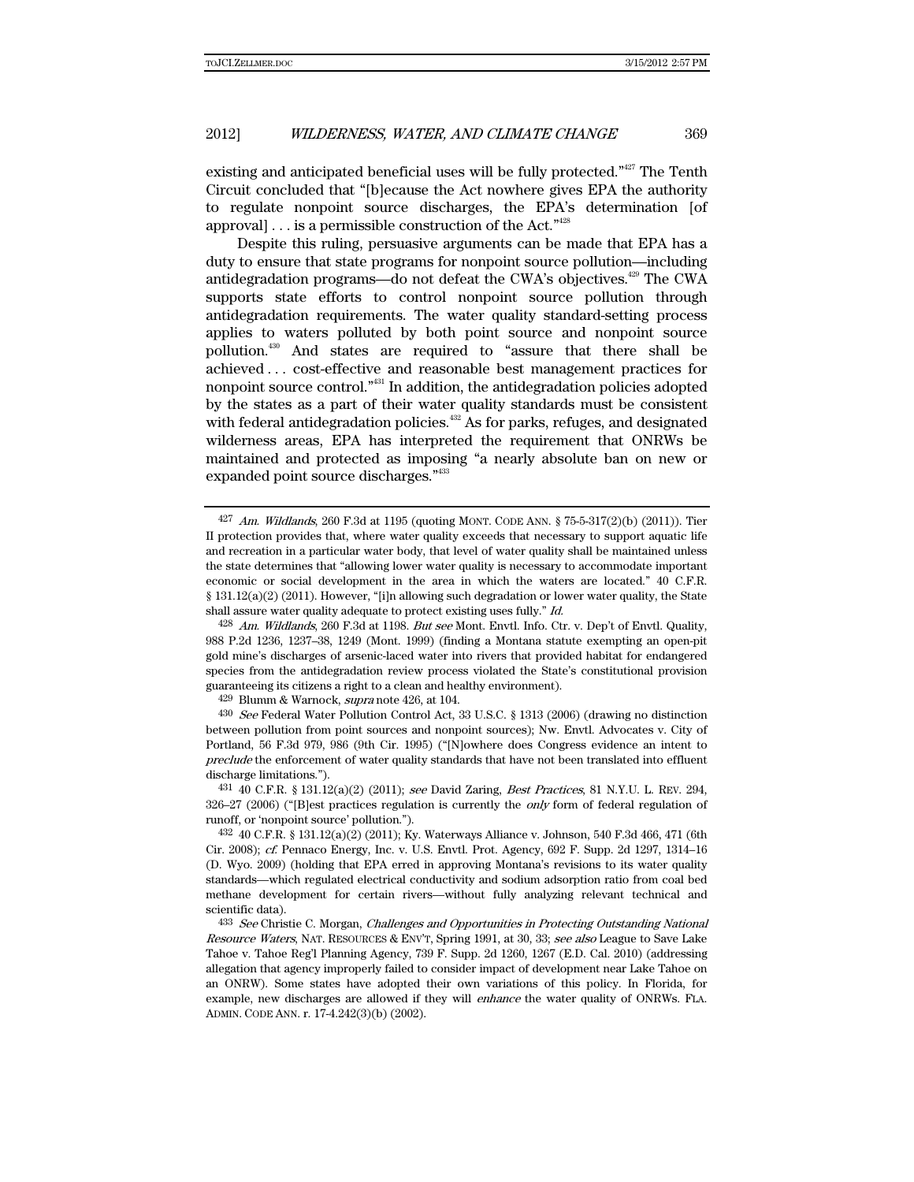existing and anticipated beneficial uses will be fully protected."[427] The Tenth Circuit concluded that "[b]ecause the Act nowhere gives EPA the authority to regulate nonpoint source discharges, the EPA's determination [of approval] . . . is a permissible construction of the Act."[428]

Despite this ruling, persuasive arguments can be made that EPA has a duty to ensure that state programs for nonpoint source pollution—including antidegradation programs—do not defeat the CWA's objectives.[429] The CWA supports state efforts to control nonpoint source pollution through antidegradation requirements. The water quality standard-setting process applies to waters polluted by both point source and nonpoint source pollution.[430] And states are required to "assure that there shall be achieved . . . cost-effective and reasonable best management practices for nonpoint source control."[431] In addition, the antidegradation policies adopted by the states as a part of their water quality standards must be consistent with federal antidegradation policies.[432] As for parks, refuges, and designated wilderness areas, EPA has interpreted the requirement that ONRWs be maintained and protected as imposing "a nearly absolute ban on new or expanded point source discharges."[433]

---

427 *Am. Wildlands*, 260 F.3d at 1195 (quoting MONT. CODE ANN. § 75-5-317(2)(b) (2011)). Tier II protection provides that, where water quality exceeds that necessary to support aquatic life and recreation in a particular water body, that level of water quality shall be maintained unless the state determines that "allowing lower water quality is necessary to accommodate important economic or social development in the area in which the waters are located." 40 C.F.R. § 131.12(a)(2) (2011). However, "[i]n allowing such degradation or lower water quality, the State shall assure water quality adequate to protect existing uses fully." *Id.*

428 *Am. Wildlands*, 260 F.3d at 1198. *But see* Mont. Envtl. Info. Ctr. v. Dep't of Envtl. Quality, 988 P.2d 1236, 1237–38, 1249 (Mont. 1999) (finding a Montana statute exempting an open-pit gold mine's discharges of arsenic-laced water into rivers that provided habitat for endangered species from the antidegradation review process violated the State's constitutional provision guaranteeing its citizens a right to a clean and healthy environment).

429 Blumm & Warnock, *supra* note 426, at 104.

430 *See* Federal Water Pollution Control Act, 33 U.S.C. § 1313 (2006) (drawing no distinction between pollution from point sources and nonpoint sources); Nw. Envtl. Advocates v. City of Portland, 56 F.3d 979, 986 (9th Cir. 1995) ("[N]owhere does Congress evidence an intent to *preclude* the enforcement of water quality standards that have not been translated into effluent discharge limitations.").

431 40 C.F.R. § 131.12(a)(2) (2011); *see* David Zaring, *Best Practices*, 81 N.Y.U. L. REV. 294, 326–27 (2006) ("[B]est practices regulation is currently the *only* form of federal regulation of runoff, or 'nonpoint source' pollution.").

432 40 C.F.R. § 131.12(a)(2) (2011); Ky. Waterways Alliance v. Johnson, 540 F.3d 466, 471 (6th Cir. 2008); *cf.* Pennaco Energy, Inc. v. U.S. Envtl. Prot. Agency, 692 F. Supp. 2d 1297, 1314–16 (D. Wyo. 2009) (holding that EPA erred in approving Montana's revisions to its water quality standards—which regulated electrical conductivity and sodium adsorption ratio from coal bed methane development for certain rivers—without fully analyzing relevant technical and scientific data).

433 *See* Christie C. Morgan, *Challenges and Opportunities in Protecting Outstanding National Resource Waters*, NAT. RESOURCES & ENV'T, Spring 1991, at 30, 33; *see also* League to Save Lake Tahoe v. Tahoe Reg'l Planning Agency, 739 F. Supp. 2d 1260, 1267 (E.D. Cal. 2010) (addressing allegation that agency improperly failed to consider impact of development near Lake Tahoe on an ONRW). Some states have adopted their own variations of this policy. In Florida, for example, new discharges are allowed if they will *enhance* the water quality of ONRWs. FLA. ADMIN. CODE ANN. r. 17-4.242(3)(b) (2002).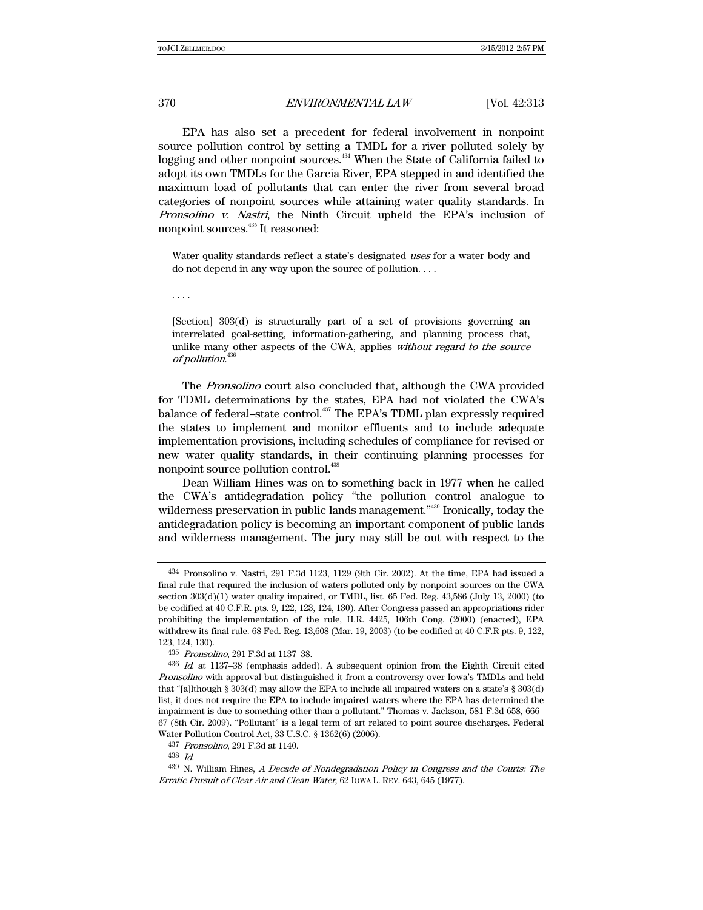EPA has also set a precedent for federal involvement in nonpoint source pollution control by setting a TMDL for a river polluted solely by logging and other nonpoint sources.[434] When the State of California failed to adopt its own TMDLs for the Garcia River, EPA stepped in and identified the maximum load of pollutants that can enter the river from several broad categories of nonpoint sources while attaining water quality standards. In *Pronsolino v. Nastri*, the Ninth Circuit upheld the EPA's inclusion of nonpoint sources.[435] It reasoned:

> Water quality standards reflect a state's designated *uses* for a water body and do not depend in any way upon the source of pollution. . . .
>
> . . . .
>
> [Section] 303(d) is structurally part of a set of provisions governing an interrelated goal-setting, information-gathering, and planning process that, unlike many other aspects of the CWA, applies *without regard to the source of pollution*.[436]

The *Pronsolino* court also concluded that, although the CWA provided for TDML determinations by the states, EPA had not violated the CWA's balance of federal–state control.[437] The EPA's TDML plan expressly required the states to implement and monitor effluents and to include adequate implementation provisions, including schedules of compliance for revised or new water quality standards, in their continuing planning processes for nonpoint source pollution control.[438]

Dean William Hines was on to something back in 1977 when he called the CWA's antidegradation policy "the pollution control analogue to wilderness preservation in public lands management."[439] Ironically, today the antidegradation policy is becoming an important component of public lands and wilderness management. The jury may still be out with respect to the

---

434 Pronsolino v. Nastri, 291 F.3d 1123, 1129 (9th Cir. 2002). At the time, EPA had issued a final rule that required the inclusion of waters polluted only by nonpoint sources on the CWA section 303(d)(1) water quality impaired, or TMDL, list. 65 Fed. Reg. 43,586 (July 13, 2000) (to be codified at 40 C.F.R. pts. 9, 122, 123, 124, 130). After Congress passed an appropriations rider prohibiting the implementation of the rule, H.R. 4425, 106th Cong. (2000) (enacted), EPA withdrew its final rule. 68 Fed. Reg. 13,608 (Mar. 19, 2003) (to be codified at 40 C.F.R pts. 9, 122, 123, 124, 130).

435 *Pronsolino*, 291 F.3d at 1137–38.

436 *Id.* at 1137–38 (emphasis added). A subsequent opinion from the Eighth Circuit cited *Pronsolino* with approval but distinguished it from a controversy over Iowa's TMDLs and held that "[a]lthough § 303(d) may allow the EPA to include all impaired waters on a state's § 303(d) list, it does not require the EPA to include impaired waters where the EPA has determined the impairment is due to something other than a pollutant." Thomas v. Jackson, 581 F.3d 658, 666–67 (8th Cir. 2009). "Pollutant" is a legal term of art related to point source discharges. Federal Water Pollution Control Act, 33 U.S.C. § 1362(6) (2006).

437 *Pronsolino*, 291 F.3d at 1140.

438 *Id.*

439 N. William Hines, *A Decade of Nondegradation Policy in Congress and the Courts: The Erratic Pursuit of Clear Air and Clean Water*, 62 IOWA L. REV. 643, 645 (1977).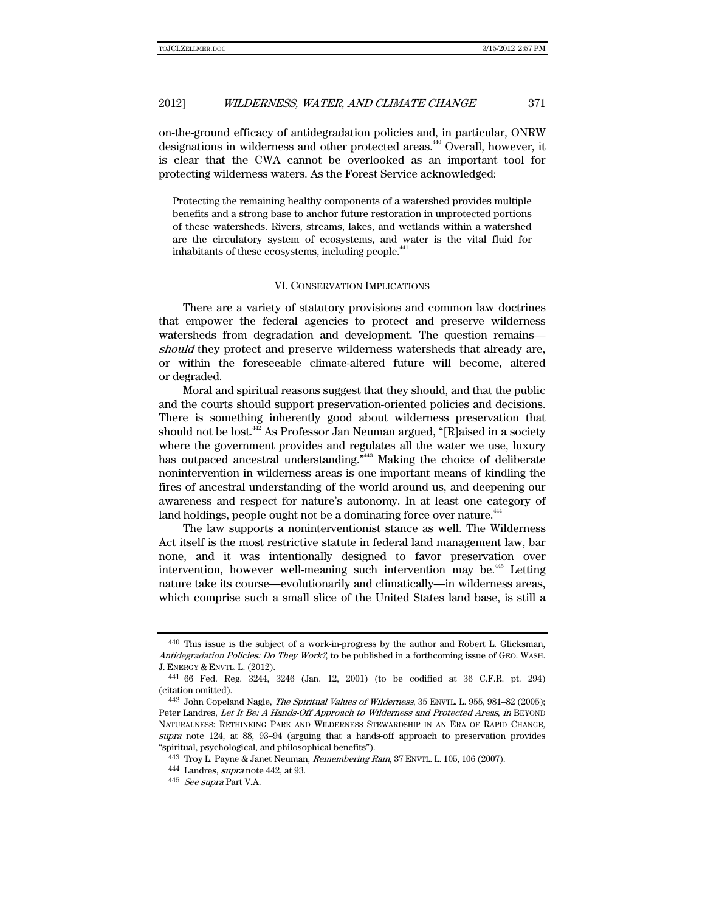on-the-ground efficacy of antidegradation policies and, in particular, ONRW designations in wilderness and other protected areas.[440] Overall, however, it is clear that the CWA cannot be overlooked as an important tool for protecting wilderness waters. As the Forest Service acknowledged:

> Protecting the remaining healthy components of a watershed provides multiple benefits and a strong base to anchor future restoration in unprotected portions of these watersheds. Rivers, streams, lakes, and wetlands within a watershed are the circulatory system of ecosystems, and water is the vital fluid for inhabitants of these ecosystems, including people.[441]

## VI. CONSERVATION IMPLICATIONS

There are a variety of statutory provisions and common law doctrines that empower the federal agencies to protect and preserve wilderness watersheds from degradation and development. The question remains—*should* they protect and preserve wilderness watersheds that already are, or within the foreseeable climate-altered future will become, altered or degraded.

Moral and spiritual reasons suggest that they should, and that the public and the courts should support preservation-oriented policies and decisions. There is something inherently good about wilderness preservation that should not be lost.[442] As Professor Jan Neuman argued, "[R]aised in a society where the government provides and regulates all the water we use, luxury has outpaced ancestral understanding."[443] Making the choice of deliberate nonintervention in wilderness areas is one important means of kindling the fires of ancestral understanding of the world around us, and deepening our awareness and respect for nature's autonomy. In at least one category of land holdings, people ought not be a dominating force over nature.[444]

The law supports a noninterventionist stance as well. The Wilderness Act itself is the most restrictive statute in federal land management law, bar none, and it was intentionally designed to favor preservation over intervention, however well-meaning such intervention may be.[445] Letting nature take its course—evolutionarily and climatically—in wilderness areas, which comprise such a small slice of the United States land base, is still a

---

440 This issue is the subject of a work-in-progress by the author and Robert L. Glicksman, *Antidegradation Policies: Do They Work?*, to be published in a forthcoming issue of GEO. WASH. J. ENERGY & ENVTL. L. (2012).

441 66 Fed. Reg. 3244, 3246 (Jan. 12, 2001) (to be codified at 36 C.F.R. pt. 294) (citation omitted).

442 John Copeland Nagle, *The Spiritual Values of Wilderness*, 35 ENVTL. L. 955, 981–82 (2005); Peter Landres, *Let It Be: A Hands-Off Approach to Wilderness and Protected Areas*, *in* BEYOND NATURALNESS: RETHINKING PARK AND WILDERNESS STEWARDSHIP IN AN ERA OF RAPID CHANGE, *supra* note 124, at 88, 93–94 (arguing that a hands-off approach to preservation provides "spiritual, psychological, and philosophical benefits").

443 Troy L. Payne & Janet Neuman, *Remembering Rain*, 37 ENVTL. L. 105, 106 (2007).

444 Landres, *supra* note 442, at 93.

445 *See supra* Part V.A.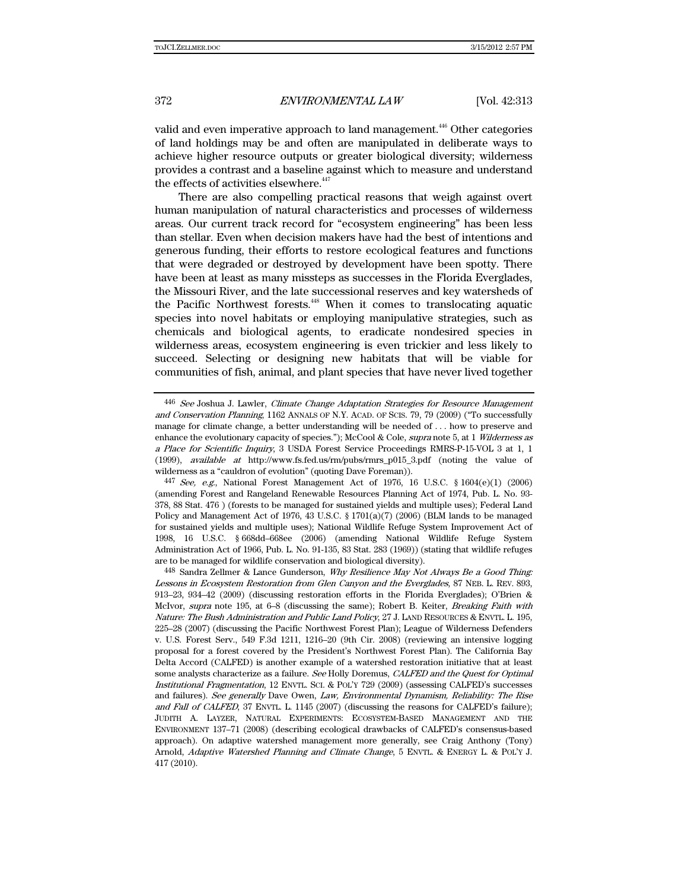valid and even imperative approach to land management.[446] Other categories of land holdings may be and often are manipulated in deliberate ways to achieve higher resource outputs or greater biological diversity; wilderness provides a contrast and a baseline against which to measure and understand the effects of activities elsewhere.[447]

There are also compelling practical reasons that weigh against overt human manipulation of natural characteristics and processes of wilderness areas. Our current track record for "ecosystem engineering" has been less than stellar. Even when decision makers have had the best of intentions and generous funding, their efforts to restore ecological features and functions that were degraded or destroyed by development have been spotty. There have been at least as many missteps as successes in the Florida Everglades, the Missouri River, and the late successional reserves and key watersheds of the Pacific Northwest forests.[448] When it comes to translocating aquatic species into novel habitats or employing manipulative strategies, such as chemicals and biological agents, to eradicate nondesired species in wilderness areas, ecosystem engineering is even trickier and less likely to succeed. Selecting or designing new habitats that will be viable for communities of fish, animal, and plant species that have never lived together

---

[446] *See* Joshua J. Lawler, *Climate Change Adaptation Strategies for Resource Management and Conservation Planning*, 1162 ANNALS OF N.Y. ACAD. OF SCIS. 79, 79 (2009) ("To successfully manage for climate change, a better understanding will be needed of . . . how to preserve and enhance the evolutionary capacity of species."); McCool & Cole, *supra* note 5, at 1 *Wilderness as a Place for Scientific Inquiry*, 3 USDA Forest Service Proceedings RMRS-P-15-VOL 3 at 1, 1 (1999), *available at* http://www.fs.fed.us/rm/pubs/rmrs_p015_3.pdf (noting the value of wilderness as a "cauldron of evolution" (quoting Dave Foreman)).

[447] *See, e.g.*, National Forest Management Act of 1976, 16 U.S.C. § 1604(e)(1) (2006) (amending Forest and Rangeland Renewable Resources Planning Act of 1974, Pub. L. No. 93-378, 88 Stat. 476 ) (forests to be managed for sustained yields and multiple uses); Federal Land Policy and Management Act of 1976, 43 U.S.C. § 1701(a)(7) (2006) (BLM lands to be managed for sustained yields and multiple uses); National Wildlife Refuge System Improvement Act of 1998, 16 U.S.C. § 668dd–668ee (2006) (amending National Wildlife Refuge System Administration Act of 1966, Pub. L. No. 91-135, 83 Stat. 283 (1969)) (stating that wildlife refuges are to be managed for wildlife conservation and biological diversity).

[448] Sandra Zellmer & Lance Gunderson, *Why Resilience May Not Always Be a Good Thing: Lessons in Ecosystem Restoration from Glen Canyon and the Everglades*, 87 NEB. L. REV. 893, 913–23, 934–42 (2009) (discussing restoration efforts in the Florida Everglades); O'Brien & McIvor, *supra* note 195, at 6–8 (discussing the same); Robert B. Keiter, *Breaking Faith with Nature: The Bush Administration and Public Land Policy*, 27 J. LAND RESOURCES & ENVTL. L. 195, 225–28 (2007) (discussing the Pacific Northwest Forest Plan); League of Wilderness Defenders v. U.S. Forest Serv., 549 F.3d 1211, 1216–20 (9th Cir. 2008) (reviewing an intensive logging proposal for a forest covered by the President's Northwest Forest Plan). The California Bay Delta Accord (CALFED) is another example of a watershed restoration initiative that at least some analysts characterize as a failure. *See* Holly Doremus, *CALFED and the Quest for Optimal Institutional Fragmentation*, 12 ENVTL. SCI. & POL'Y 729 (2009) (assessing CALFED's successes and failures). *See generally* Dave Owen, *Law, Environmental Dynamism, Reliability: The Rise and Fall of CALFED*, 37 ENVTL. L. 1145 (2007) (discussing the reasons for CALFED's failure); JUDITH A. LAYZER, NATURAL EXPERIMENTS: ECOSYSTEM-BASED MANAGEMENT AND THE ENVIRONMENT 137–71 (2008) (describing ecological drawbacks of CALFED's consensus-based approach). On adaptive watershed management more generally, see Craig Anthony (Tony) Arnold, *Adaptive Watershed Planning and Climate Change*, 5 ENVTL. & ENERGY L. & POL'Y J. 417 (2010).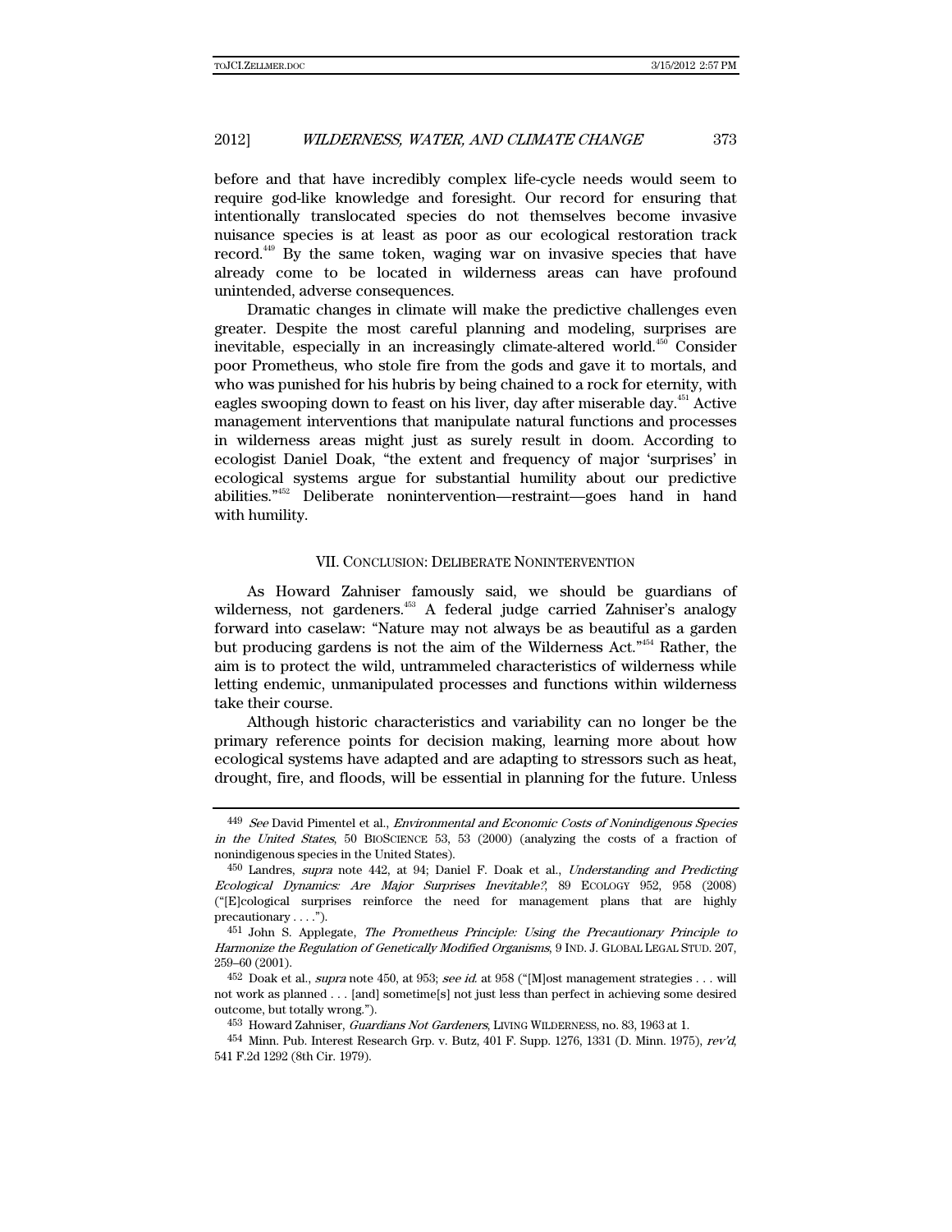before and that have incredibly complex life-cycle needs would seem to require god-like knowledge and foresight. Our record for ensuring that intentionally translocated species do not themselves become invasive nuisance species is at least as poor as our ecological restoration track record.[449] By the same token, waging war on invasive species that have already come to be located in wilderness areas can have profound unintended, adverse consequences.

Dramatic changes in climate will make the predictive challenges even greater. Despite the most careful planning and modeling, surprises are inevitable, especially in an increasingly climate-altered world.[450] Consider poor Prometheus, who stole fire from the gods and gave it to mortals, and who was punished for his hubris by being chained to a rock for eternity, with eagles swooping down to feast on his liver, day after miserable day.[451] Active management interventions that manipulate natural functions and processes in wilderness areas might just as surely result in doom. According to ecologist Daniel Doak, "the extent and frequency of major 'surprises' in ecological systems argue for substantial humility about our predictive abilities."[452] Deliberate nonintervention—restraint—goes hand in hand with humility.

## VII. Conclusion: Deliberate Nonintervention

As Howard Zahniser famously said, we should be guardians of wilderness, not gardeners.[453] A federal judge carried Zahniser's analogy forward into caselaw: "Nature may not always be as beautiful as a garden but producing gardens is not the aim of the Wilderness Act."[454] Rather, the aim is to protect the wild, untrammeled characteristics of wilderness while letting endemic, unmanipulated processes and functions within wilderness take their course.

Although historic characteristics and variability can no longer be the primary reference points for decision making, learning more about how ecological systems have adapted and are adapting to stressors such as heat, drought, fire, and floods, will be essential in planning for the future. Unless

---

449 *See* David Pimentel et al., *Environmental and Economic Costs of Nonindigenous Species in the United States*, 50 BioScience 53, 53 (2000) (analyzing the costs of a fraction of nonindigenous species in the United States).

450 Landres, *supra* note 442, at 94; Daniel F. Doak et al., *Understanding and Predicting Ecological Dynamics: Are Major Surprises Inevitable?*, 89 Ecology 952, 958 (2008) ("[E]cological surprises reinforce the need for management plans that are highly precautionary . . . .").

451 John S. Applegate, *The Prometheus Principle: Using the Precautionary Principle to Harmonize the Regulation of Genetically Modified Organisms*, 9 Ind. J. Global Legal Stud. 207, 259–60 (2001).

452 Doak et al., *supra* note 450, at 953; *see id.* at 958 ("[M]ost management strategies . . . will not work as planned . . . [and] sometime[s] not just less than perfect in achieving some desired outcome, but totally wrong.").

453 Howard Zahniser, *Guardians Not Gardeners*, Living Wilderness, no. 83, 1963 at 1.

454 Minn. Pub. Interest Research Grp. v. Butz, 401 F. Supp. 1276, 1331 (D. Minn. 1975), *rev'd*, 541 F.2d 1292 (8th Cir. 1979).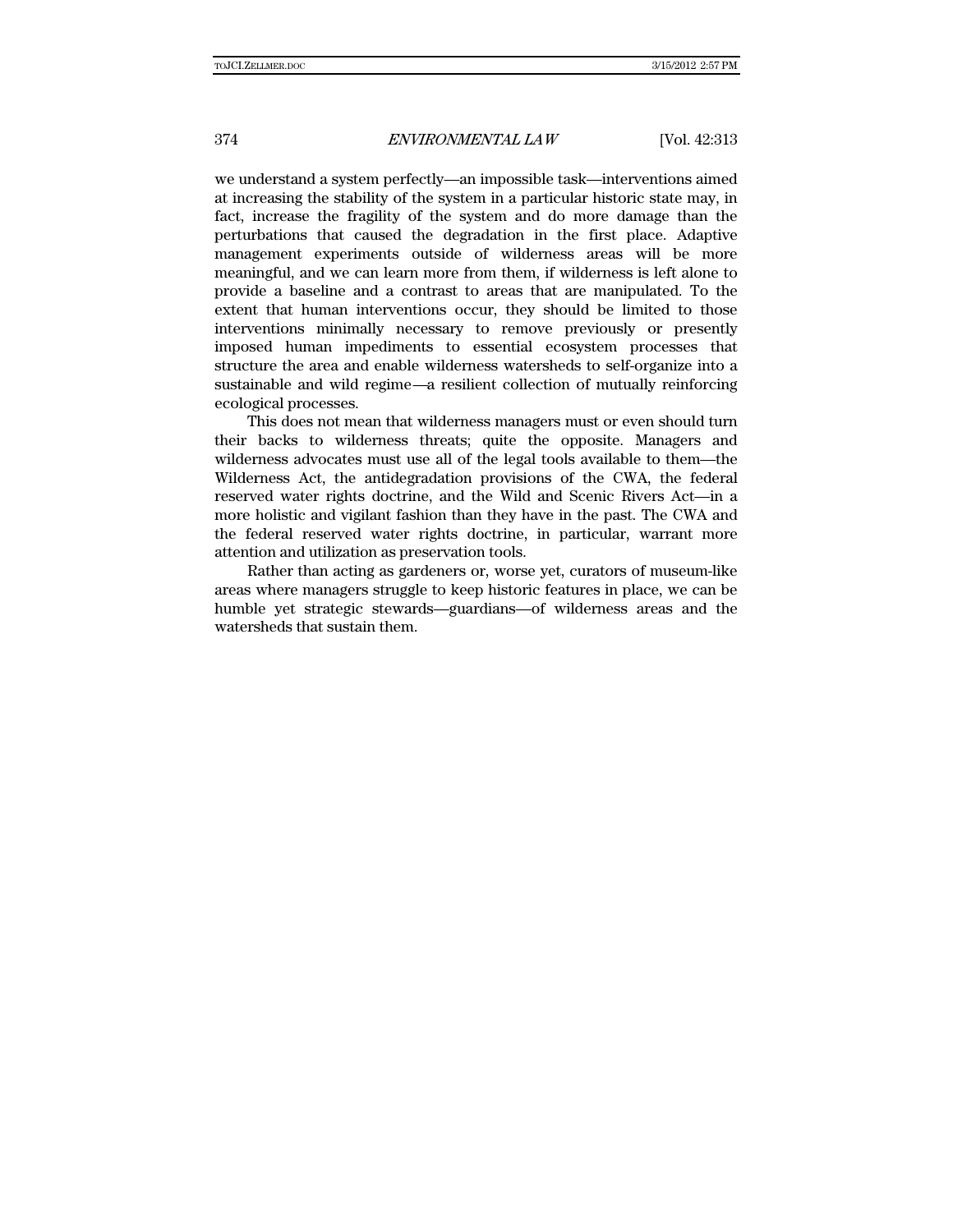we understand a system perfectly—an impossible task—interventions aimed at increasing the stability of the system in a particular historic state may, in fact, increase the fragility of the system and do more damage than the perturbations that caused the degradation in the first place. Adaptive management experiments outside of wilderness areas will be more meaningful, and we can learn more from them, if wilderness is left alone to provide a baseline and a contrast to areas that are manipulated. To the extent that human interventions occur, they should be limited to those interventions minimally necessary to remove previously or presently imposed human impediments to essential ecosystem processes that structure the area and enable wilderness watersheds to self-organize into a sustainable and wild regime—a resilient collection of mutually reinforcing ecological processes.

This does not mean that wilderness managers must or even should turn their backs to wilderness threats; quite the opposite. Managers and wilderness advocates must use all of the legal tools available to them—the Wilderness Act, the antidegradation provisions of the CWA, the federal reserved water rights doctrine, and the Wild and Scenic Rivers Act—in a more holistic and vigilant fashion than they have in the past. The CWA and the federal reserved water rights doctrine, in particular, warrant more attention and utilization as preservation tools.

Rather than acting as gardeners or, worse yet, curators of museum-like areas where managers struggle to keep historic features in place, we can be humble yet strategic stewards—guardians—of wilderness areas and the watersheds that sustain them.